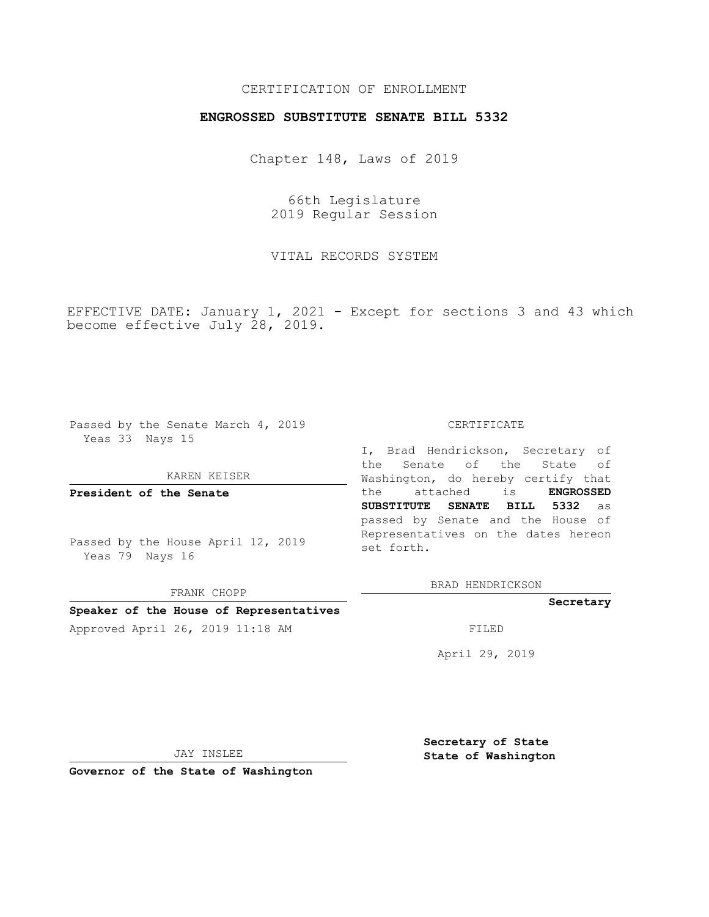CERTIFICATION OF ENROLLMENT

**ENGROSSED SUBSTITUTE SENATE BILL 5332**

Chapter 148, Laws of 2019

66th Legislature
2019 Regular Session

VITAL RECORDS SYSTEM

EFFECTIVE DATE: January 1, 2021 - Except for sections 3 and 43 which become effective July 28, 2019.

Passed by the Senate March 4, 2019
Yeas 33 Nays 15

KAREN KEISER

**President of the Senate**

Passed by the House April 12, 2019
Yeas 79 Nays 16

FRANK CHOPP

**Speaker of the House of Representatives**

Approved April 26, 2019 11:18 AM

CERTIFICATE

I, Brad Hendrickson, Secretary of the Senate of the State of Washington, do hereby certify that the attached is **ENGROSSED SUBSTITUTE SENATE BILL 5332** as passed by Senate and the House of Representatives on the dates hereon set forth.

BRAD HENDRICKSON

**Secretary**

FILED

April 29, 2019

JAY INSLEE

**Governor of the State of Washington**

**Secretary of State**
**State of Washington**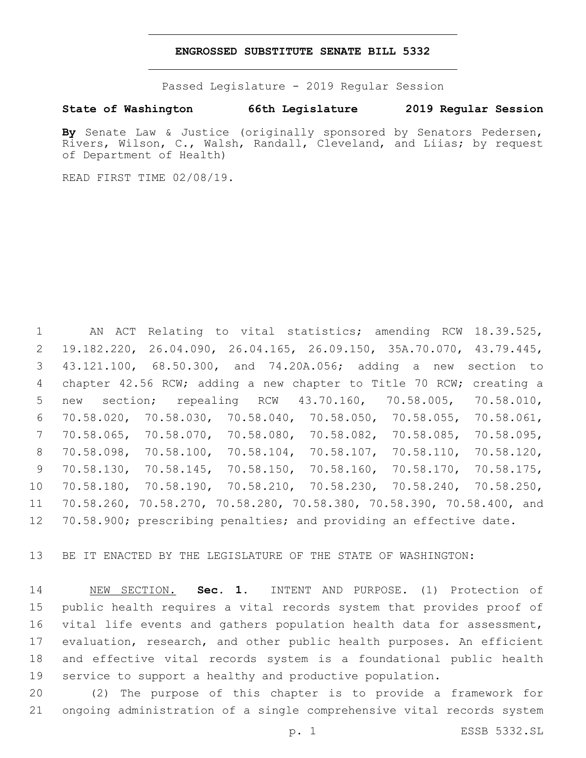# ENGROSSED SUBSTITUTE SENATE BILL 5332

Passed Legislature - 2019 Regular Session

**State of Washington 66th Legislature 2019 Regular Session**

**By** Senate Law & Justice (originally sponsored by Senators Pedersen, Rivers, Wilson, C., Walsh, Randall, Cleveland, and Liias; by request of Department of Health)

READ FIRST TIME 02/08/19.

AN ACT Relating to vital statistics; amending RCW 18.39.525, 19.182.220, 26.04.090, 26.04.165, 26.09.150, 35A.70.070, 43.79.445, 43.121.100, 68.50.300, and 74.20A.056; adding a new section to chapter 42.56 RCW; adding a new chapter to Title 70 RCW; creating a new section; repealing RCW 43.70.160, 70.58.005, 70.58.010, 70.58.020, 70.58.030, 70.58.040, 70.58.050, 70.58.055, 70.58.061, 70.58.065, 70.58.070, 70.58.080, 70.58.082, 70.58.085, 70.58.095, 70.58.098, 70.58.100, 70.58.104, 70.58.107, 70.58.110, 70.58.120, 70.58.130, 70.58.145, 70.58.150, 70.58.160, 70.58.170, 70.58.175, 70.58.180, 70.58.190, 70.58.210, 70.58.230, 70.58.240, 70.58.250, 70.58.260, 70.58.270, 70.58.280, 70.58.380, 70.58.390, 70.58.400, and 70.58.900; prescribing penalties; and providing an effective date.

BE IT ENACTED BY THE LEGISLATURE OF THE STATE OF WASHINGTON:

NEW SECTION. **Sec. 1.** INTENT AND PURPOSE. (1) Protection of public health requires a vital records system that provides proof of vital life events and gathers population health data for assessment, evaluation, research, and other public health purposes. An efficient and effective vital records system is a foundational public health service to support a healthy and productive population.

(2) The purpose of this chapter is to provide a framework for ongoing administration of a single comprehensive vital records system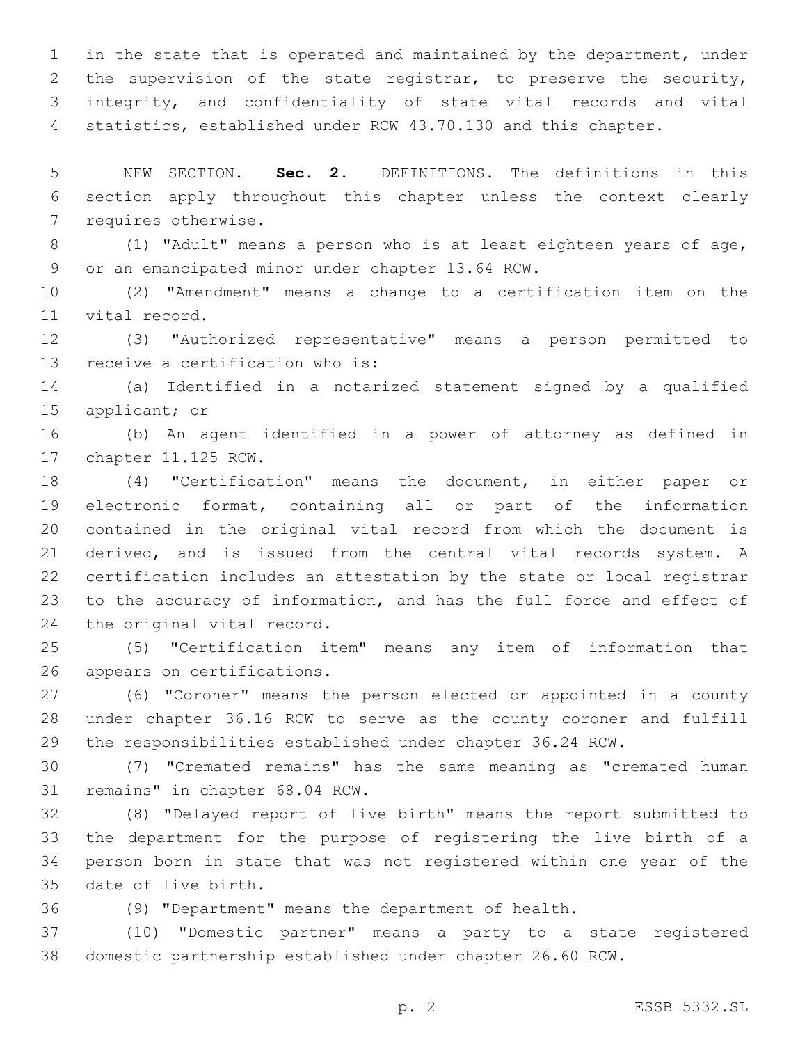in the state that is operated and maintained by the department, under the supervision of the state registrar, to preserve the security, integrity, and confidentiality of state vital records and vital statistics, established under RCW 43.70.130 and this chapter.

NEW SECTION. **Sec. 2.** DEFINITIONS. The definitions in this section apply throughout this chapter unless the context clearly requires otherwise.

(1) "Adult" means a person who is at least eighteen years of age, or an emancipated minor under chapter 13.64 RCW.

(2) "Amendment" means a change to a certification item on the vital record.

(3) "Authorized representative" means a person permitted to receive a certification who is:

(a) Identified in a notarized statement signed by a qualified applicant; or

(b) An agent identified in a power of attorney as defined in chapter 11.125 RCW.

(4) "Certification" means the document, in either paper or electronic format, containing all or part of the information contained in the original vital record from which the document is derived, and is issued from the central vital records system. A certification includes an attestation by the state or local registrar to the accuracy of information, and has the full force and effect of the original vital record.

(5) "Certification item" means any item of information that appears on certifications.

(6) "Coroner" means the person elected or appointed in a county under chapter 36.16 RCW to serve as the county coroner and fulfill the responsibilities established under chapter 36.24 RCW.

(7) "Cremated remains" has the same meaning as "cremated human remains" in chapter 68.04 RCW.

(8) "Delayed report of live birth" means the report submitted to the department for the purpose of registering the live birth of a person born in state that was not registered within one year of the date of live birth.

(9) "Department" means the department of health.

(10) "Domestic partner" means a party to a state registered domestic partnership established under chapter 26.60 RCW.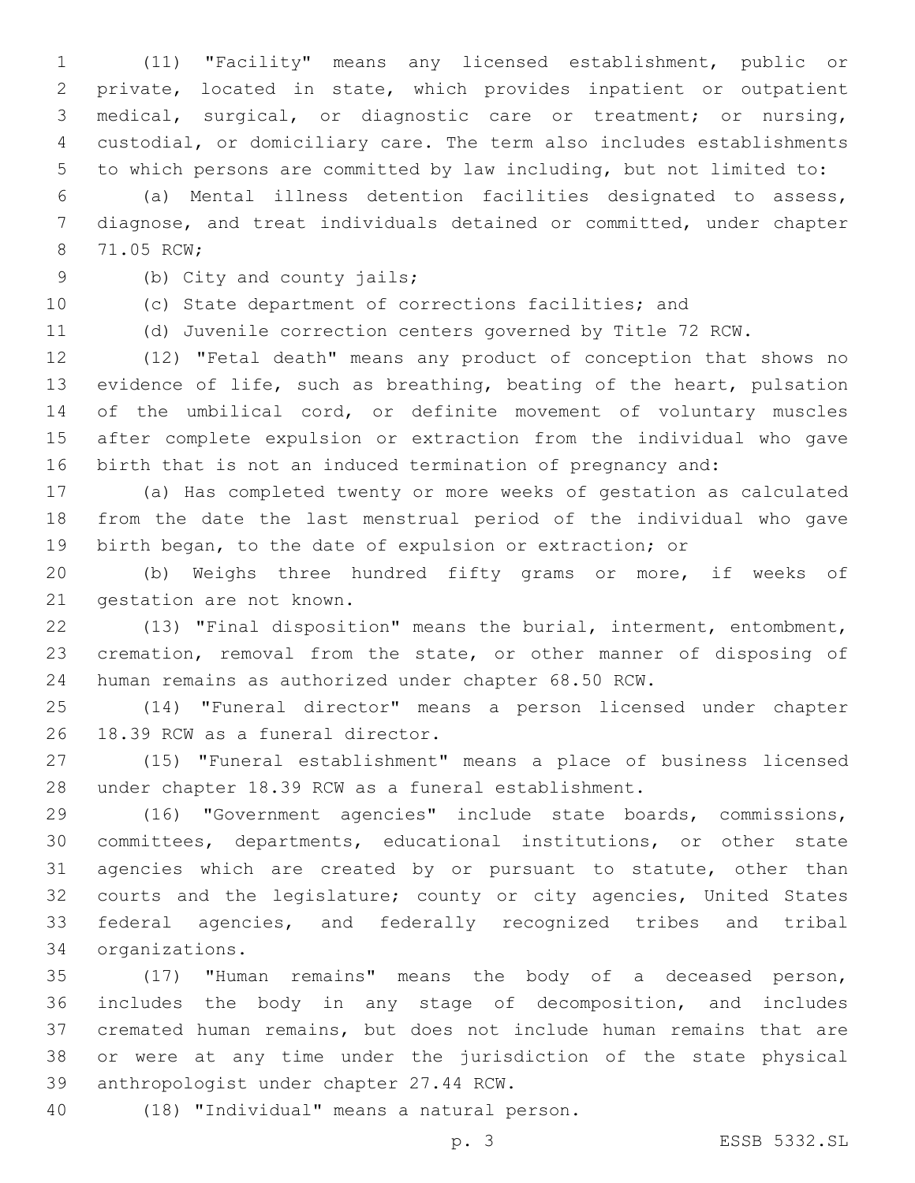(11) "Facility" means any licensed establishment, public or private, located in state, which provides inpatient or outpatient medical, surgical, or diagnostic care or treatment; or nursing, custodial, or domiciliary care. The term also includes establishments to which persons are committed by law including, but not limited to:

(a) Mental illness detention facilities designated to assess, diagnose, and treat individuals detained or committed, under chapter 71.05 RCW;

(b) City and county jails;

(c) State department of corrections facilities; and

(d) Juvenile correction centers governed by Title 72 RCW.

(12) "Fetal death" means any product of conception that shows no evidence of life, such as breathing, beating of the heart, pulsation of the umbilical cord, or definite movement of voluntary muscles after complete expulsion or extraction from the individual who gave birth that is not an induced termination of pregnancy and:

(a) Has completed twenty or more weeks of gestation as calculated from the date the last menstrual period of the individual who gave birth began, to the date of expulsion or extraction; or

(b) Weighs three hundred fifty grams or more, if weeks of gestation are not known.

(13) "Final disposition" means the burial, interment, entombment, cremation, removal from the state, or other manner of disposing of human remains as authorized under chapter 68.50 RCW.

(14) "Funeral director" means a person licensed under chapter 18.39 RCW as a funeral director.

(15) "Funeral establishment" means a place of business licensed under chapter 18.39 RCW as a funeral establishment.

(16) "Government agencies" include state boards, commissions, committees, departments, educational institutions, or other state agencies which are created by or pursuant to statute, other than courts and the legislature; county or city agencies, United States federal agencies, and federally recognized tribes and tribal organizations.

(17) "Human remains" means the body of a deceased person, includes the body in any stage of decomposition, and includes cremated human remains, but does not include human remains that are or were at any time under the jurisdiction of the state physical anthropologist under chapter 27.44 RCW.

(18) "Individual" means a natural person.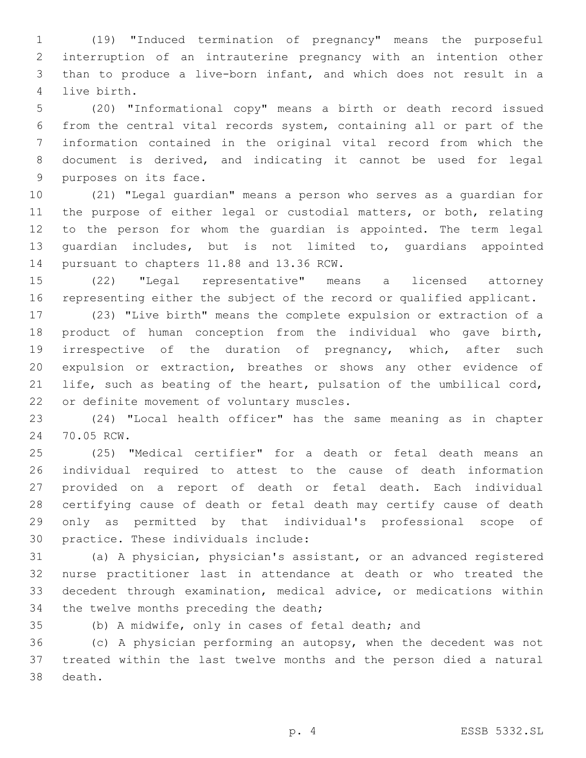(19) "Induced termination of pregnancy" means the purposeful interruption of an intrauterine pregnancy with an intention other than to produce a live-born infant, and which does not result in a live birth.

(20) "Informational copy" means a birth or death record issued from the central vital records system, containing all or part of the information contained in the original vital record from which the document is derived, and indicating it cannot be used for legal purposes on its face.

(21) "Legal guardian" means a person who serves as a guardian for the purpose of either legal or custodial matters, or both, relating to the person for whom the guardian is appointed. The term legal guardian includes, but is not limited to, guardians appointed pursuant to chapters 11.88 and 13.36 RCW.

(22) "Legal representative" means a licensed attorney representing either the subject of the record or qualified applicant.

(23) "Live birth" means the complete expulsion or extraction of a product of human conception from the individual who gave birth, irrespective of the duration of pregnancy, which, after such expulsion or extraction, breathes or shows any other evidence of life, such as beating of the heart, pulsation of the umbilical cord, or definite movement of voluntary muscles.

(24) "Local health officer" has the same meaning as in chapter 70.05 RCW.

(25) "Medical certifier" for a death or fetal death means an individual required to attest to the cause of death information provided on a report of death or fetal death. Each individual certifying cause of death or fetal death may certify cause of death only as permitted by that individual's professional scope of practice. These individuals include:

(a) A physician, physician's assistant, or an advanced registered nurse practitioner last in attendance at death or who treated the decedent through examination, medical advice, or medications within the twelve months preceding the death;

(b) A midwife, only in cases of fetal death; and

(c) A physician performing an autopsy, when the decedent was not treated within the last twelve months and the person died a natural death.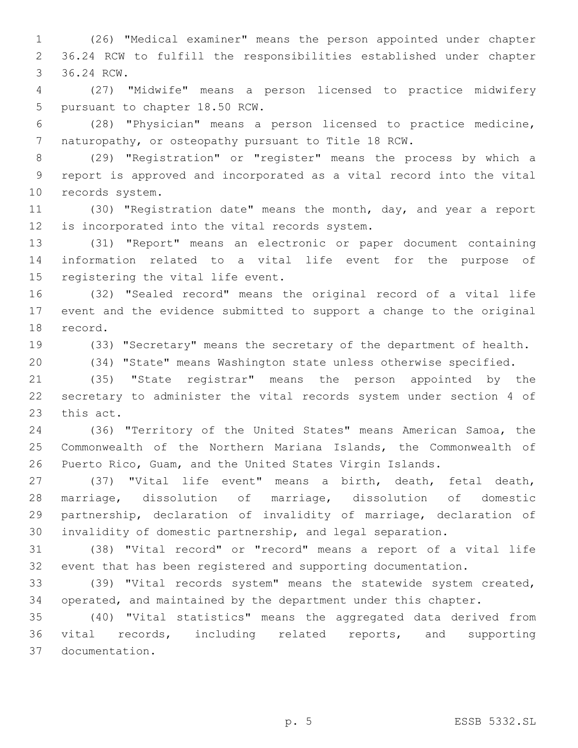(26) "Medical examiner" means the person appointed under chapter 36.24 RCW to fulfill the responsibilities established under chapter 36.24 RCW.

(27) "Midwife" means a person licensed to practice midwifery pursuant to chapter 18.50 RCW.

(28) "Physician" means a person licensed to practice medicine, naturopathy, or osteopathy pursuant to Title 18 RCW.

(29) "Registration" or "register" means the process by which a report is approved and incorporated as a vital record into the vital records system.

(30) "Registration date" means the month, day, and year a report is incorporated into the vital records system.

(31) "Report" means an electronic or paper document containing information related to a vital life event for the purpose of registering the vital life event.

(32) "Sealed record" means the original record of a vital life event and the evidence submitted to support a change to the original record.

(33) "Secretary" means the secretary of the department of health.

(34) "State" means Washington state unless otherwise specified.

(35) "State registrar" means the person appointed by the secretary to administer the vital records system under section 4 of this act.

(36) "Territory of the United States" means American Samoa, the Commonwealth of the Northern Mariana Islands, the Commonwealth of Puerto Rico, Guam, and the United States Virgin Islands.

(37) "Vital life event" means a birth, death, fetal death, marriage, dissolution of marriage, dissolution of domestic partnership, declaration of invalidity of marriage, declaration of invalidity of domestic partnership, and legal separation.

(38) "Vital record" or "record" means a report of a vital life event that has been registered and supporting documentation.

(39) "Vital records system" means the statewide system created, operated, and maintained by the department under this chapter.

(40) "Vital statistics" means the aggregated data derived from vital records, including related reports, and supporting documentation.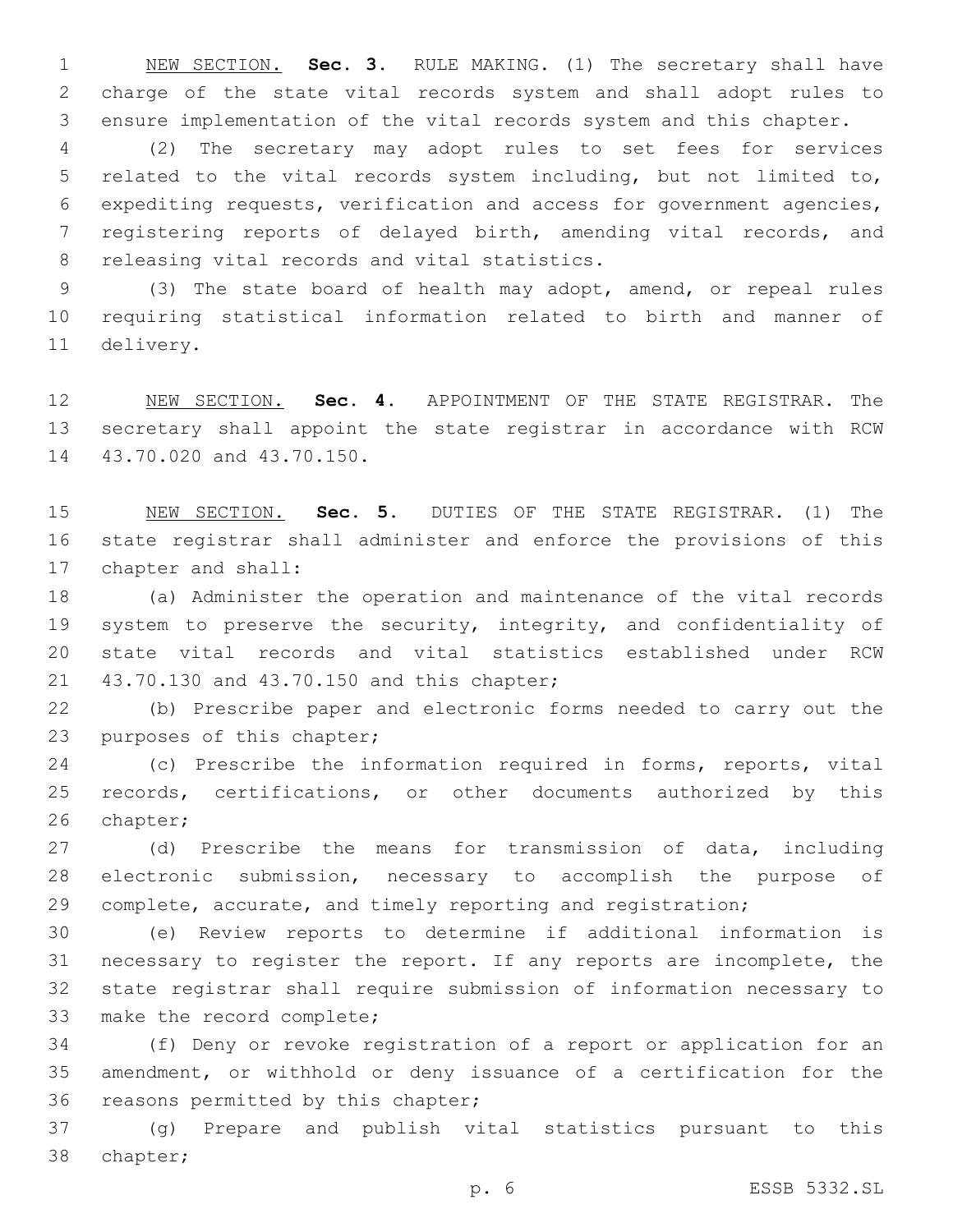NEW SECTION. **Sec. 3.** RULE MAKING. (1) The secretary shall have charge of the state vital records system and shall adopt rules to ensure implementation of the vital records system and this chapter.

(2) The secretary may adopt rules to set fees for services related to the vital records system including, but not limited to, expediting requests, verification and access for government agencies, registering reports of delayed birth, amending vital records, and releasing vital records and vital statistics.

(3) The state board of health may adopt, amend, or repeal rules requiring statistical information related to birth and manner of delivery.

NEW SECTION. **Sec. 4.** APPOINTMENT OF THE STATE REGISTRAR. The secretary shall appoint the state registrar in accordance with RCW 43.70.020 and 43.70.150.

NEW SECTION. **Sec. 5.** DUTIES OF THE STATE REGISTRAR. (1) The state registrar shall administer and enforce the provisions of this chapter and shall:

(a) Administer the operation and maintenance of the vital records system to preserve the security, integrity, and confidentiality of state vital records and vital statistics established under RCW 43.70.130 and 43.70.150 and this chapter;

(b) Prescribe paper and electronic forms needed to carry out the purposes of this chapter;

(c) Prescribe the information required in forms, reports, vital records, certifications, or other documents authorized by this chapter;

(d) Prescribe the means for transmission of data, including electronic submission, necessary to accomplish the purpose of complete, accurate, and timely reporting and registration;

(e) Review reports to determine if additional information is necessary to register the report. If any reports are incomplete, the state registrar shall require submission of information necessary to make the record complete;

(f) Deny or revoke registration of a report or application for an amendment, or withhold or deny issuance of a certification for the reasons permitted by this chapter;

(g) Prepare and publish vital statistics pursuant to this chapter;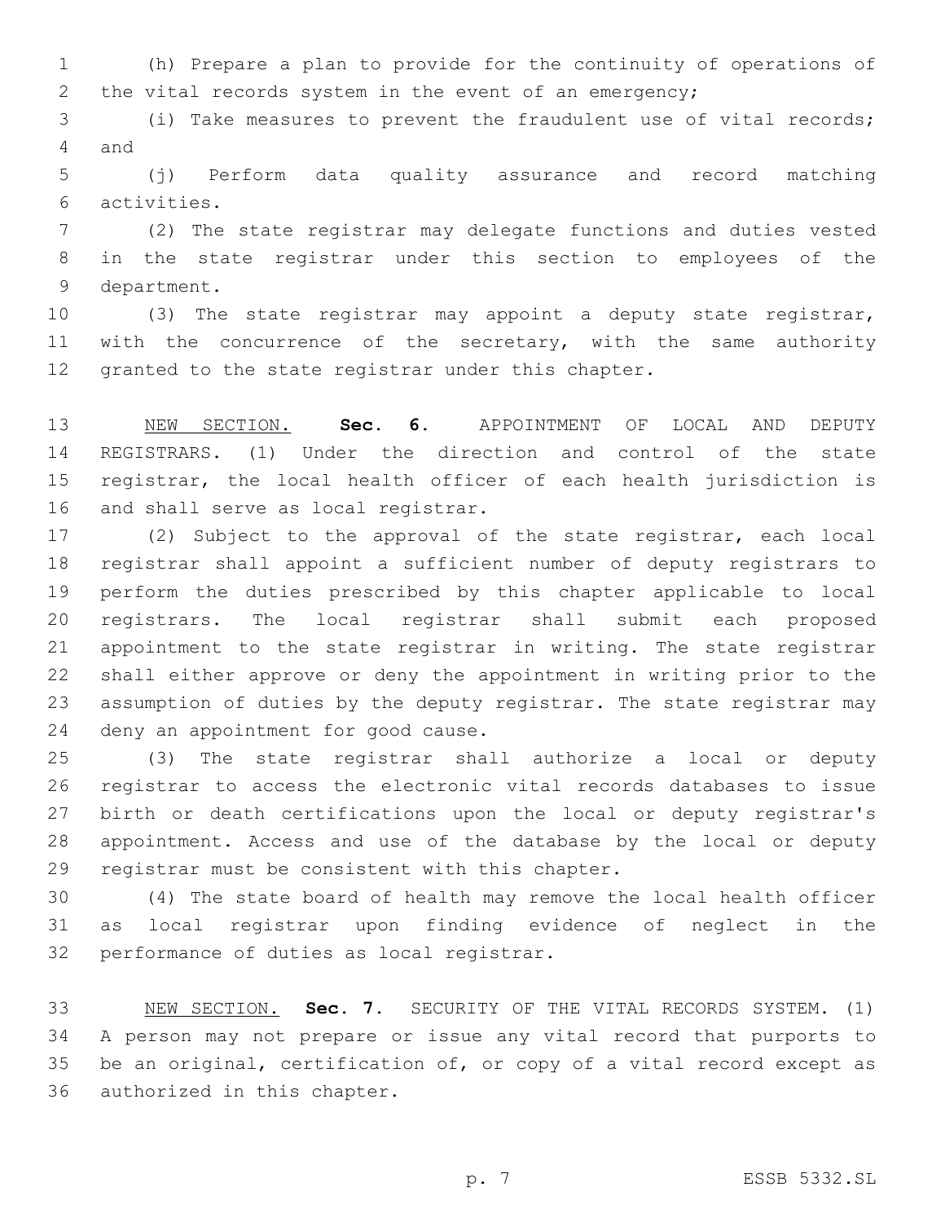(h) Prepare a plan to provide for the continuity of operations of the vital records system in the event of an emergency;

(i) Take measures to prevent the fraudulent use of vital records; and

(j) Perform data quality assurance and record matching activities.

(2) The state registrar may delegate functions and duties vested in the state registrar under this section to employees of the department.

(3) The state registrar may appoint a deputy state registrar, with the concurrence of the secretary, with the same authority granted to the state registrar under this chapter.

NEW SECTION. **Sec. 6.** APPOINTMENT OF LOCAL AND DEPUTY REGISTRARS. (1) Under the direction and control of the state registrar, the local health officer of each health jurisdiction is and shall serve as local registrar.

(2) Subject to the approval of the state registrar, each local registrar shall appoint a sufficient number of deputy registrars to perform the duties prescribed by this chapter applicable to local registrars. The local registrar shall submit each proposed appointment to the state registrar in writing. The state registrar shall either approve or deny the appointment in writing prior to the assumption of duties by the deputy registrar. The state registrar may deny an appointment for good cause.

(3) The state registrar shall authorize a local or deputy registrar to access the electronic vital records databases to issue birth or death certifications upon the local or deputy registrar's appointment. Access and use of the database by the local or deputy registrar must be consistent with this chapter.

(4) The state board of health may remove the local health officer as local registrar upon finding evidence of neglect in the performance of duties as local registrar.

NEW SECTION. **Sec. 7.** SECURITY OF THE VITAL RECORDS SYSTEM. (1) A person may not prepare or issue any vital record that purports to be an original, certification of, or copy of a vital record except as authorized in this chapter.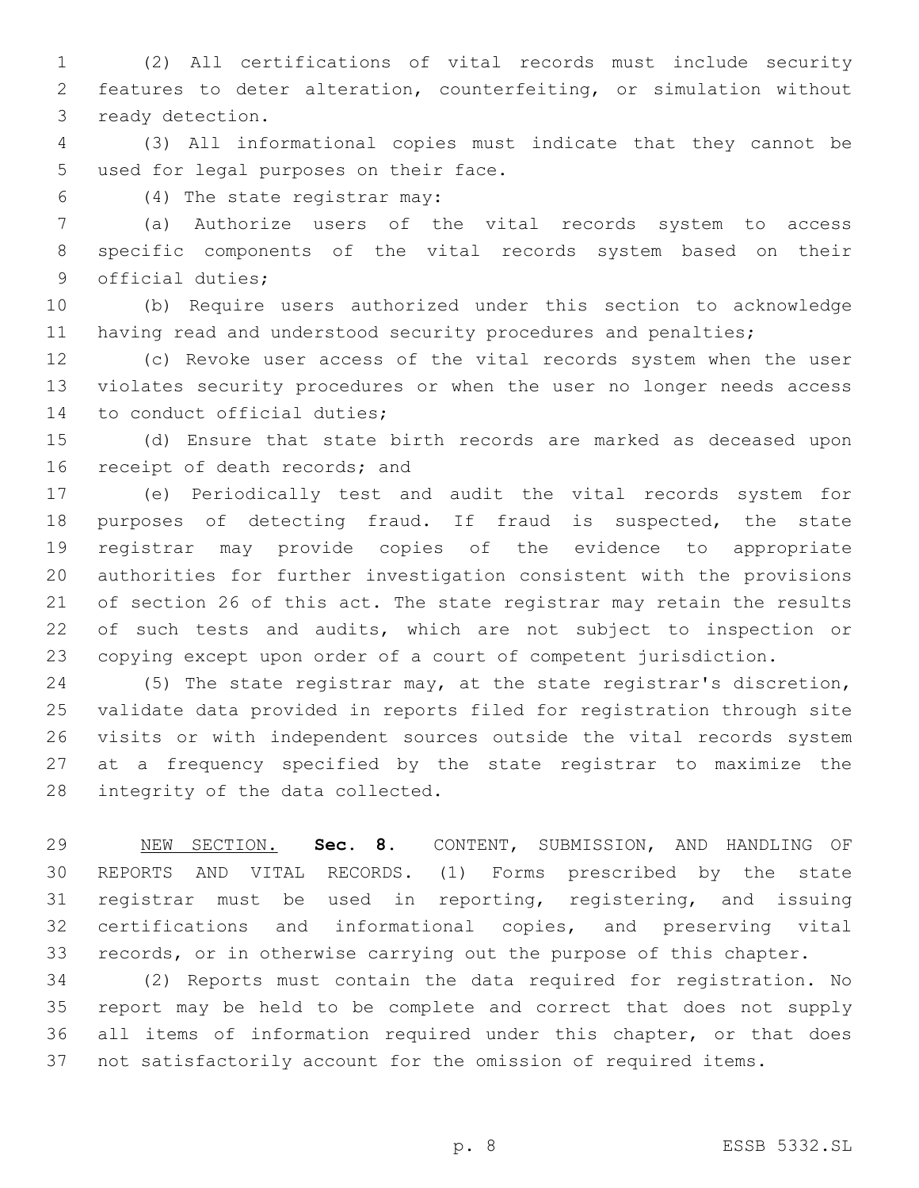(2) All certifications of vital records must include security features to deter alteration, counterfeiting, or simulation without ready detection.

(3) All informational copies must indicate that they cannot be used for legal purposes on their face.

(4) The state registrar may:

(a) Authorize users of the vital records system to access specific components of the vital records system based on their official duties;

(b) Require users authorized under this section to acknowledge having read and understood security procedures and penalties;

(c) Revoke user access of the vital records system when the user violates security procedures or when the user no longer needs access to conduct official duties;

(d) Ensure that state birth records are marked as deceased upon receipt of death records; and

(e) Periodically test and audit the vital records system for purposes of detecting fraud. If fraud is suspected, the state registrar may provide copies of the evidence to appropriate authorities for further investigation consistent with the provisions of section 26 of this act. The state registrar may retain the results of such tests and audits, which are not subject to inspection or copying except upon order of a court of competent jurisdiction.

(5) The state registrar may, at the state registrar's discretion, validate data provided in reports filed for registration through site visits or with independent sources outside the vital records system at a frequency specified by the state registrar to maximize the integrity of the data collected.

NEW SECTION. **Sec. 8.** CONTENT, SUBMISSION, AND HANDLING OF REPORTS AND VITAL RECORDS. (1) Forms prescribed by the state registrar must be used in reporting, registering, and issuing certifications and informational copies, and preserving vital records, or in otherwise carrying out the purpose of this chapter.

(2) Reports must contain the data required for registration. No report may be held to be complete and correct that does not supply all items of information required under this chapter, or that does not satisfactorily account for the omission of required items.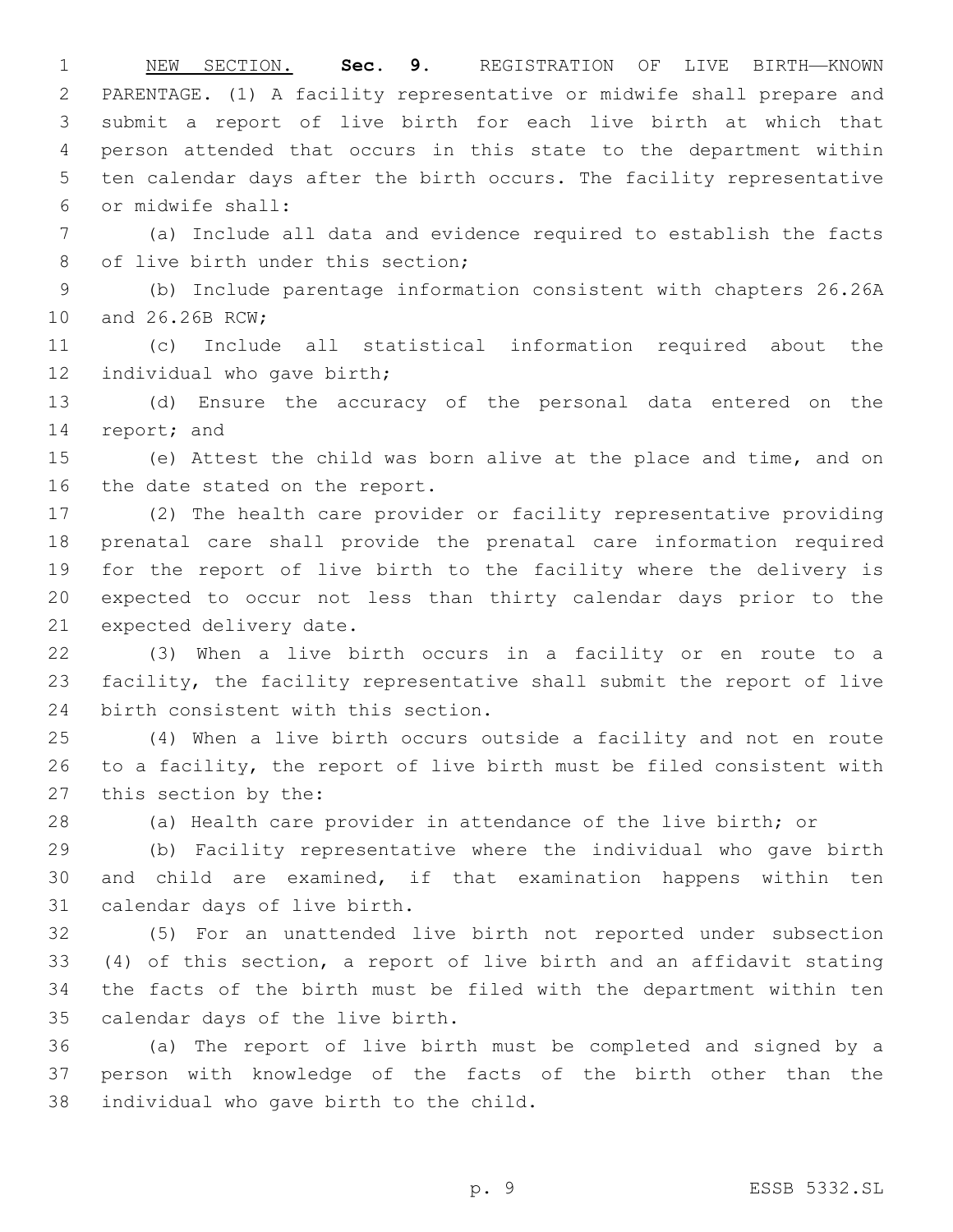NEW SECTION. **Sec. 9.** REGISTRATION OF LIVE BIRTH—KNOWN PARENTAGE. (1) A facility representative or midwife shall prepare and submit a report of live birth for each live birth at which that person attended that occurs in this state to the department within ten calendar days after the birth occurs. The facility representative or midwife shall:

(a) Include all data and evidence required to establish the facts of live birth under this section;

(b) Include parentage information consistent with chapters 26.26A and 26.26B RCW;

(c) Include all statistical information required about the individual who gave birth;

(d) Ensure the accuracy of the personal data entered on the report; and

(e) Attest the child was born alive at the place and time, and on the date stated on the report.

(2) The health care provider or facility representative providing prenatal care shall provide the prenatal care information required for the report of live birth to the facility where the delivery is expected to occur not less than thirty calendar days prior to the expected delivery date.

(3) When a live birth occurs in a facility or en route to a facility, the facility representative shall submit the report of live birth consistent with this section.

(4) When a live birth occurs outside a facility and not en route to a facility, the report of live birth must be filed consistent with this section by the:

(a) Health care provider in attendance of the live birth; or

(b) Facility representative where the individual who gave birth and child are examined, if that examination happens within ten calendar days of live birth.

(5) For an unattended live birth not reported under subsection (4) of this section, a report of live birth and an affidavit stating the facts of the birth must be filed with the department within ten calendar days of the live birth.

(a) The report of live birth must be completed and signed by a person with knowledge of the facts of the birth other than the individual who gave birth to the child.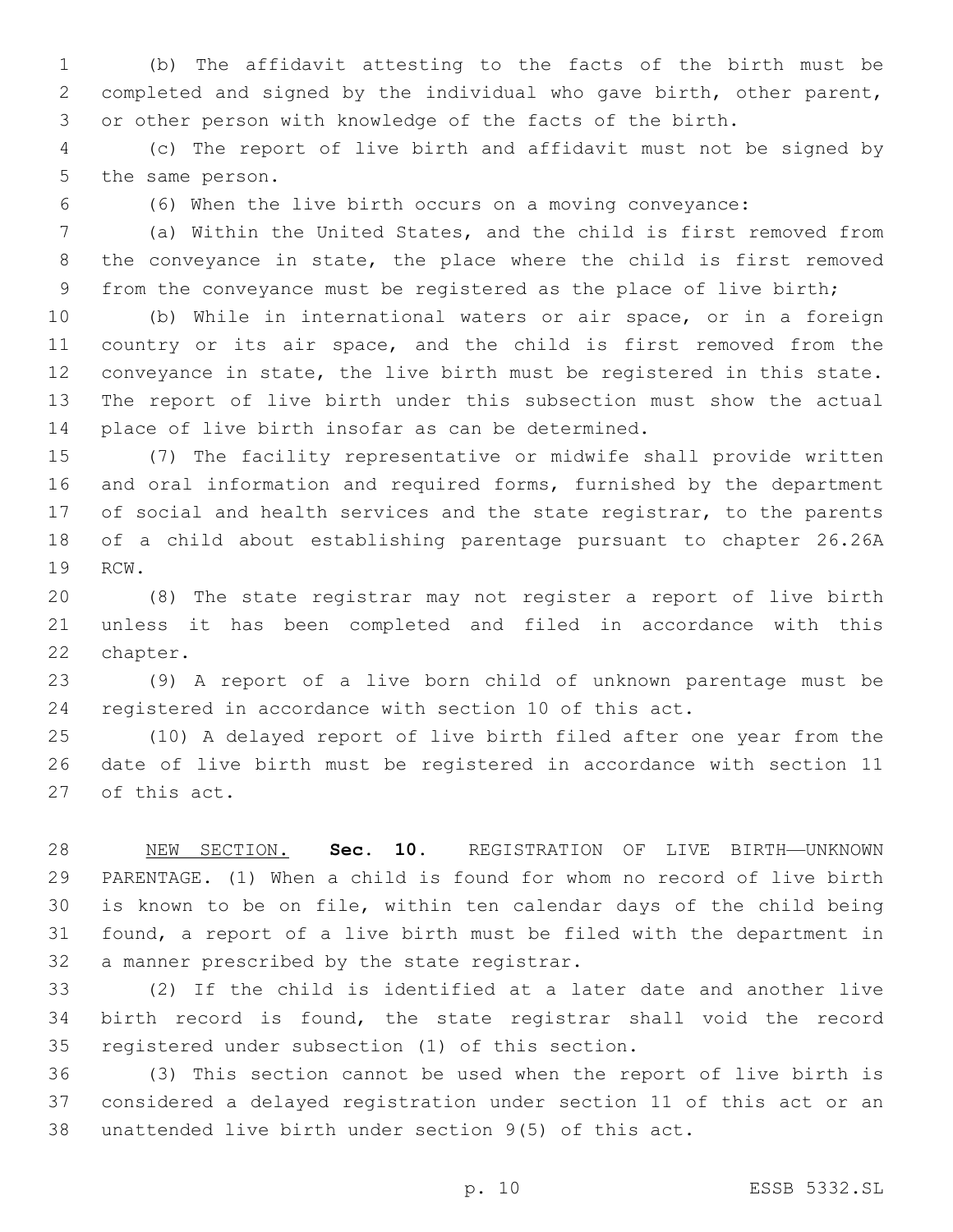(b) The affidavit attesting to the facts of the birth must be completed and signed by the individual who gave birth, other parent, or other person with knowledge of the facts of the birth.

(c) The report of live birth and affidavit must not be signed by the same person.

(6) When the live birth occurs on a moving conveyance:

(a) Within the United States, and the child is first removed from the conveyance in state, the place where the child is first removed from the conveyance must be registered as the place of live birth;

(b) While in international waters or air space, or in a foreign country or its air space, and the child is first removed from the conveyance in state, the live birth must be registered in this state. The report of live birth under this subsection must show the actual place of live birth insofar as can be determined.

(7) The facility representative or midwife shall provide written and oral information and required forms, furnished by the department of social and health services and the state registrar, to the parents of a child about establishing parentage pursuant to chapter 26.26A RCW.

(8) The state registrar may not register a report of live birth unless it has been completed and filed in accordance with this chapter.

(9) A report of a live born child of unknown parentage must be registered in accordance with section 10 of this act.

(10) A delayed report of live birth filed after one year from the date of live birth must be registered in accordance with section 11 of this act.

NEW SECTION. **Sec. 10.** REGISTRATION OF LIVE BIRTH—UNKNOWN PARENTAGE. (1) When a child is found for whom no record of live birth is known to be on file, within ten calendar days of the child being found, a report of a live birth must be filed with the department in a manner prescribed by the state registrar.

(2) If the child is identified at a later date and another live birth record is found, the state registrar shall void the record registered under subsection (1) of this section.

(3) This section cannot be used when the report of live birth is considered a delayed registration under section 11 of this act or an unattended live birth under section 9(5) of this act.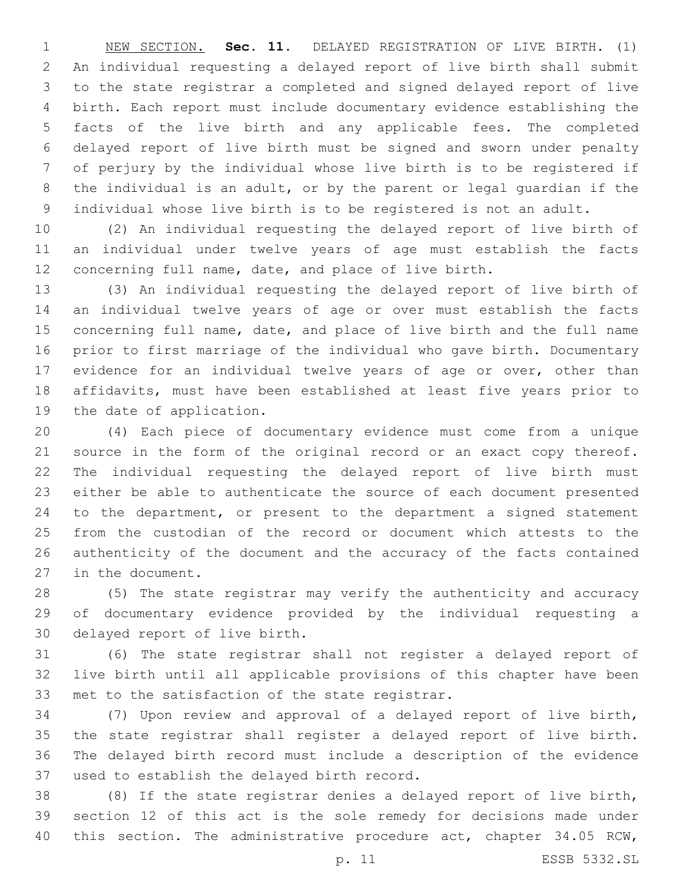NEW SECTION. **Sec. 11.** DELAYED REGISTRATION OF LIVE BIRTH. (1) An individual requesting a delayed report of live birth shall submit to the state registrar a completed and signed delayed report of live birth. Each report must include documentary evidence establishing the facts of the live birth and any applicable fees. The completed delayed report of live birth must be signed and sworn under penalty of perjury by the individual whose live birth is to be registered if the individual is an adult, or by the parent or legal guardian if the individual whose live birth is to be registered is not an adult.

(2) An individual requesting the delayed report of live birth of an individual under twelve years of age must establish the facts concerning full name, date, and place of live birth.

(3) An individual requesting the delayed report of live birth of an individual twelve years of age or over must establish the facts concerning full name, date, and place of live birth and the full name prior to first marriage of the individual who gave birth. Documentary evidence for an individual twelve years of age or over, other than affidavits, must have been established at least five years prior to the date of application.

(4) Each piece of documentary evidence must come from a unique source in the form of the original record or an exact copy thereof. The individual requesting the delayed report of live birth must either be able to authenticate the source of each document presented to the department, or present to the department a signed statement from the custodian of the record or document which attests to the authenticity of the document and the accuracy of the facts contained in the document.

(5) The state registrar may verify the authenticity and accuracy of documentary evidence provided by the individual requesting a delayed report of live birth.

(6) The state registrar shall not register a delayed report of live birth until all applicable provisions of this chapter have been met to the satisfaction of the state registrar.

(7) Upon review and approval of a delayed report of live birth, the state registrar shall register a delayed report of live birth. The delayed birth record must include a description of the evidence used to establish the delayed birth record.

(8) If the state registrar denies a delayed report of live birth, section 12 of this act is the sole remedy for decisions made under this section. The administrative procedure act, chapter 34.05 RCW,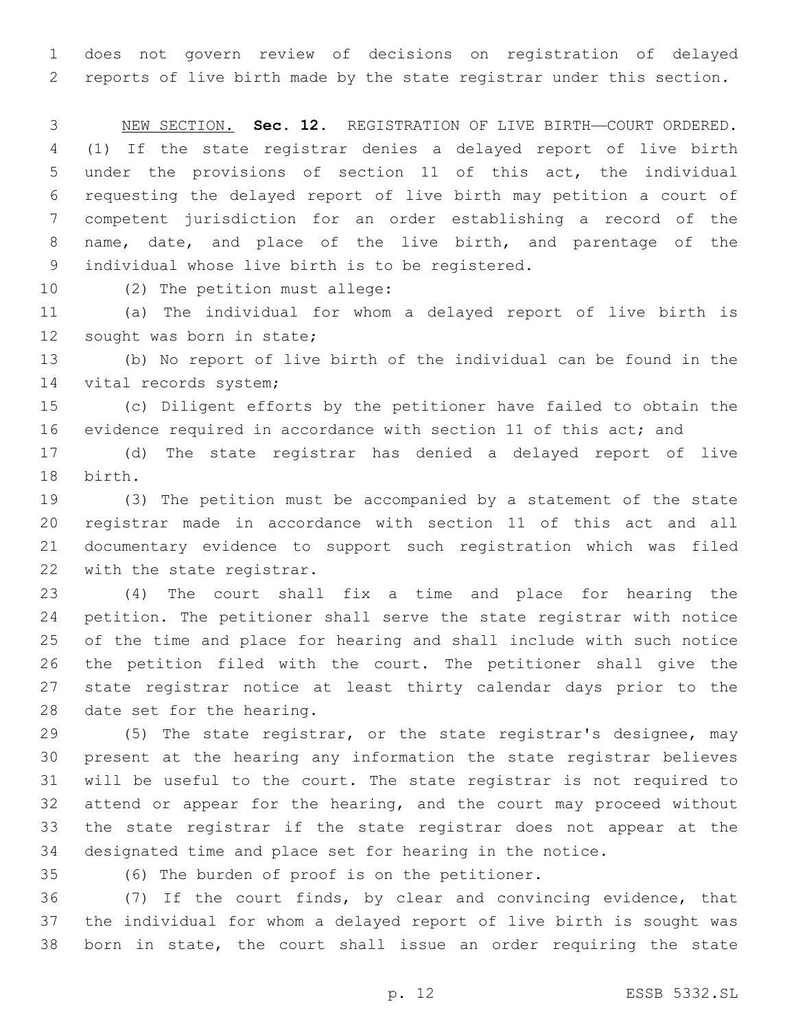does not govern review of decisions on registration of delayed reports of live birth made by the state registrar under this section.

NEW SECTION. **Sec. 12.** REGISTRATION OF LIVE BIRTH—COURT ORDERED. (1) If the state registrar denies a delayed report of live birth under the provisions of section 11 of this act, the individual requesting the delayed report of live birth may petition a court of competent jurisdiction for an order establishing a record of the name, date, and place of the live birth, and parentage of the individual whose live birth is to be registered.

(2) The petition must allege:

(a) The individual for whom a delayed report of live birth is sought was born in state;

(b) No report of live birth of the individual can be found in the vital records system;

(c) Diligent efforts by the petitioner have failed to obtain the evidence required in accordance with section 11 of this act; and

(d) The state registrar has denied a delayed report of live birth.

(3) The petition must be accompanied by a statement of the state registrar made in accordance with section 11 of this act and all documentary evidence to support such registration which was filed with the state registrar.

(4) The court shall fix a time and place for hearing the petition. The petitioner shall serve the state registrar with notice of the time and place for hearing and shall include with such notice the petition filed with the court. The petitioner shall give the state registrar notice at least thirty calendar days prior to the date set for the hearing.

(5) The state registrar, or the state registrar's designee, may present at the hearing any information the state registrar believes will be useful to the court. The state registrar is not required to attend or appear for the hearing, and the court may proceed without the state registrar if the state registrar does not appear at the designated time and place set for hearing in the notice.

(6) The burden of proof is on the petitioner.

(7) If the court finds, by clear and convincing evidence, that the individual for whom a delayed report of live birth is sought was born in state, the court shall issue an order requiring the state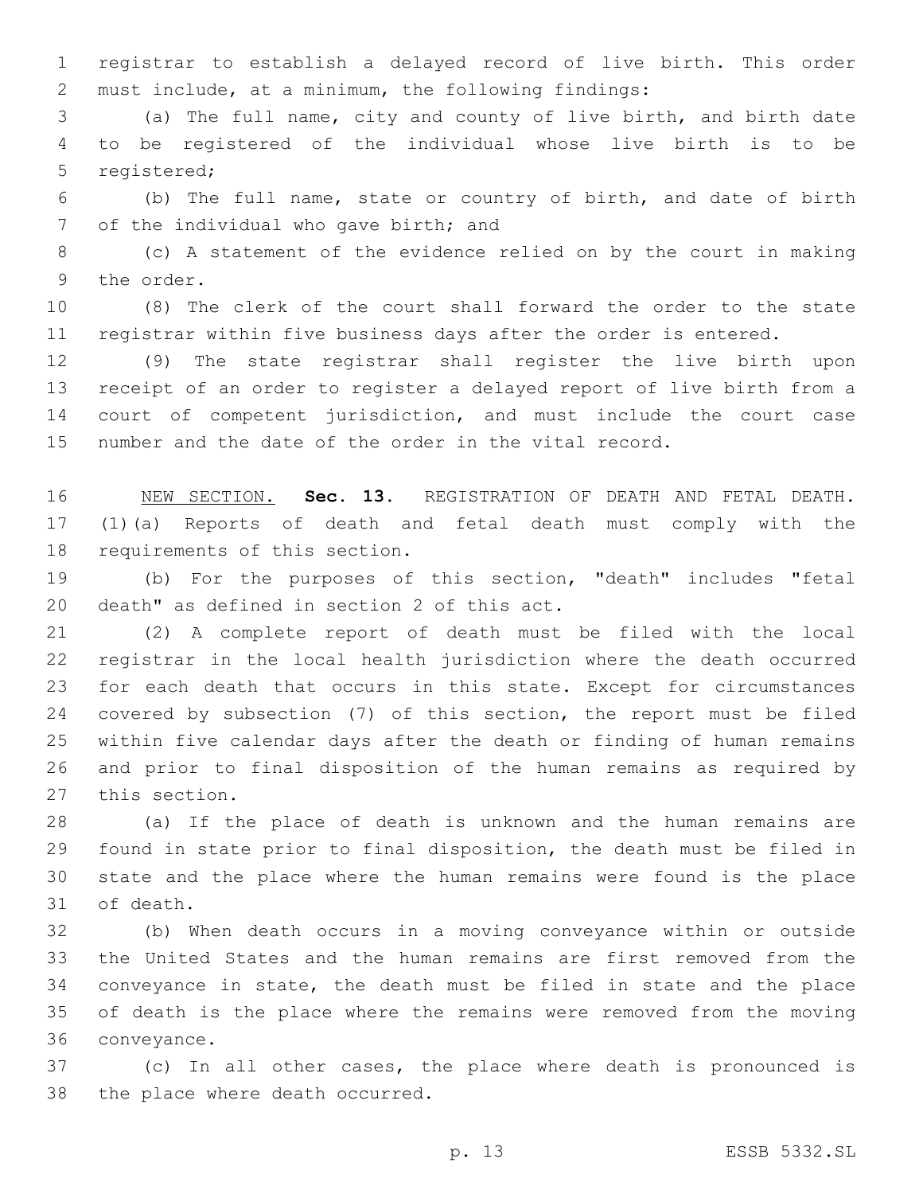registrar to establish a delayed record of live birth. This order must include, at a minimum, the following findings:

(a) The full name, city and county of live birth, and birth date to be registered of the individual whose live birth is to be registered;

(b) The full name, state or country of birth, and date of birth of the individual who gave birth; and

(c) A statement of the evidence relied on by the court in making the order.

(8) The clerk of the court shall forward the order to the state registrar within five business days after the order is entered.

(9) The state registrar shall register the live birth upon receipt of an order to register a delayed report of live birth from a court of competent jurisdiction, and must include the court case number and the date of the order in the vital record.

NEW SECTION. **Sec. 13.** REGISTRATION OF DEATH AND FETAL DEATH. (1)(a) Reports of death and fetal death must comply with the requirements of this section.

(b) For the purposes of this section, "death" includes "fetal death" as defined in section 2 of this act.

(2) A complete report of death must be filed with the local registrar in the local health jurisdiction where the death occurred for each death that occurs in this state. Except for circumstances covered by subsection (7) of this section, the report must be filed within five calendar days after the death or finding of human remains and prior to final disposition of the human remains as required by this section.

(a) If the place of death is unknown and the human remains are found in state prior to final disposition, the death must be filed in state and the place where the human remains were found is the place of death.

(b) When death occurs in a moving conveyance within or outside the United States and the human remains are first removed from the conveyance in state, the death must be filed in state and the place of death is the place where the remains were removed from the moving conveyance.

(c) In all other cases, the place where death is pronounced is the place where death occurred.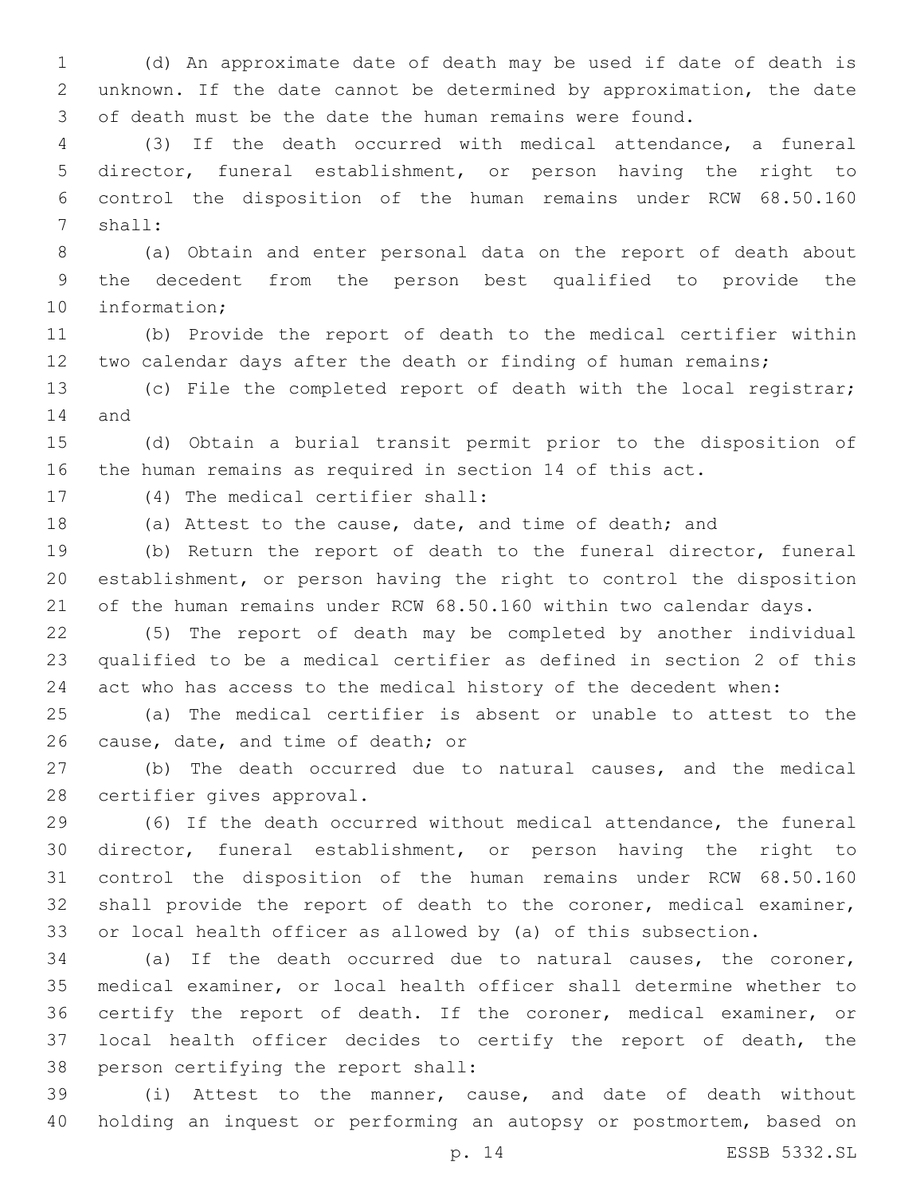(d) An approximate date of death may be used if date of death is unknown. If the date cannot be determined by approximation, the date of death must be the date the human remains were found.

(3) If the death occurred with medical attendance, a funeral director, funeral establishment, or person having the right to control the disposition of the human remains under RCW 68.50.160 shall:

(a) Obtain and enter personal data on the report of death about the decedent from the person best qualified to provide the information;

(b) Provide the report of death to the medical certifier within two calendar days after the death or finding of human remains;

(c) File the completed report of death with the local registrar; and

(d) Obtain a burial transit permit prior to the disposition of the human remains as required in section 14 of this act.

(4) The medical certifier shall:

(a) Attest to the cause, date, and time of death; and

(b) Return the report of death to the funeral director, funeral establishment, or person having the right to control the disposition of the human remains under RCW 68.50.160 within two calendar days.

(5) The report of death may be completed by another individual qualified to be a medical certifier as defined in section 2 of this act who has access to the medical history of the decedent when:

(a) The medical certifier is absent or unable to attest to the cause, date, and time of death; or

(b) The death occurred due to natural causes, and the medical certifier gives approval.

(6) If the death occurred without medical attendance, the funeral director, funeral establishment, or person having the right to control the disposition of the human remains under RCW 68.50.160 shall provide the report of death to the coroner, medical examiner, or local health officer as allowed by (a) of this subsection.

(a) If the death occurred due to natural causes, the coroner, medical examiner, or local health officer shall determine whether to certify the report of death. If the coroner, medical examiner, or local health officer decides to certify the report of death, the person certifying the report shall:

(i) Attest to the manner, cause, and date of death without holding an inquest or performing an autopsy or postmortem, based on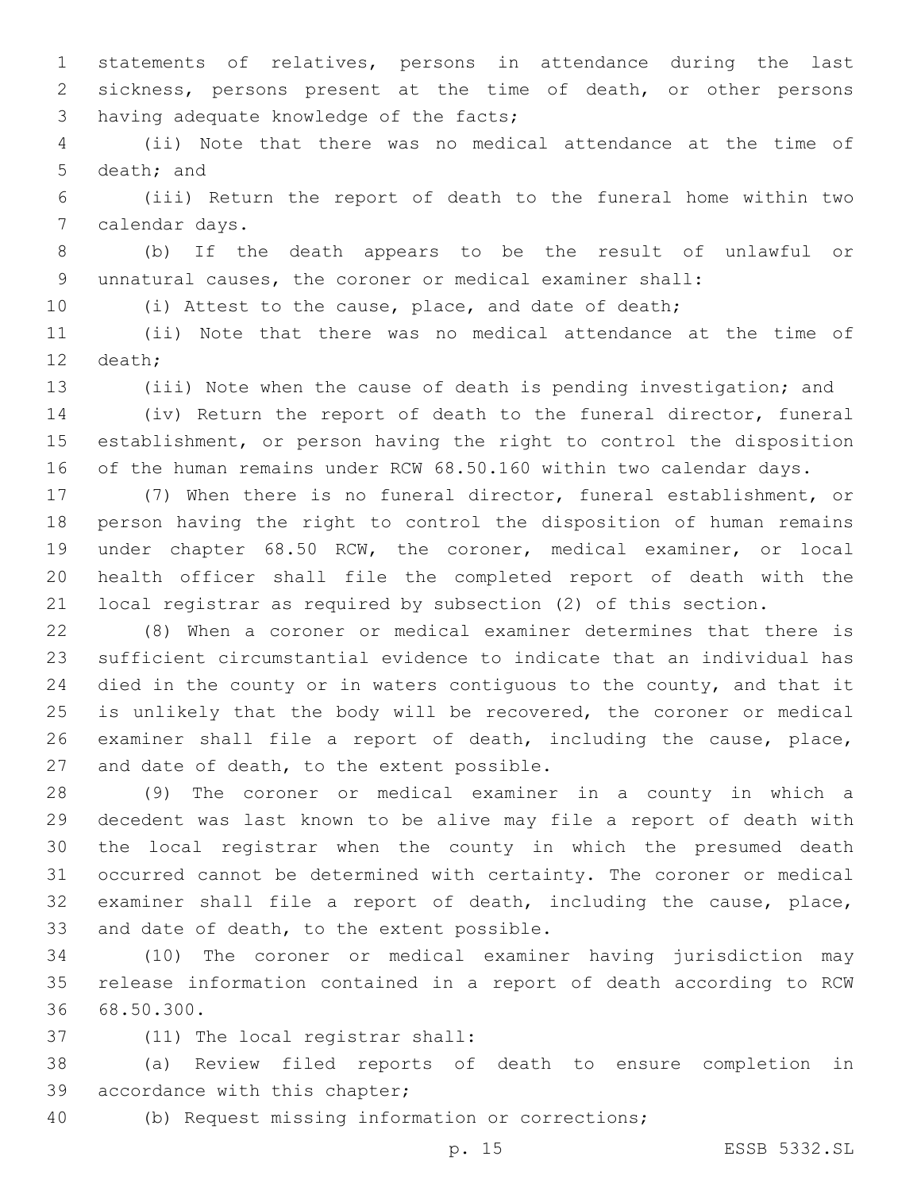statements of relatives, persons in attendance during the last sickness, persons present at the time of death, or other persons having adequate knowledge of the facts;

(ii) Note that there was no medical attendance at the time of death; and

(iii) Return the report of death to the funeral home within two calendar days.

(b) If the death appears to be the result of unlawful or unnatural causes, the coroner or medical examiner shall:

(i) Attest to the cause, place, and date of death;

(ii) Note that there was no medical attendance at the time of death;

(iii) Note when the cause of death is pending investigation; and

(iv) Return the report of death to the funeral director, funeral establishment, or person having the right to control the disposition of the human remains under RCW 68.50.160 within two calendar days.

(7) When there is no funeral director, funeral establishment, or person having the right to control the disposition of human remains under chapter 68.50 RCW, the coroner, medical examiner, or local health officer shall file the completed report of death with the local registrar as required by subsection (2) of this section.

(8) When a coroner or medical examiner determines that there is sufficient circumstantial evidence to indicate that an individual has died in the county or in waters contiguous to the county, and that it is unlikely that the body will be recovered, the coroner or medical examiner shall file a report of death, including the cause, place, and date of death, to the extent possible.

(9) The coroner or medical examiner in a county in which a decedent was last known to be alive may file a report of death with the local registrar when the county in which the presumed death occurred cannot be determined with certainty. The coroner or medical examiner shall file a report of death, including the cause, place, and date of death, to the extent possible.

(10) The coroner or medical examiner having jurisdiction may release information contained in a report of death according to RCW 68.50.300.

(11) The local registrar shall:

(a) Review filed reports of death to ensure completion in accordance with this chapter;

(b) Request missing information or corrections;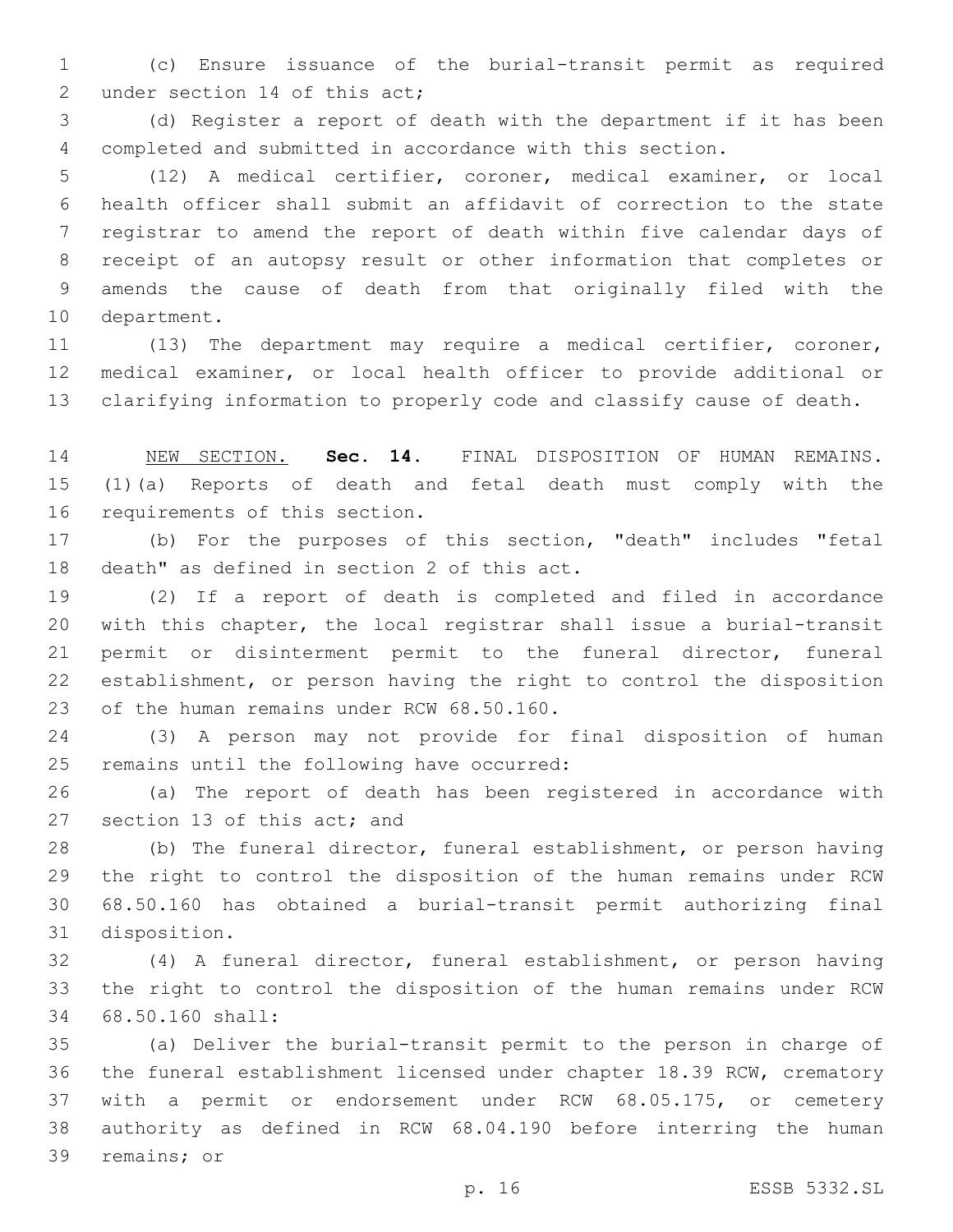(c) Ensure issuance of the burial-transit permit as required under section 14 of this act;

(d) Register a report of death with the department if it has been completed and submitted in accordance with this section.

(12) A medical certifier, coroner, medical examiner, or local health officer shall submit an affidavit of correction to the state registrar to amend the report of death within five calendar days of receipt of an autopsy result or other information that completes or amends the cause of death from that originally filed with the department.

(13) The department may require a medical certifier, coroner, medical examiner, or local health officer to provide additional or clarifying information to properly code and classify cause of death.

NEW SECTION. **Sec. 14.** FINAL DISPOSITION OF HUMAN REMAINS. (1)(a) Reports of death and fetal death must comply with the requirements of this section.

(b) For the purposes of this section, "death" includes "fetal death" as defined in section 2 of this act.

(2) If a report of death is completed and filed in accordance with this chapter, the local registrar shall issue a burial-transit permit or disinterment permit to the funeral director, funeral establishment, or person having the right to control the disposition of the human remains under RCW 68.50.160.

(3) A person may not provide for final disposition of human remains until the following have occurred:

(a) The report of death has been registered in accordance with section 13 of this act; and

(b) The funeral director, funeral establishment, or person having the right to control the disposition of the human remains under RCW 68.50.160 has obtained a burial-transit permit authorizing final disposition.

(4) A funeral director, funeral establishment, or person having the right to control the disposition of the human remains under RCW 68.50.160 shall:

(a) Deliver the burial-transit permit to the person in charge of the funeral establishment licensed under chapter 18.39 RCW, crematory with a permit or endorsement under RCW 68.05.175, or cemetery authority as defined in RCW 68.04.190 before interring the human remains; or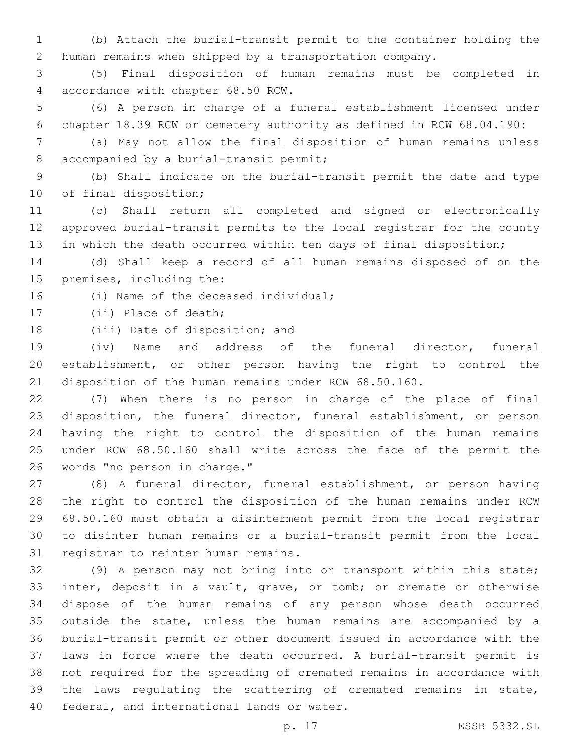(b) Attach the burial-transit permit to the container holding the human remains when shipped by a transportation company.

(5) Final disposition of human remains must be completed in accordance with chapter 68.50 RCW.

(6) A person in charge of a funeral establishment licensed under chapter 18.39 RCW or cemetery authority as defined in RCW 68.04.190:

(a) May not allow the final disposition of human remains unless accompanied by a burial-transit permit;

(b) Shall indicate on the burial-transit permit the date and type of final disposition;

(c) Shall return all completed and signed or electronically approved burial-transit permits to the local registrar for the county in which the death occurred within ten days of final disposition;

(d) Shall keep a record of all human remains disposed of on the premises, including the:

(i) Name of the deceased individual;

(ii) Place of death;

(iii) Date of disposition; and

(iv) Name and address of the funeral director, funeral establishment, or other person having the right to control the disposition of the human remains under RCW 68.50.160.

(7) When there is no person in charge of the place of final disposition, the funeral director, funeral establishment, or person having the right to control the disposition of the human remains under RCW 68.50.160 shall write across the face of the permit the words "no person in charge."

(8) A funeral director, funeral establishment, or person having the right to control the disposition of the human remains under RCW 68.50.160 must obtain a disinterment permit from the local registrar to disinter human remains or a burial-transit permit from the local registrar to reinter human remains.

(9) A person may not bring into or transport within this state; inter, deposit in a vault, grave, or tomb; or cremate or otherwise dispose of the human remains of any person whose death occurred outside the state, unless the human remains are accompanied by a burial-transit permit or other document issued in accordance with the laws in force where the death occurred. A burial-transit permit is not required for the spreading of cremated remains in accordance with the laws regulating the scattering of cremated remains in state, federal, and international lands or water.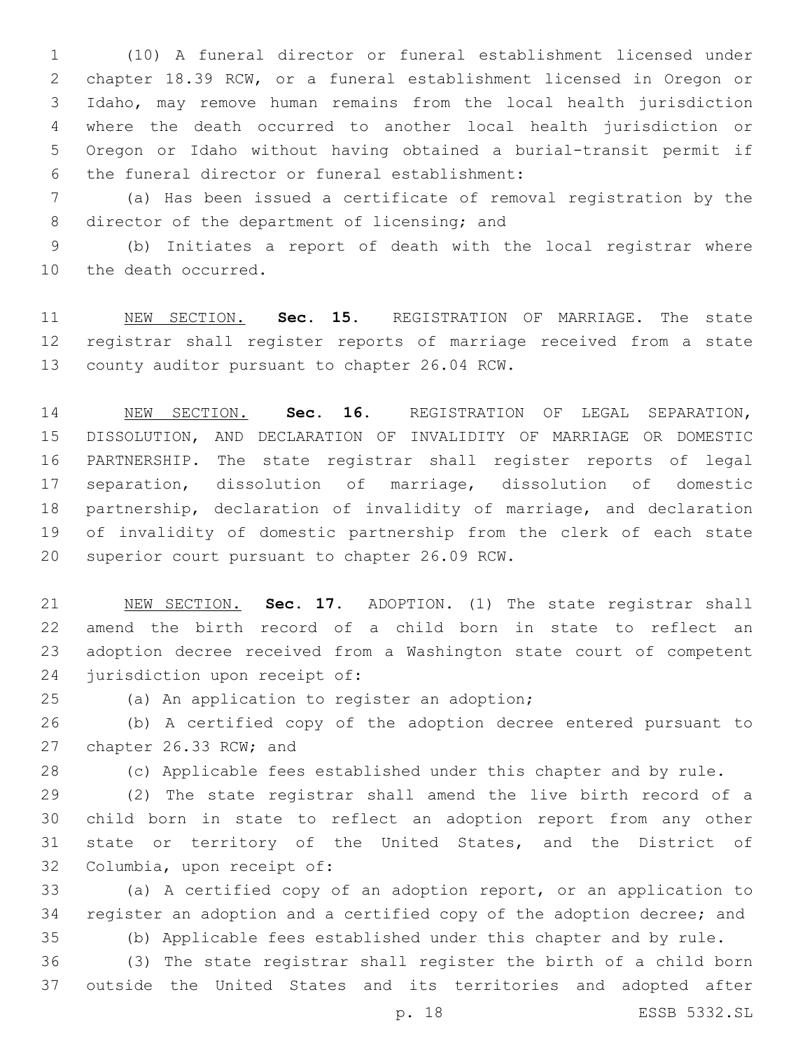(10) A funeral director or funeral establishment licensed under chapter 18.39 RCW, or a funeral establishment licensed in Oregon or Idaho, may remove human remains from the local health jurisdiction where the death occurred to another local health jurisdiction or Oregon or Idaho without having obtained a burial-transit permit if the funeral director or funeral establishment:

(a) Has been issued a certificate of removal registration by the director of the department of licensing; and

(b) Initiates a report of death with the local registrar where the death occurred.

NEW SECTION. **Sec. 15.** REGISTRATION OF MARRIAGE. The state registrar shall register reports of marriage received from a state county auditor pursuant to chapter 26.04 RCW.

NEW SECTION. **Sec. 16.** REGISTRATION OF LEGAL SEPARATION, DISSOLUTION, AND DECLARATION OF INVALIDITY OF MARRIAGE OR DOMESTIC PARTNERSHIP. The state registrar shall register reports of legal separation, dissolution of marriage, dissolution of domestic partnership, declaration of invalidity of marriage, and declaration of invalidity of domestic partnership from the clerk of each state superior court pursuant to chapter 26.09 RCW.

NEW SECTION. **Sec. 17.** ADOPTION. (1) The state registrar shall amend the birth record of a child born in state to reflect an adoption decree received from a Washington state court of competent jurisdiction upon receipt of:

(a) An application to register an adoption;

(b) A certified copy of the adoption decree entered pursuant to chapter 26.33 RCW; and

(c) Applicable fees established under this chapter and by rule.

(2) The state registrar shall amend the live birth record of a child born in state to reflect an adoption report from any other state or territory of the United States, and the District of Columbia, upon receipt of:

(a) A certified copy of an adoption report, or an application to register an adoption and a certified copy of the adoption decree; and

(b) Applicable fees established under this chapter and by rule.

(3) The state registrar shall register the birth of a child born outside the United States and its territories and adopted after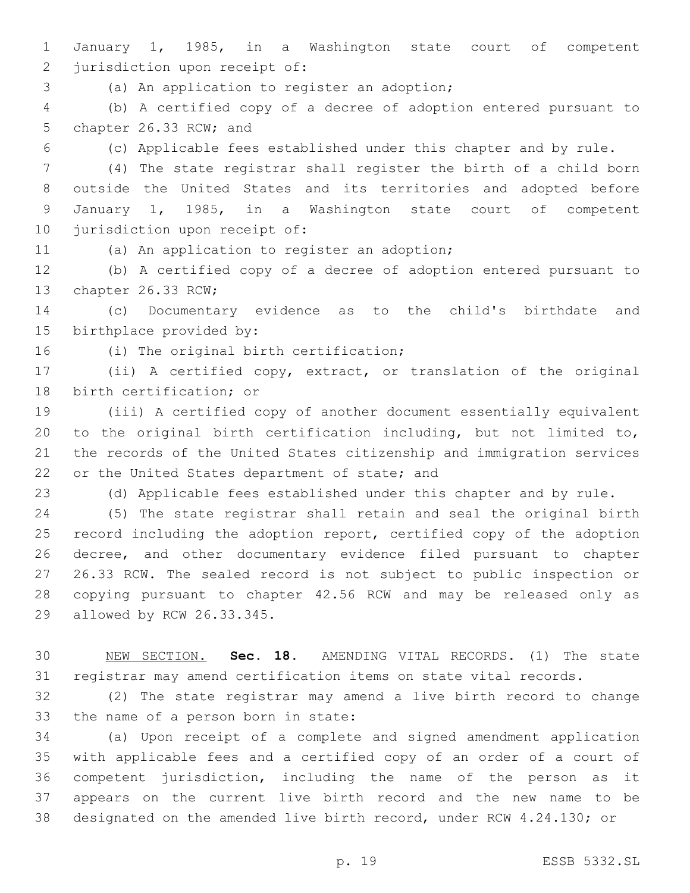January 1, 1985, in a Washington state court of competent jurisdiction upon receipt of:

(a) An application to register an adoption;

(b) A certified copy of a decree of adoption entered pursuant to chapter 26.33 RCW; and

(c) Applicable fees established under this chapter and by rule.

(4) The state registrar shall register the birth of a child born outside the United States and its territories and adopted before January 1, 1985, in a Washington state court of competent jurisdiction upon receipt of:

(a) An application to register an adoption;

(b) A certified copy of a decree of adoption entered pursuant to chapter 26.33 RCW;

(c) Documentary evidence as to the child's birthdate and birthplace provided by:

(i) The original birth certification;

(ii) A certified copy, extract, or translation of the original birth certification; or

(iii) A certified copy of another document essentially equivalent to the original birth certification including, but not limited to, the records of the United States citizenship and immigration services or the United States department of state; and

(d) Applicable fees established under this chapter and by rule.

(5) The state registrar shall retain and seal the original birth record including the adoption report, certified copy of the adoption decree, and other documentary evidence filed pursuant to chapter 26.33 RCW. The sealed record is not subject to public inspection or copying pursuant to chapter 42.56 RCW and may be released only as allowed by RCW 26.33.345.

NEW SECTION. **Sec. 18.** AMENDING VITAL RECORDS. (1) The state registrar may amend certification items on state vital records.

(2) The state registrar may amend a live birth record to change the name of a person born in state:

(a) Upon receipt of a complete and signed amendment application with applicable fees and a certified copy of an order of a court of competent jurisdiction, including the name of the person as it appears on the current live birth record and the new name to be designated on the amended live birth record, under RCW 4.24.130; or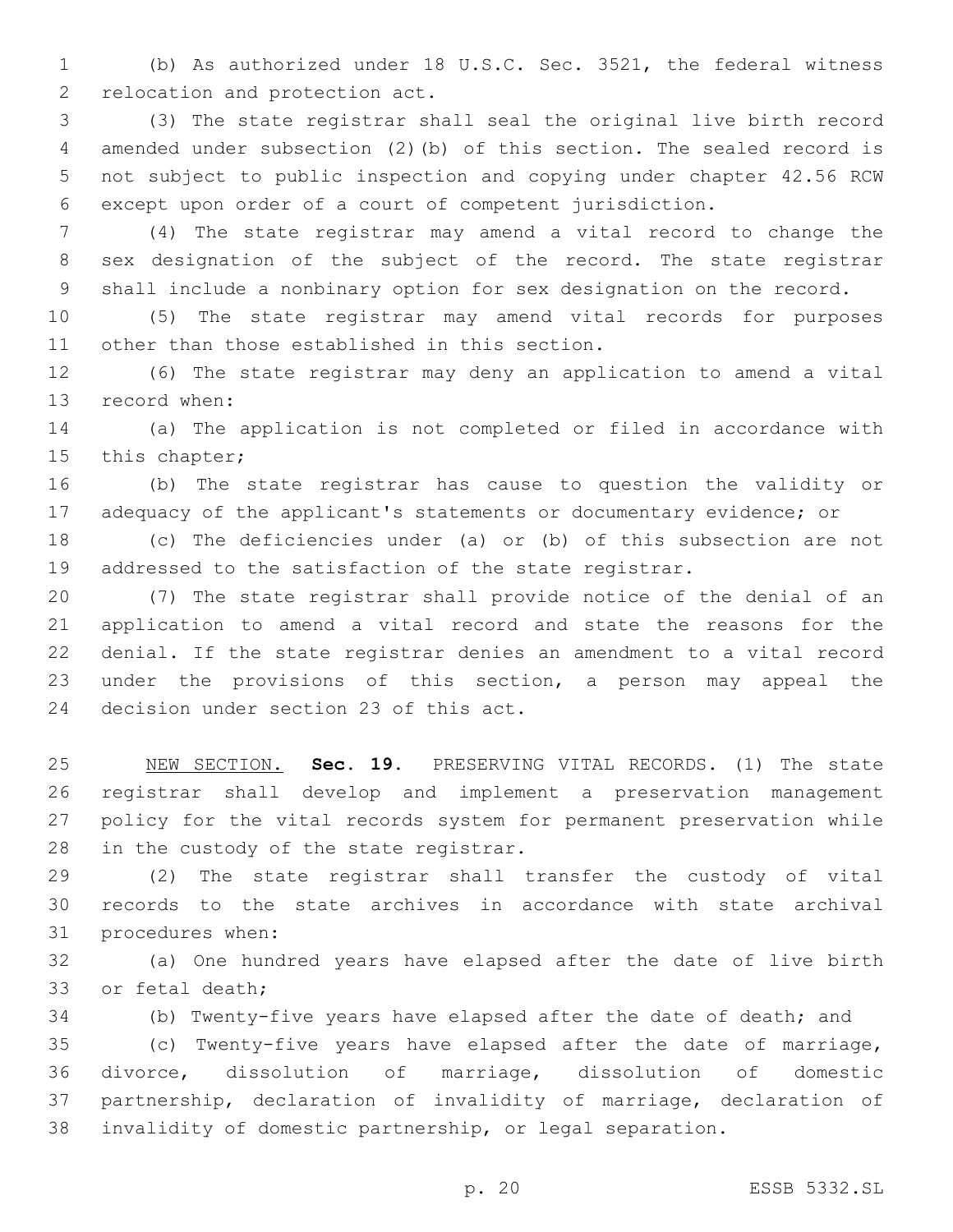(b) As authorized under 18 U.S.C. Sec. 3521, the federal witness relocation and protection act.

(3) The state registrar shall seal the original live birth record amended under subsection (2)(b) of this section. The sealed record is not subject to public inspection and copying under chapter 42.56 RCW except upon order of a court of competent jurisdiction.

(4) The state registrar may amend a vital record to change the sex designation of the subject of the record. The state registrar shall include a nonbinary option for sex designation on the record.

(5) The state registrar may amend vital records for purposes other than those established in this section.

(6) The state registrar may deny an application to amend a vital record when:

(a) The application is not completed or filed in accordance with this chapter;

(b) The state registrar has cause to question the validity or adequacy of the applicant's statements or documentary evidence; or

(c) The deficiencies under (a) or (b) of this subsection are not addressed to the satisfaction of the state registrar.

(7) The state registrar shall provide notice of the denial of an application to amend a vital record and state the reasons for the denial. If the state registrar denies an amendment to a vital record under the provisions of this section, a person may appeal the decision under section 23 of this act.

NEW SECTION. **Sec. 19.** PRESERVING VITAL RECORDS. (1) The state registrar shall develop and implement a preservation management policy for the vital records system for permanent preservation while in the custody of the state registrar.

(2) The state registrar shall transfer the custody of vital records to the state archives in accordance with state archival procedures when:

(a) One hundred years have elapsed after the date of live birth or fetal death;

(b) Twenty-five years have elapsed after the date of death; and

(c) Twenty-five years have elapsed after the date of marriage, divorce, dissolution of marriage, dissolution of domestic partnership, declaration of invalidity of marriage, declaration of invalidity of domestic partnership, or legal separation.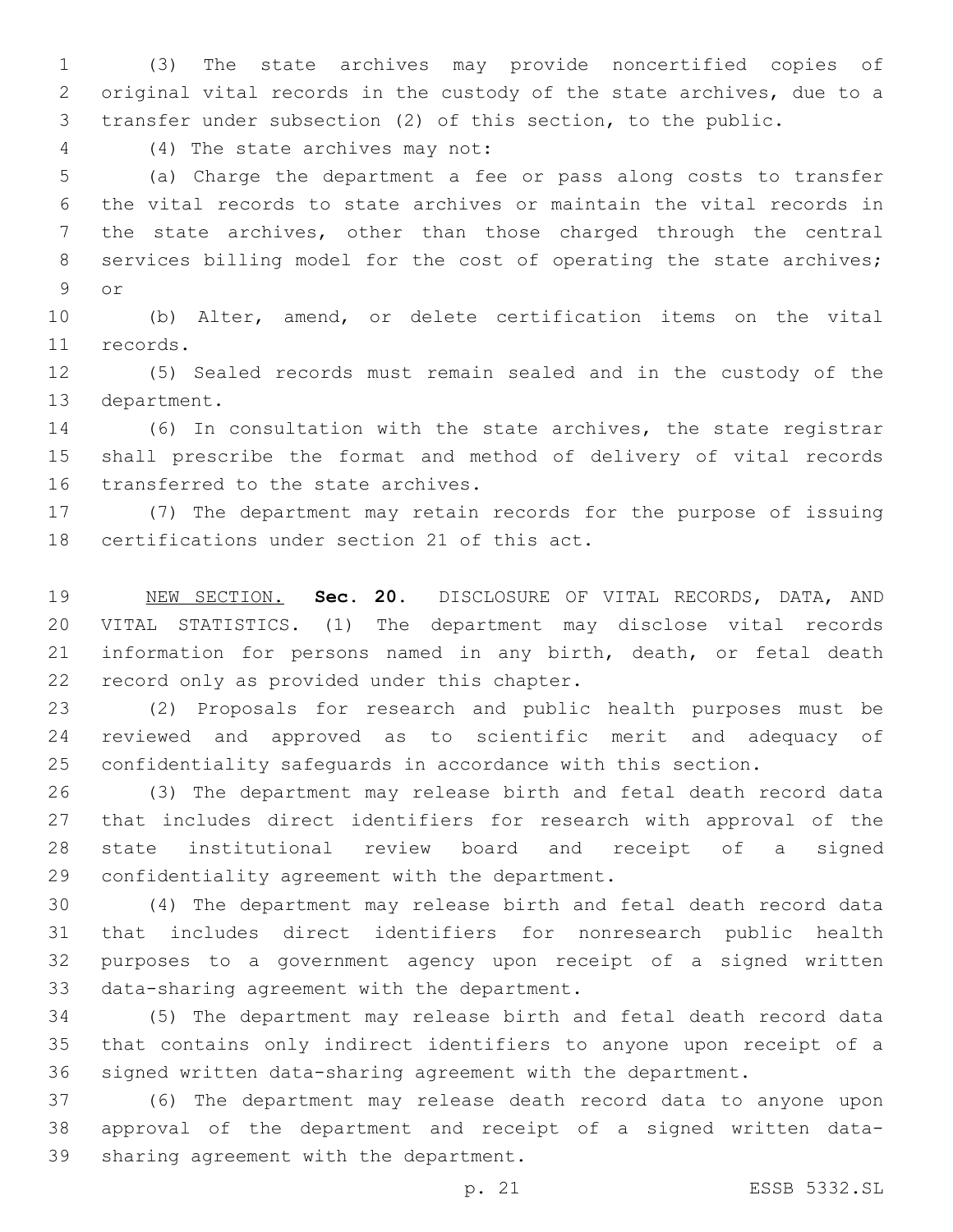(3) The state archives may provide noncertified copies of original vital records in the custody of the state archives, due to a transfer under subsection (2) of this section, to the public.

(4) The state archives may not:

(a) Charge the department a fee or pass along costs to transfer the vital records to state archives or maintain the vital records in the state archives, other than those charged through the central services billing model for the cost of operating the state archives; or

(b) Alter, amend, or delete certification items on the vital records.

(5) Sealed records must remain sealed and in the custody of the department.

(6) In consultation with the state archives, the state registrar shall prescribe the format and method of delivery of vital records transferred to the state archives.

(7) The department may retain records for the purpose of issuing certifications under section 21 of this act.

NEW SECTION. **Sec. 20.** DISCLOSURE OF VITAL RECORDS, DATA, AND VITAL STATISTICS. (1) The department may disclose vital records information for persons named in any birth, death, or fetal death record only as provided under this chapter.

(2) Proposals for research and public health purposes must be reviewed and approved as to scientific merit and adequacy of confidentiality safeguards in accordance with this section.

(3) The department may release birth and fetal death record data that includes direct identifiers for research with approval of the state institutional review board and receipt of a signed confidentiality agreement with the department.

(4) The department may release birth and fetal death record data that includes direct identifiers for nonresearch public health purposes to a government agency upon receipt of a signed written data-sharing agreement with the department.

(5) The department may release birth and fetal death record data that contains only indirect identifiers to anyone upon receipt of a signed written data-sharing agreement with the department.

(6) The department may release death record data to anyone upon approval of the department and receipt of a signed written data-sharing agreement with the department.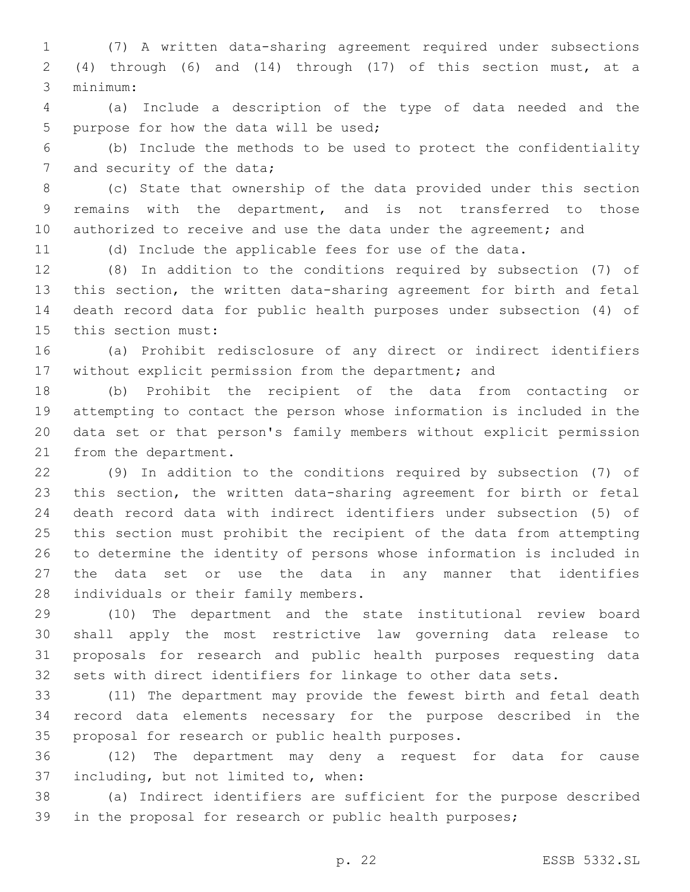(7) A written data-sharing agreement required under subsections (4) through (6) and (14) through (17) of this section must, at a minimum:

(a) Include a description of the type of data needed and the purpose for how the data will be used;

(b) Include the methods to be used to protect the confidentiality and security of the data;

(c) State that ownership of the data provided under this section remains with the department, and is not transferred to those authorized to receive and use the data under the agreement; and

(d) Include the applicable fees for use of the data.

(8) In addition to the conditions required by subsection (7) of this section, the written data-sharing agreement for birth and fetal death record data for public health purposes under subsection (4) of this section must:

(a) Prohibit redisclosure of any direct or indirect identifiers without explicit permission from the department; and

(b) Prohibit the recipient of the data from contacting or attempting to contact the person whose information is included in the data set or that person's family members without explicit permission from the department.

(9) In addition to the conditions required by subsection (7) of this section, the written data-sharing agreement for birth or fetal death record data with indirect identifiers under subsection (5) of this section must prohibit the recipient of the data from attempting to determine the identity of persons whose information is included in the data set or use the data in any manner that identifies individuals or their family members.

(10) The department and the state institutional review board shall apply the most restrictive law governing data release to proposals for research and public health purposes requesting data sets with direct identifiers for linkage to other data sets.

(11) The department may provide the fewest birth and fetal death record data elements necessary for the purpose described in the proposal for research or public health purposes.

(12) The department may deny a request for data for cause including, but not limited to, when:

(a) Indirect identifiers are sufficient for the purpose described in the proposal for research or public health purposes;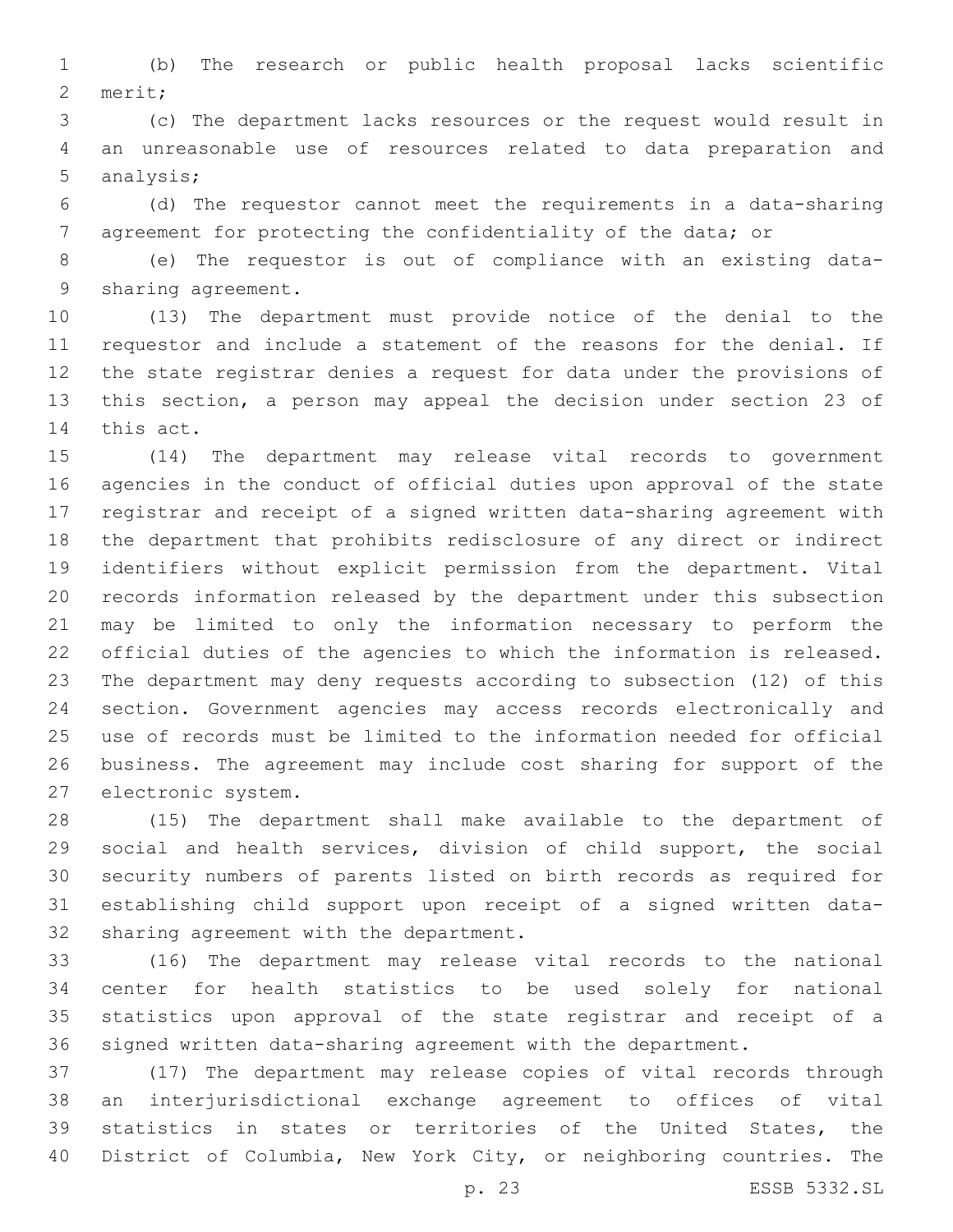(b) The research or public health proposal lacks scientific merit;

(c) The department lacks resources or the request would result in an unreasonable use of resources related to data preparation and analysis;

(d) The requestor cannot meet the requirements in a data-sharing agreement for protecting the confidentiality of the data; or

(e) The requestor is out of compliance with an existing data-sharing agreement.

(13) The department must provide notice of the denial to the requestor and include a statement of the reasons for the denial. If the state registrar denies a request for data under the provisions of this section, a person may appeal the decision under section 23 of this act.

(14) The department may release vital records to government agencies in the conduct of official duties upon approval of the state registrar and receipt of a signed written data-sharing agreement with the department that prohibits redisclosure of any direct or indirect identifiers without explicit permission from the department. Vital records information released by the department under this subsection may be limited to only the information necessary to perform the official duties of the agencies to which the information is released. The department may deny requests according to subsection (12) of this section. Government agencies may access records electronically and use of records must be limited to the information needed for official business. The agreement may include cost sharing for support of the electronic system.

(15) The department shall make available to the department of social and health services, division of child support, the social security numbers of parents listed on birth records as required for establishing child support upon receipt of a signed written data-sharing agreement with the department.

(16) The department may release vital records to the national center for health statistics to be used solely for national statistics upon approval of the state registrar and receipt of a signed written data-sharing agreement with the department.

(17) The department may release copies of vital records through an interjurisdictional exchange agreement to offices of vital statistics in states or territories of the United States, the District of Columbia, New York City, or neighboring countries. The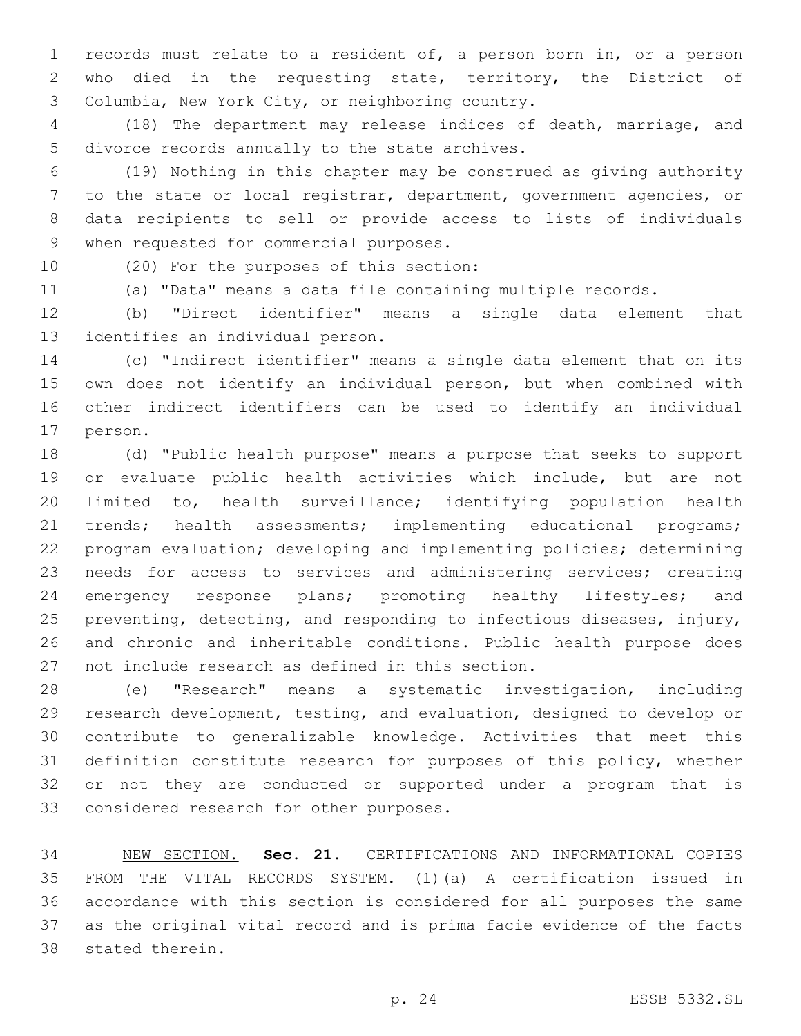records must relate to a resident of, a person born in, or a person who died in the requesting state, territory, the District of Columbia, New York City, or neighboring country.

(18) The department may release indices of death, marriage, and divorce records annually to the state archives.

(19) Nothing in this chapter may be construed as giving authority to the state or local registrar, department, government agencies, or data recipients to sell or provide access to lists of individuals when requested for commercial purposes.

(20) For the purposes of this section:

(a) "Data" means a data file containing multiple records.

(b) "Direct identifier" means a single data element that identifies an individual person.

(c) "Indirect identifier" means a single data element that on its own does not identify an individual person, but when combined with other indirect identifiers can be used to identify an individual person.

(d) "Public health purpose" means a purpose that seeks to support or evaluate public health activities which include, but are not limited to, health surveillance; identifying population health trends; health assessments; implementing educational programs; program evaluation; developing and implementing policies; determining needs for access to services and administering services; creating emergency response plans; promoting healthy lifestyles; and preventing, detecting, and responding to infectious diseases, injury, and chronic and inheritable conditions. Public health purpose does not include research as defined in this section.

(e) "Research" means a systematic investigation, including research development, testing, and evaluation, designed to develop or contribute to generalizable knowledge. Activities that meet this definition constitute research for purposes of this policy, whether or not they are conducted or supported under a program that is considered research for other purposes.

NEW SECTION. **Sec. 21.** CERTIFICATIONS AND INFORMATIONAL COPIES FROM THE VITAL RECORDS SYSTEM. (1)(a) A certification issued in accordance with this section is considered for all purposes the same as the original vital record and is prima facie evidence of the facts stated therein.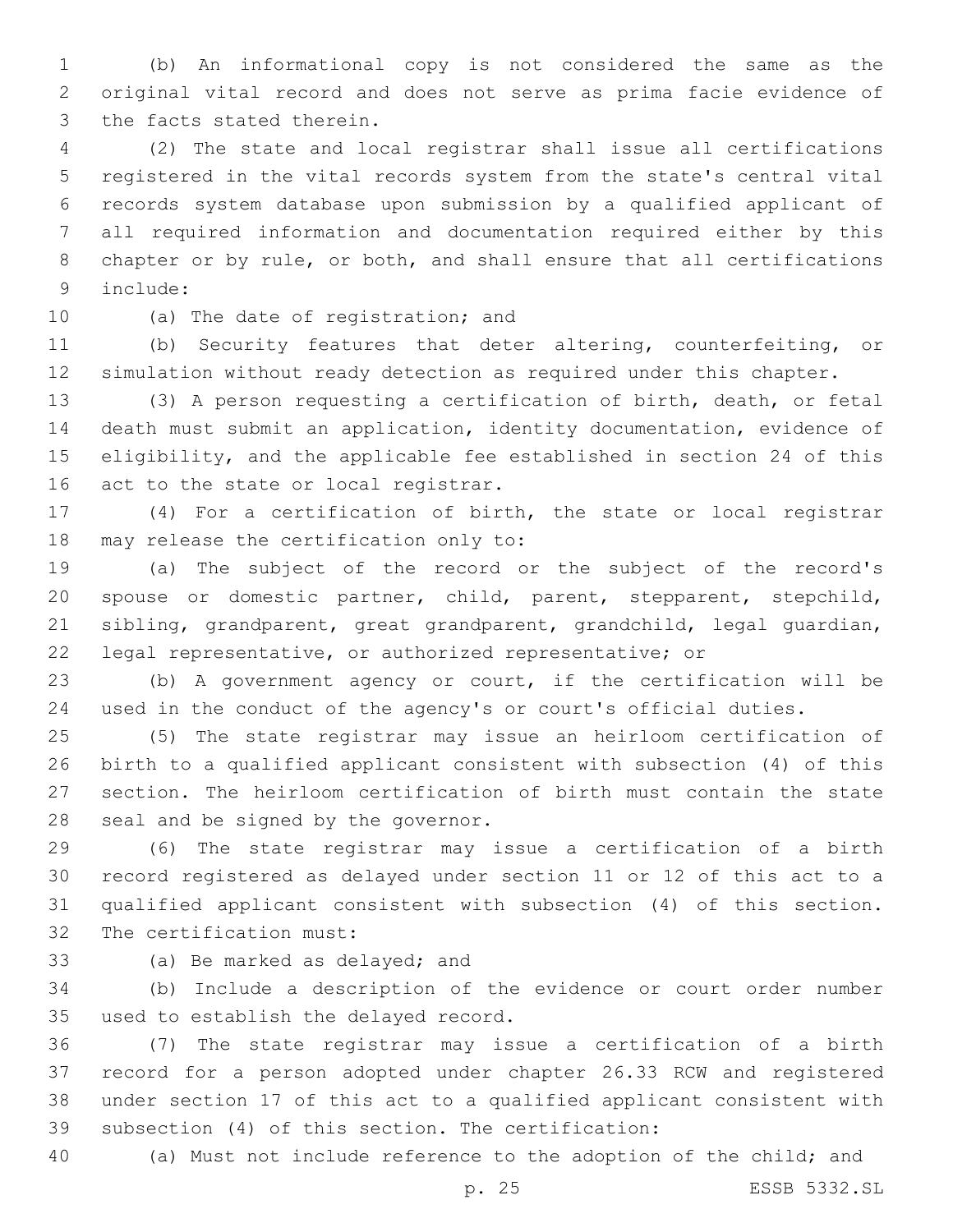(b) An informational copy is not considered the same as the original vital record and does not serve as prima facie evidence of the facts stated therein.

(2) The state and local registrar shall issue all certifications registered in the vital records system from the state's central vital records system database upon submission by a qualified applicant of all required information and documentation required either by this chapter or by rule, or both, and shall ensure that all certifications include:

(a) The date of registration; and

(b) Security features that deter altering, counterfeiting, or simulation without ready detection as required under this chapter.

(3) A person requesting a certification of birth, death, or fetal death must submit an application, identity documentation, evidence of eligibility, and the applicable fee established in section 24 of this act to the state or local registrar.

(4) For a certification of birth, the state or local registrar may release the certification only to:

(a) The subject of the record or the subject of the record's spouse or domestic partner, child, parent, stepparent, stepchild, sibling, grandparent, great grandparent, grandchild, legal guardian, legal representative, or authorized representative; or

(b) A government agency or court, if the certification will be used in the conduct of the agency's or court's official duties.

(5) The state registrar may issue an heirloom certification of birth to a qualified applicant consistent with subsection (4) of this section. The heirloom certification of birth must contain the state seal and be signed by the governor.

(6) The state registrar may issue a certification of a birth record registered as delayed under section 11 or 12 of this act to a qualified applicant consistent with subsection (4) of this section. The certification must:

(a) Be marked as delayed; and

(b) Include a description of the evidence or court order number used to establish the delayed record.

(7) The state registrar may issue a certification of a birth record for a person adopted under chapter 26.33 RCW and registered under section 17 of this act to a qualified applicant consistent with subsection (4) of this section. The certification:

(a) Must not include reference to the adoption of the child; and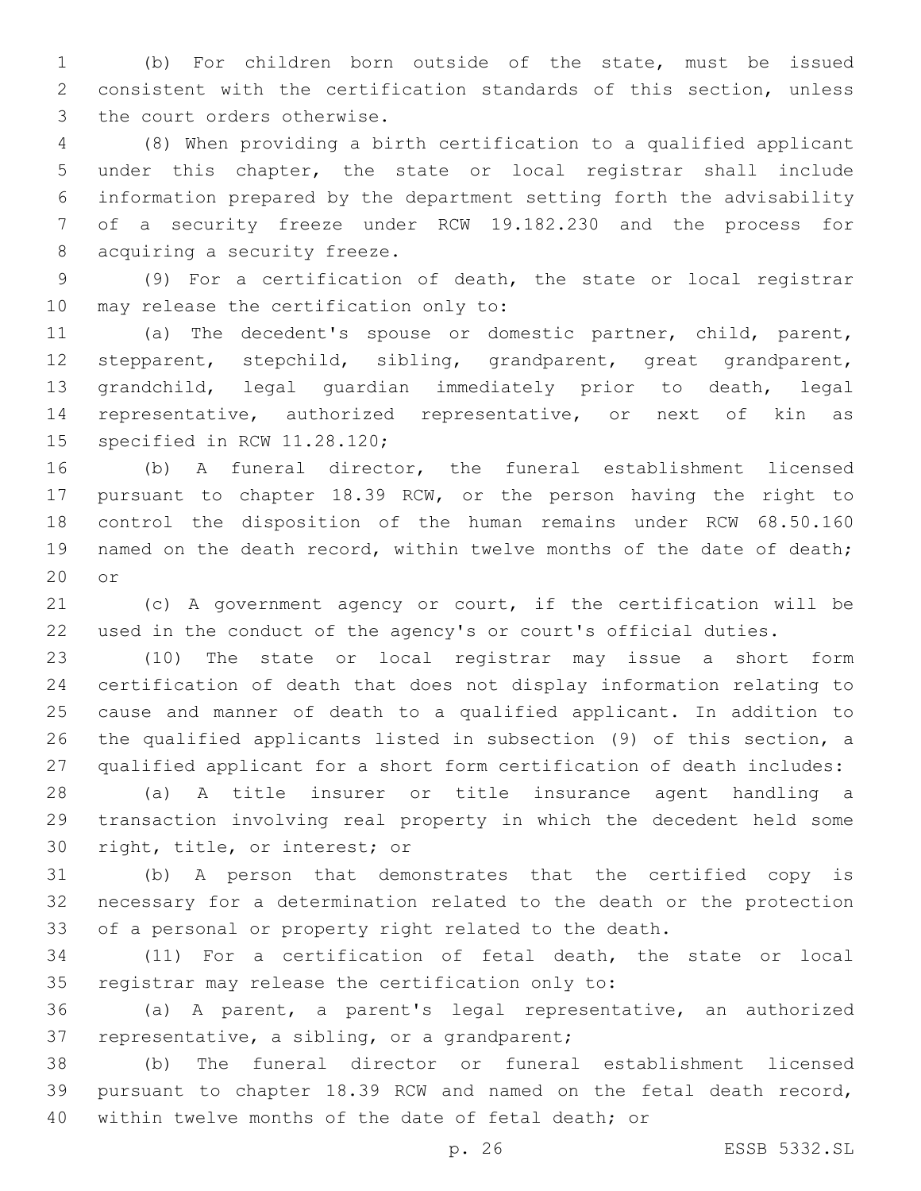(b) For children born outside of the state, must be issued consistent with the certification standards of this section, unless the court orders otherwise.

(8) When providing a birth certification to a qualified applicant under this chapter, the state or local registrar shall include information prepared by the department setting forth the advisability of a security freeze under RCW 19.182.230 and the process for acquiring a security freeze.

(9) For a certification of death, the state or local registrar may release the certification only to:

(a) The decedent's spouse or domestic partner, child, parent, stepparent, stepchild, sibling, grandparent, great grandparent, grandchild, legal guardian immediately prior to death, legal representative, authorized representative, or next of kin as specified in RCW 11.28.120;

(b) A funeral director, the funeral establishment licensed pursuant to chapter 18.39 RCW, or the person having the right to control the disposition of the human remains under RCW 68.50.160 named on the death record, within twelve months of the date of death; or

(c) A government agency or court, if the certification will be used in the conduct of the agency's or court's official duties.

(10) The state or local registrar may issue a short form certification of death that does not display information relating to cause and manner of death to a qualified applicant. In addition to the qualified applicants listed in subsection (9) of this section, a qualified applicant for a short form certification of death includes:

(a) A title insurer or title insurance agent handling a transaction involving real property in which the decedent held some right, title, or interest; or

(b) A person that demonstrates that the certified copy is necessary for a determination related to the death or the protection of a personal or property right related to the death.

(11) For a certification of fetal death, the state or local registrar may release the certification only to:

(a) A parent, a parent's legal representative, an authorized representative, a sibling, or a grandparent;

(b) The funeral director or funeral establishment licensed pursuant to chapter 18.39 RCW and named on the fetal death record, within twelve months of the date of fetal death; or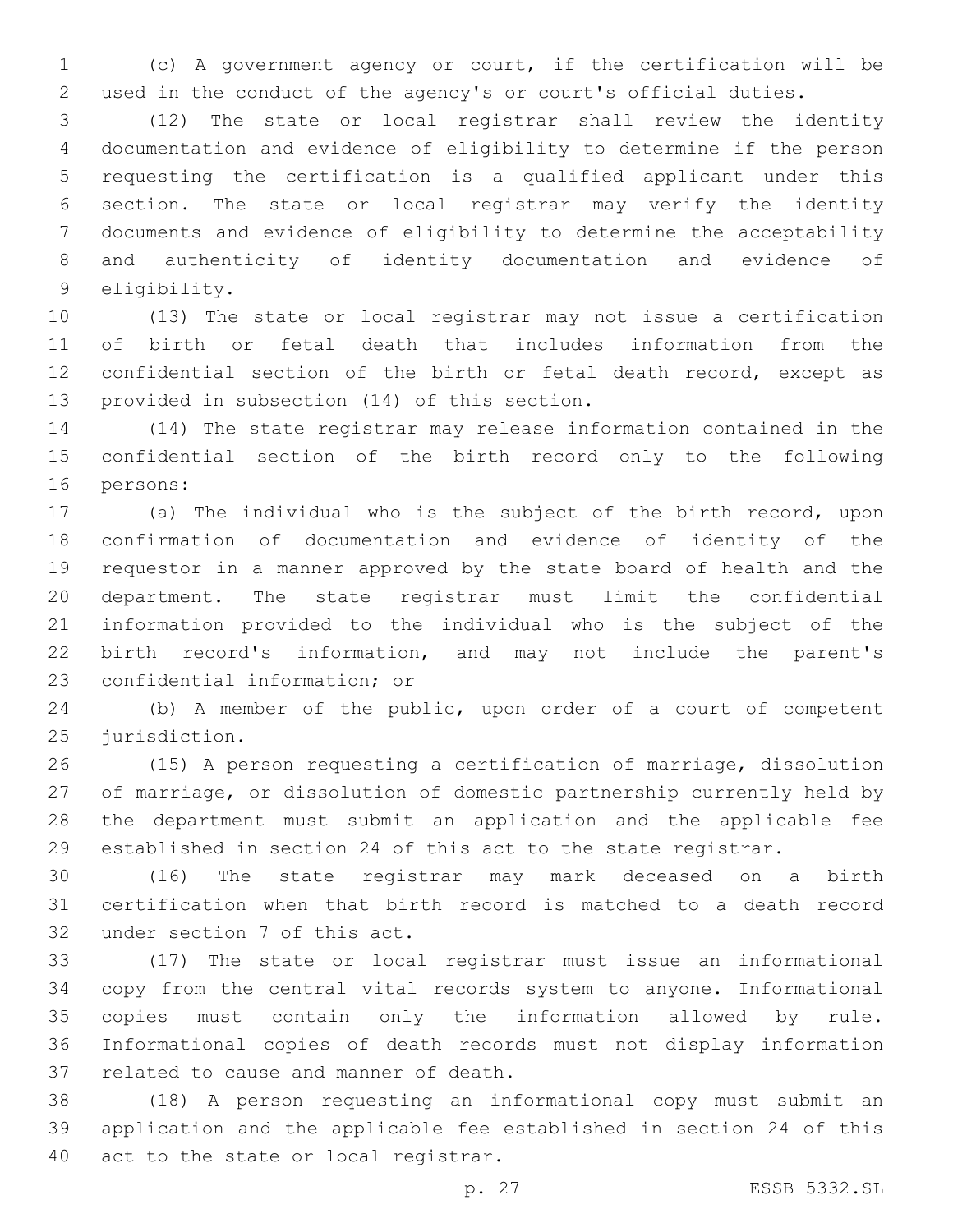(c) A government agency or court, if the certification will be used in the conduct of the agency's or court's official duties.

(12) The state or local registrar shall review the identity documentation and evidence of eligibility to determine if the person requesting the certification is a qualified applicant under this section. The state or local registrar may verify the identity documents and evidence of eligibility to determine the acceptability and authenticity of identity documentation and evidence of eligibility.

(13) The state or local registrar may not issue a certification of birth or fetal death that includes information from the confidential section of the birth or fetal death record, except as provided in subsection (14) of this section.

(14) The state registrar may release information contained in the confidential section of the birth record only to the following persons:

(a) The individual who is the subject of the birth record, upon confirmation of documentation and evidence of identity of the requestor in a manner approved by the state board of health and the department. The state registrar must limit the confidential information provided to the individual who is the subject of the birth record's information, and may not include the parent's confidential information; or

(b) A member of the public, upon order of a court of competent jurisdiction.

(15) A person requesting a certification of marriage, dissolution of marriage, or dissolution of domestic partnership currently held by the department must submit an application and the applicable fee established in section 24 of this act to the state registrar.

(16) The state registrar may mark deceased on a birth certification when that birth record is matched to a death record under section 7 of this act.

(17) The state or local registrar must issue an informational copy from the central vital records system to anyone. Informational copies must contain only the information allowed by rule. Informational copies of death records must not display information related to cause and manner of death.

(18) A person requesting an informational copy must submit an application and the applicable fee established in section 24 of this act to the state or local registrar.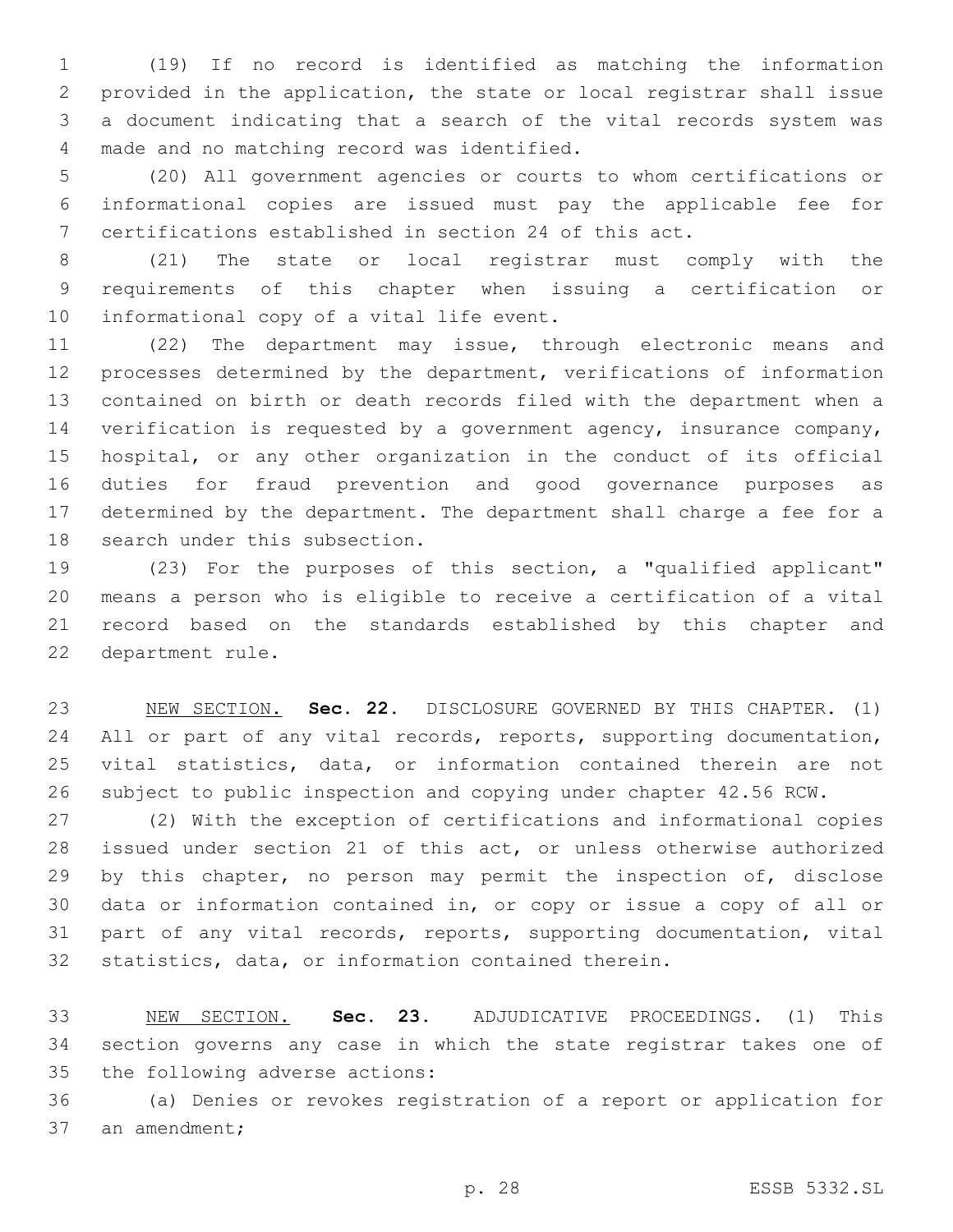(19) If no record is identified as matching the information provided in the application, the state or local registrar shall issue a document indicating that a search of the vital records system was made and no matching record was identified.

(20) All government agencies or courts to whom certifications or informational copies are issued must pay the applicable fee for certifications established in section 24 of this act.

(21) The state or local registrar must comply with the requirements of this chapter when issuing a certification or informational copy of a vital life event.

(22) The department may issue, through electronic means and processes determined by the department, verifications of information contained on birth or death records filed with the department when a verification is requested by a government agency, insurance company, hospital, or any other organization in the conduct of its official duties for fraud prevention and good governance purposes as determined by the department. The department shall charge a fee for a search under this subsection.

(23) For the purposes of this section, a "qualified applicant" means a person who is eligible to receive a certification of a vital record based on the standards established by this chapter and department rule.

NEW SECTION. **Sec. 22.** DISCLOSURE GOVERNED BY THIS CHAPTER. (1) All or part of any vital records, reports, supporting documentation, vital statistics, data, or information contained therein are not subject to public inspection and copying under chapter 42.56 RCW.

(2) With the exception of certifications and informational copies issued under section 21 of this act, or unless otherwise authorized by this chapter, no person may permit the inspection of, disclose data or information contained in, or copy or issue a copy of all or part of any vital records, reports, supporting documentation, vital statistics, data, or information contained therein.

NEW SECTION. **Sec. 23.** ADJUDICATIVE PROCEEDINGS. (1) This section governs any case in which the state registrar takes one of the following adverse actions:

(a) Denies or revokes registration of a report or application for an amendment;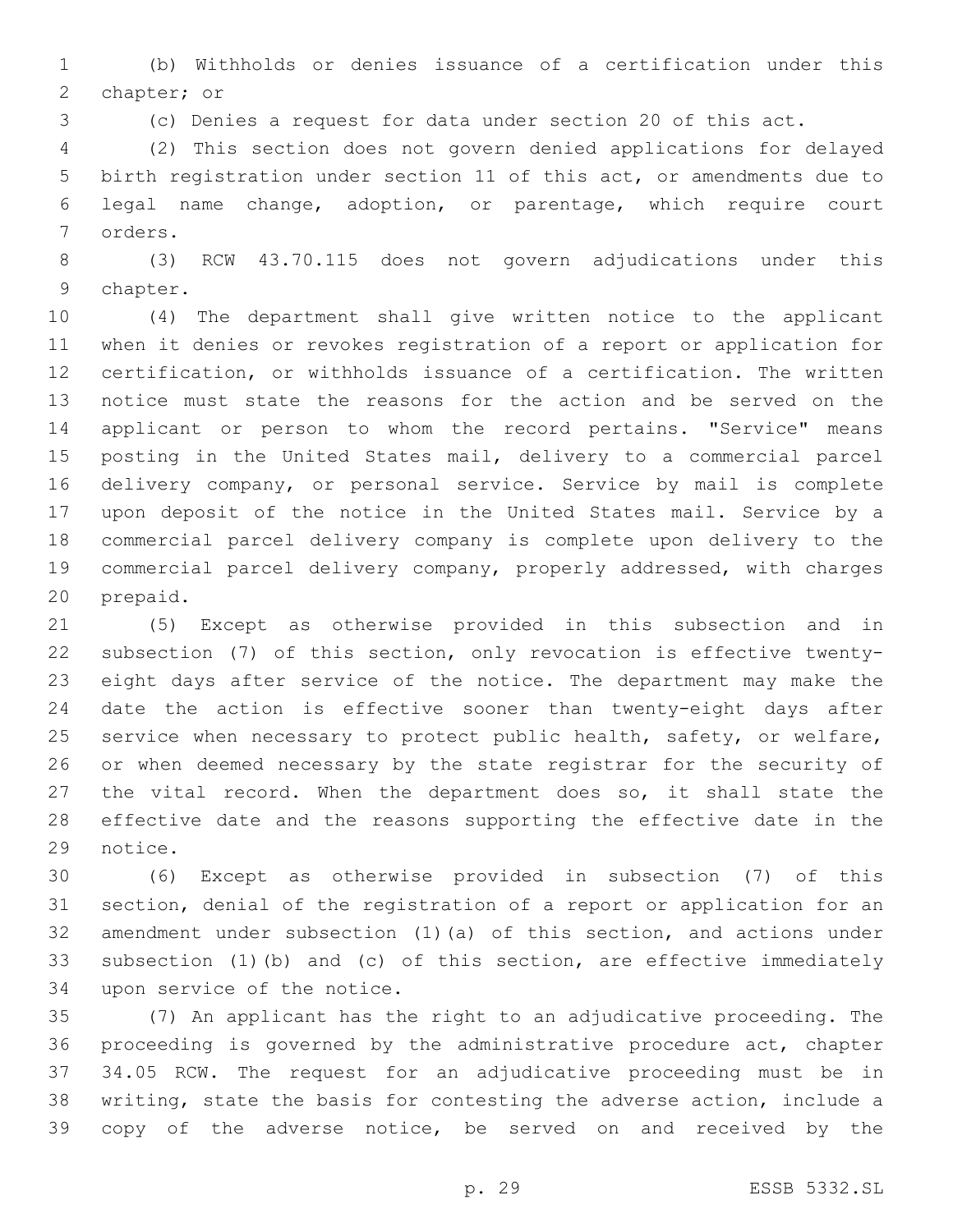(b) Withholds or denies issuance of a certification under this chapter; or

(c) Denies a request for data under section 20 of this act.

(2) This section does not govern denied applications for delayed birth registration under section 11 of this act, or amendments due to legal name change, adoption, or parentage, which require court orders.

(3) RCW 43.70.115 does not govern adjudications under this chapter.

(4) The department shall give written notice to the applicant when it denies or revokes registration of a report or application for certification, or withholds issuance of a certification. The written notice must state the reasons for the action and be served on the applicant or person to whom the record pertains. "Service" means posting in the United States mail, delivery to a commercial parcel delivery company, or personal service. Service by mail is complete upon deposit of the notice in the United States mail. Service by a commercial parcel delivery company is complete upon delivery to the commercial parcel delivery company, properly addressed, with charges prepaid.

(5) Except as otherwise provided in this subsection and in subsection (7) of this section, only revocation is effective twenty-eight days after service of the notice. The department may make the date the action is effective sooner than twenty-eight days after service when necessary to protect public health, safety, or welfare, or when deemed necessary by the state registrar for the security of the vital record. When the department does so, it shall state the effective date and the reasons supporting the effective date in the notice.

(6) Except as otherwise provided in subsection (7) of this section, denial of the registration of a report or application for an amendment under subsection (1)(a) of this section, and actions under subsection (1)(b) and (c) of this section, are effective immediately upon service of the notice.

(7) An applicant has the right to an adjudicative proceeding. The proceeding is governed by the administrative procedure act, chapter 34.05 RCW. The request for an adjudicative proceeding must be in writing, state the basis for contesting the adverse action, include a copy of the adverse notice, be served on and received by the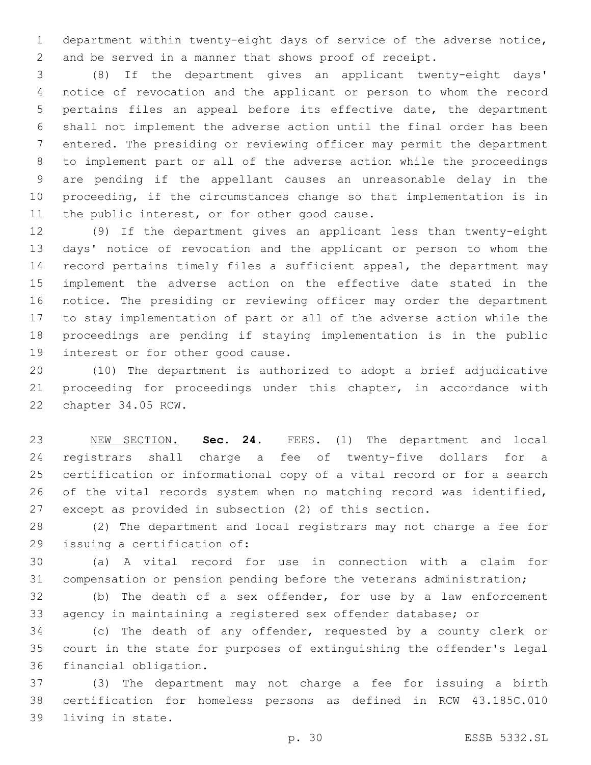department within twenty-eight days of service of the adverse notice, and be served in a manner that shows proof of receipt.

(8) If the department gives an applicant twenty-eight days' notice of revocation and the applicant or person to whom the record pertains files an appeal before its effective date, the department shall not implement the adverse action until the final order has been entered. The presiding or reviewing officer may permit the department to implement part or all of the adverse action while the proceedings are pending if the appellant causes an unreasonable delay in the proceeding, if the circumstances change so that implementation is in the public interest, or for other good cause.

(9) If the department gives an applicant less than twenty-eight days' notice of revocation and the applicant or person to whom the record pertains timely files a sufficient appeal, the department may implement the adverse action on the effective date stated in the notice. The presiding or reviewing officer may order the department to stay implementation of part or all of the adverse action while the proceedings are pending if staying implementation is in the public interest or for other good cause.

(10) The department is authorized to adopt a brief adjudicative proceeding for proceedings under this chapter, in accordance with chapter 34.05 RCW.

NEW SECTION. **Sec. 24.** FEES. (1) The department and local registrars shall charge a fee of twenty-five dollars for a certification or informational copy of a vital record or for a search of the vital records system when no matching record was identified, except as provided in subsection (2) of this section.

(2) The department and local registrars may not charge a fee for issuing a certification of:

(a) A vital record for use in connection with a claim for compensation or pension pending before the veterans administration;

(b) The death of a sex offender, for use by a law enforcement agency in maintaining a registered sex offender database; or

(c) The death of any offender, requested by a county clerk or court in the state for purposes of extinguishing the offender's legal financial obligation.

(3) The department may not charge a fee for issuing a birth certification for homeless persons as defined in RCW 43.185C.010 living in state.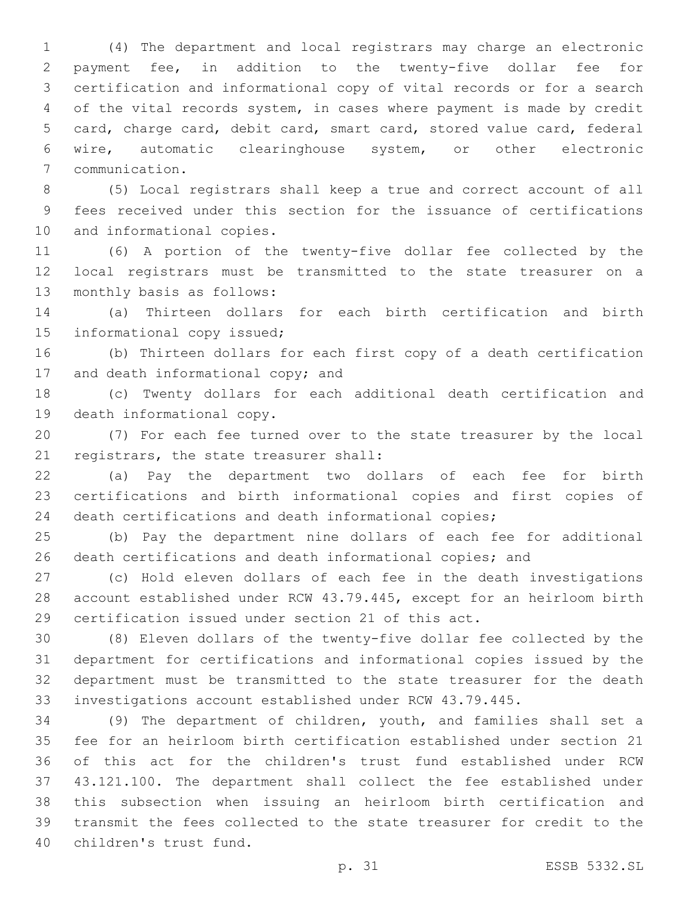(4) The department and local registrars may charge an electronic payment fee, in addition to the twenty-five dollar fee for certification and informational copy of vital records or for a search of the vital records system, in cases where payment is made by credit card, charge card, debit card, smart card, stored value card, federal wire, automatic clearinghouse system, or other electronic communication.

(5) Local registrars shall keep a true and correct account of all fees received under this section for the issuance of certifications and informational copies.

(6) A portion of the twenty-five dollar fee collected by the local registrars must be transmitted to the state treasurer on a monthly basis as follows:

(a) Thirteen dollars for each birth certification and birth informational copy issued;

(b) Thirteen dollars for each first copy of a death certification and death informational copy; and

(c) Twenty dollars for each additional death certification and death informational copy.

(7) For each fee turned over to the state treasurer by the local registrars, the state treasurer shall:

(a) Pay the department two dollars of each fee for birth certifications and birth informational copies and first copies of death certifications and death informational copies;

(b) Pay the department nine dollars of each fee for additional death certifications and death informational copies; and

(c) Hold eleven dollars of each fee in the death investigations account established under RCW 43.79.445, except for an heirloom birth certification issued under section 21 of this act.

(8) Eleven dollars of the twenty-five dollar fee collected by the department for certifications and informational copies issued by the department must be transmitted to the state treasurer for the death investigations account established under RCW 43.79.445.

(9) The department of children, youth, and families shall set a fee for an heirloom birth certification established under section 21 of this act for the children's trust fund established under RCW 43.121.100. The department shall collect the fee established under this subsection when issuing an heirloom birth certification and transmit the fees collected to the state treasurer for credit to the children's trust fund.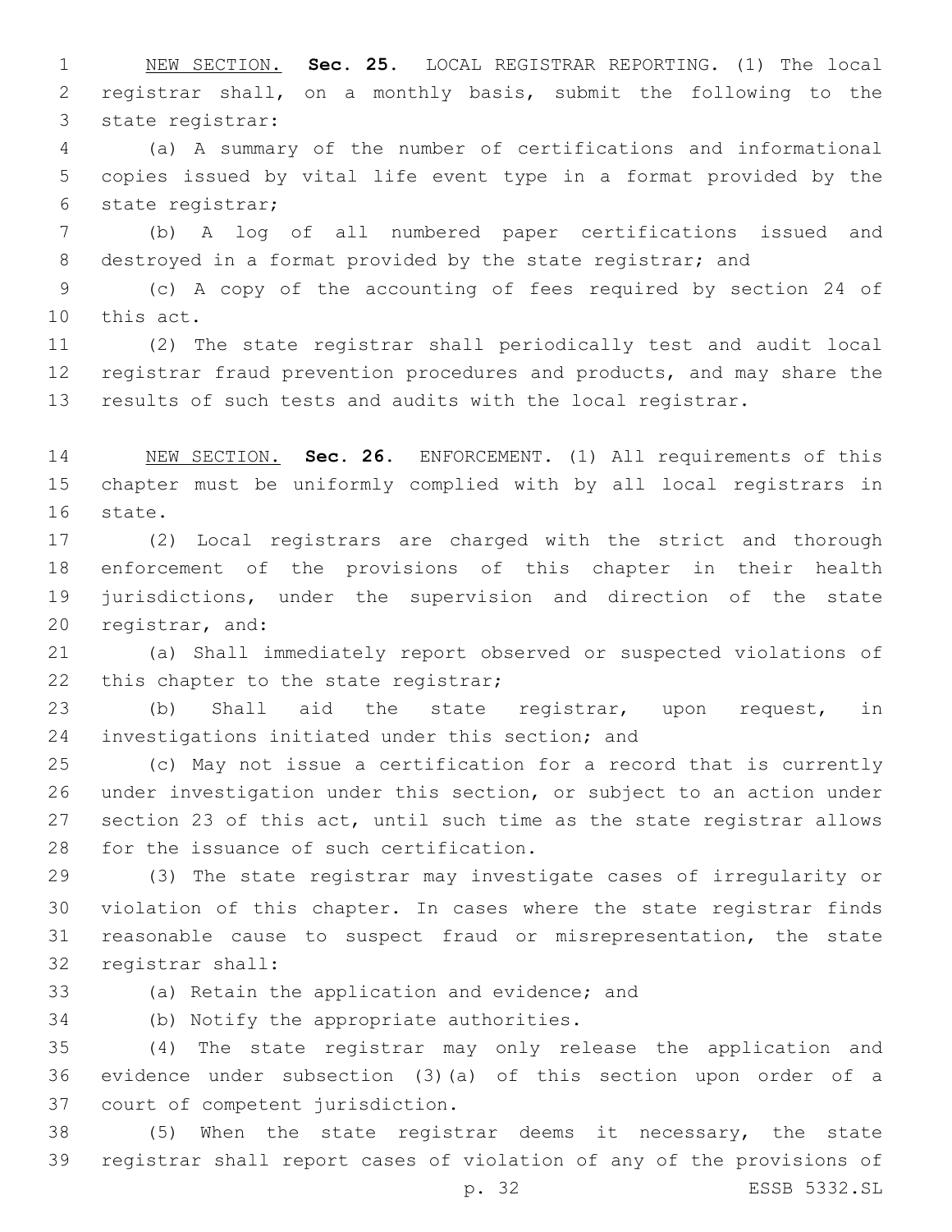NEW SECTION. **Sec. 25.** LOCAL REGISTRAR REPORTING. (1) The local registrar shall, on a monthly basis, submit the following to the state registrar:

(a) A summary of the number of certifications and informational copies issued by vital life event type in a format provided by the state registrar;

(b) A log of all numbered paper certifications issued and destroyed in a format provided by the state registrar; and

(c) A copy of the accounting of fees required by section 24 of this act.

(2) The state registrar shall periodically test and audit local registrar fraud prevention procedures and products, and may share the results of such tests and audits with the local registrar.

NEW SECTION. **Sec. 26.** ENFORCEMENT. (1) All requirements of this chapter must be uniformly complied with by all local registrars in state.

(2) Local registrars are charged with the strict and thorough enforcement of the provisions of this chapter in their health jurisdictions, under the supervision and direction of the state registrar, and:

(a) Shall immediately report observed or suspected violations of this chapter to the state registrar;

(b) Shall aid the state registrar, upon request, in investigations initiated under this section; and

(c) May not issue a certification for a record that is currently under investigation under this section, or subject to an action under section 23 of this act, until such time as the state registrar allows for the issuance of such certification.

(3) The state registrar may investigate cases of irregularity or violation of this chapter. In cases where the state registrar finds reasonable cause to suspect fraud or misrepresentation, the state registrar shall:

(a) Retain the application and evidence; and

(b) Notify the appropriate authorities.

(4) The state registrar may only release the application and evidence under subsection (3)(a) of this section upon order of a court of competent jurisdiction.

(5) When the state registrar deems it necessary, the state registrar shall report cases of violation of any of the provisions of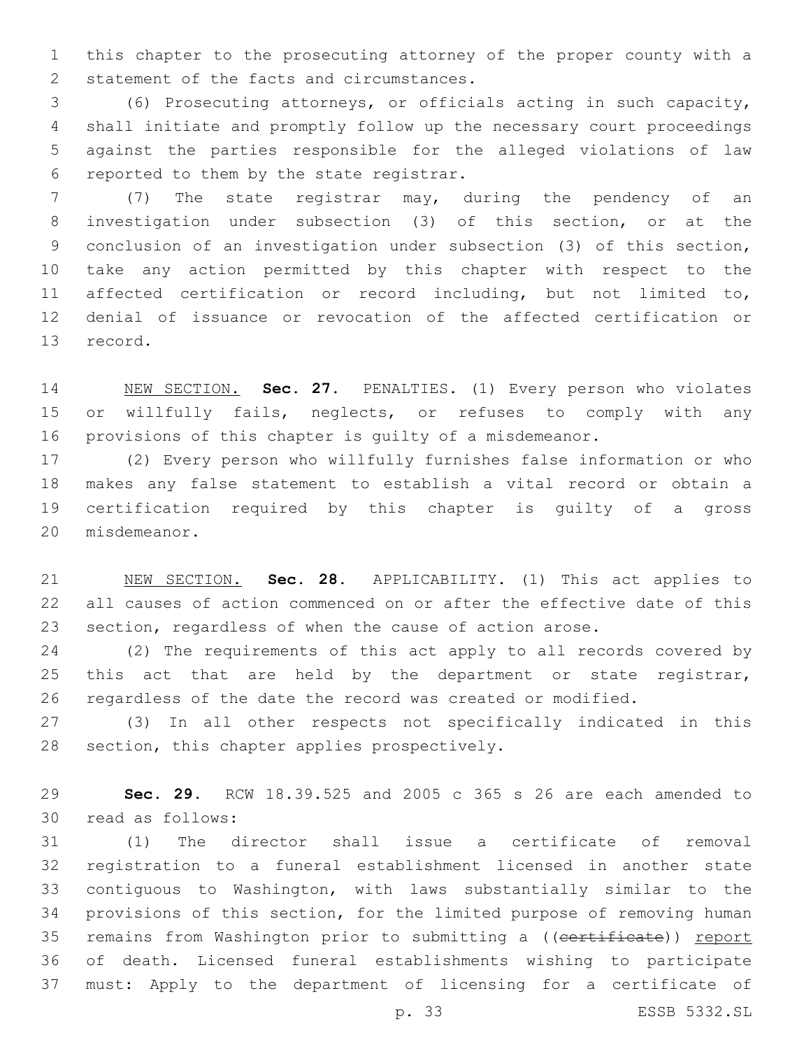this chapter to the prosecuting attorney of the proper county with a statement of the facts and circumstances.

(6) Prosecuting attorneys, or officials acting in such capacity, shall initiate and promptly follow up the necessary court proceedings against the parties responsible for the alleged violations of law reported to them by the state registrar.

(7) The state registrar may, during the pendency of an investigation under subsection (3) of this section, or at the conclusion of an investigation under subsection (3) of this section, take any action permitted by this chapter with respect to the affected certification or record including, but not limited to, denial of issuance or revocation of the affected certification or record.

NEW SECTION. **Sec. 27.** PENALTIES. (1) Every person who violates or willfully fails, neglects, or refuses to comply with any provisions of this chapter is guilty of a misdemeanor.

(2) Every person who willfully furnishes false information or who makes any false statement to establish a vital record or obtain a certification required by this chapter is guilty of a gross misdemeanor.

NEW SECTION. **Sec. 28.** APPLICABILITY. (1) This act applies to all causes of action commenced on or after the effective date of this section, regardless of when the cause of action arose.

(2) The requirements of this act apply to all records covered by this act that are held by the department or state registrar, regardless of the date the record was created or modified.

(3) In all other respects not specifically indicated in this section, this chapter applies prospectively.

**Sec. 29.** RCW 18.39.525 and 2005 c 365 s 26 are each amended to read as follows:

(1) The director shall issue a certificate of removal registration to a funeral establishment licensed in another state contiguous to Washington, with laws substantially similar to the provisions of this section, for the limited purpose of removing human remains from Washington prior to submitting a ((~~certificate~~)) report of death. Licensed funeral establishments wishing to participate must: Apply to the department of licensing for a certificate of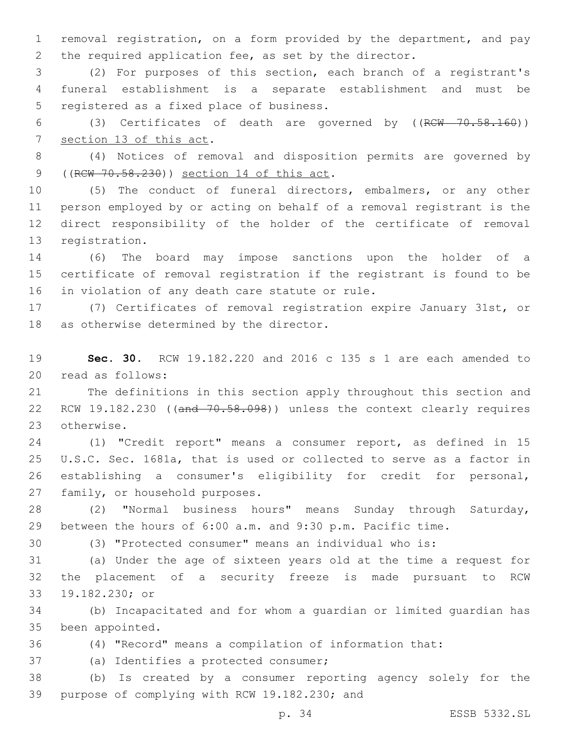removal registration, on a form provided by the department, and pay the required application fee, as set by the director.

(2) For purposes of this section, each branch of a registrant's funeral establishment is a separate establishment and must be registered as a fixed place of business.

(3) Certificates of death are governed by ((~~RCW 70.58.160~~)) section 13 of this act.

(4) Notices of removal and disposition permits are governed by ((~~RCW 70.58.230~~)) section 14 of this act.

(5) The conduct of funeral directors, embalmers, or any other person employed by or acting on behalf of a removal registrant is the direct responsibility of the holder of the certificate of removal registration.

(6) The board may impose sanctions upon the holder of a certificate of removal registration if the registrant is found to be in violation of any death care statute or rule.

(7) Certificates of removal registration expire January 31st, or as otherwise determined by the director.

**Sec. 30.** RCW 19.182.220 and 2016 c 135 s 1 are each amended to read as follows:

The definitions in this section apply throughout this section and RCW 19.182.230 ((~~and 70.58.098~~)) unless the context clearly requires otherwise.

(1) "Credit report" means a consumer report, as defined in 15 U.S.C. Sec. 1681a, that is used or collected to serve as a factor in establishing a consumer's eligibility for credit for personal, family, or household purposes.

(2) "Normal business hours" means Sunday through Saturday, between the hours of 6:00 a.m. and 9:30 p.m. Pacific time.

(3) "Protected consumer" means an individual who is:

(a) Under the age of sixteen years old at the time a request for the placement of a security freeze is made pursuant to RCW 19.182.230; or

(b) Incapacitated and for whom a guardian or limited guardian has been appointed.

(4) "Record" means a compilation of information that:

(a) Identifies a protected consumer;

(b) Is created by a consumer reporting agency solely for the purpose of complying with RCW 19.182.230; and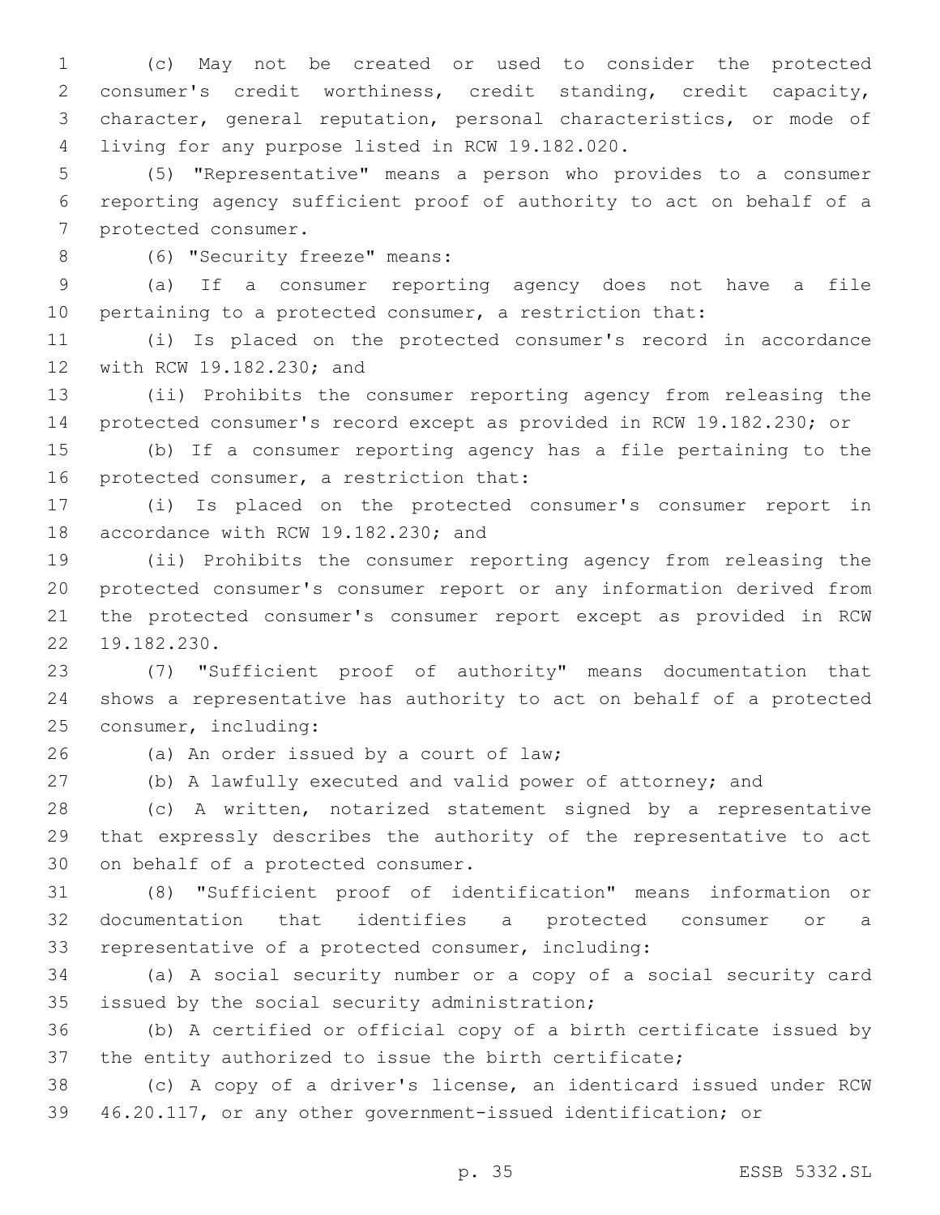(c) May not be created or used to consider the protected consumer's credit worthiness, credit standing, credit capacity, character, general reputation, personal characteristics, or mode of living for any purpose listed in RCW 19.182.020.

(5) "Representative" means a person who provides to a consumer reporting agency sufficient proof of authority to act on behalf of a protected consumer.

(6) "Security freeze" means:

(a) If a consumer reporting agency does not have a file pertaining to a protected consumer, a restriction that:

(i) Is placed on the protected consumer's record in accordance with RCW 19.182.230; and

(ii) Prohibits the consumer reporting agency from releasing the protected consumer's record except as provided in RCW 19.182.230; or

(b) If a consumer reporting agency has a file pertaining to the protected consumer, a restriction that:

(i) Is placed on the protected consumer's consumer report in accordance with RCW 19.182.230; and

(ii) Prohibits the consumer reporting agency from releasing the protected consumer's consumer report or any information derived from the protected consumer's consumer report except as provided in RCW 19.182.230.

(7) "Sufficient proof of authority" means documentation that shows a representative has authority to act on behalf of a protected consumer, including:

(a) An order issued by a court of law;

(b) A lawfully executed and valid power of attorney; and

(c) A written, notarized statement signed by a representative that expressly describes the authority of the representative to act on behalf of a protected consumer.

(8) "Sufficient proof of identification" means information or documentation that identifies a protected consumer or a representative of a protected consumer, including:

(a) A social security number or a copy of a social security card issued by the social security administration;

(b) A certified or official copy of a birth certificate issued by the entity authorized to issue the birth certificate;

(c) A copy of a driver's license, an identicard issued under RCW 46.20.117, or any other government-issued identification; or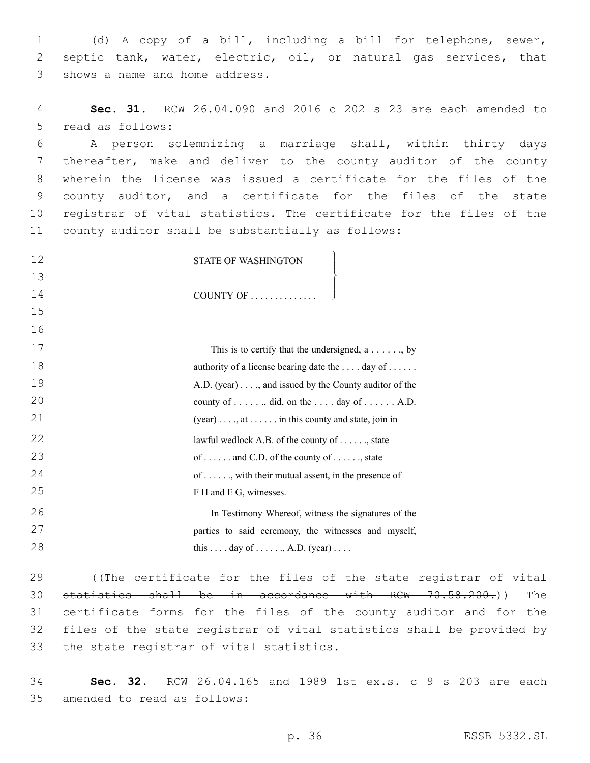(d) A copy of a bill, including a bill for telephone, sewer, septic tank, water, electric, oil, or natural gas services, that shows a name and home address.

**Sec. 31.** RCW 26.04.090 and 2016 c 202 s 23 are each amended to read as follows:

A person solemnizing a marriage shall, within thirty days thereafter, make and deliver to the county auditor of the county wherein the license was issued a certificate for the files of the county auditor, and a certificate for the files of the state registrar of vital statistics. The certificate for the files of the county auditor shall be substantially as follows:

STATE OF WASHINGTON }
COUNTY OF . . . . . . . . . . . . . }

This is to certify that the undersigned, a . . . . . ., by authority of a license bearing date the . . . . day of . . . . . . A.D. (year) . . . ., and issued by the County auditor of the county of . . . . . ., did, on the . . . . day of . . . . . . A.D. (year) . . . ., at . . . . . . in this county and state, join in lawful wedlock A.B. of the county of . . . . . ., state of . . . . . . and C.D. of the county of . . . . . ., state of . . . . . ., with their mutual assent, in the presence of F H and E G, witnesses.

In Testimony Whereof, witness the signatures of the parties to said ceremony, the witnesses and myself, this . . . . day of . . . . . ., A.D. (year) . . . .

((~~The certificate for the files of the state registrar of vital statistics shall be in accordance with RCW 70.58.200.~~)) The certificate forms for the files of the county auditor and for the files of the state registrar of vital statistics shall be provided by the state registrar of vital statistics.

**Sec. 32.** RCW 26.04.165 and 1989 1st ex.s. c 9 s 203 are each amended to read as follows: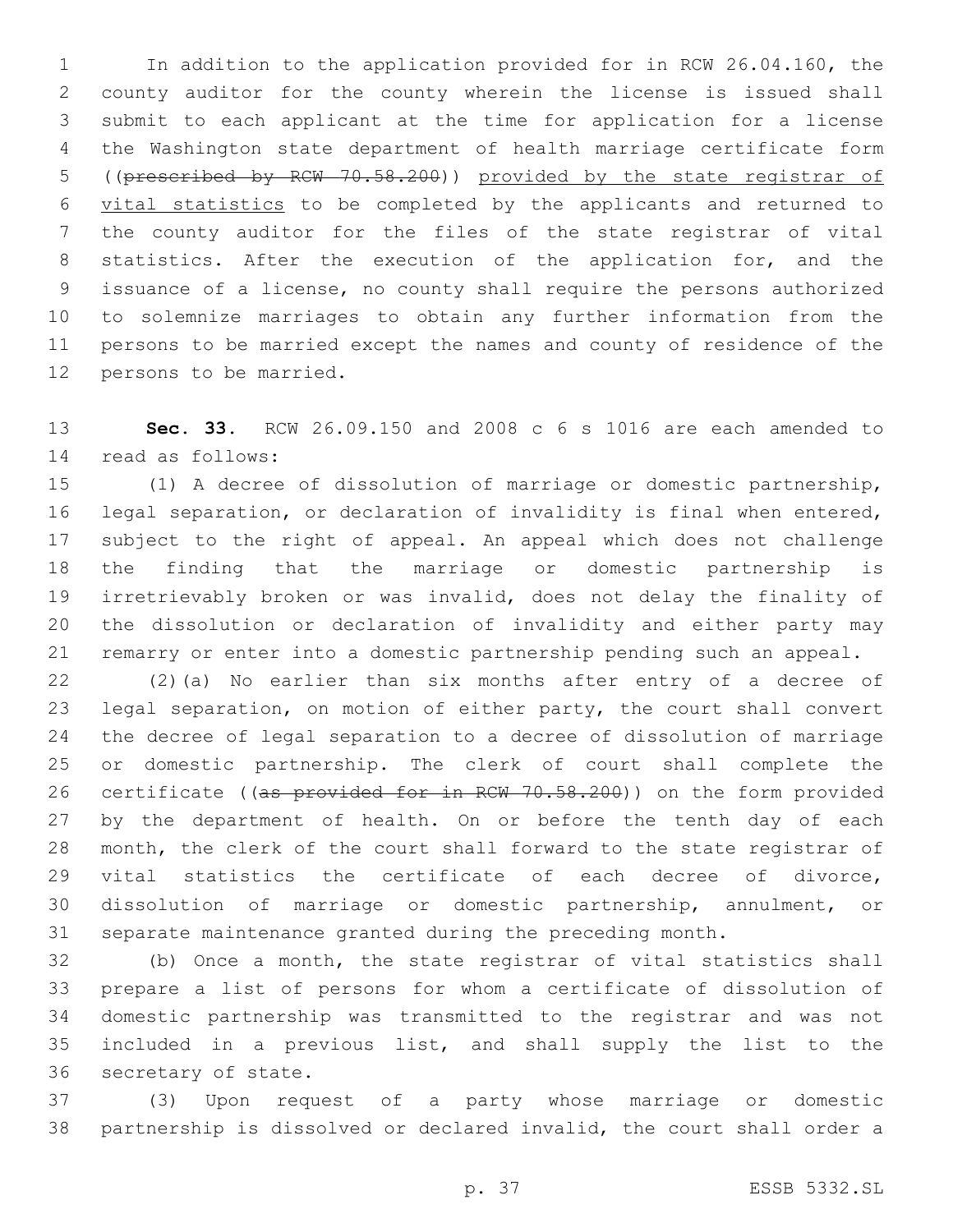In addition to the application provided for in RCW 26.04.160, the county auditor for the county wherein the license is issued shall submit to each applicant at the time for application for a license the Washington state department of health marriage certificate form ((~~prescribed by RCW 70.58.200~~)) provided by the state registrar of vital statistics to be completed by the applicants and returned to the county auditor for the files of the state registrar of vital statistics. After the execution of the application for, and the issuance of a license, no county shall require the persons authorized to solemnize marriages to obtain any further information from the persons to be married except the names and county of residence of the persons to be married.

**Sec. 33.** RCW 26.09.150 and 2008 c 6 s 1016 are each amended to read as follows:

(1) A decree of dissolution of marriage or domestic partnership, legal separation, or declaration of invalidity is final when entered, subject to the right of appeal. An appeal which does not challenge the finding that the marriage or domestic partnership is irretrievably broken or was invalid, does not delay the finality of the dissolution or declaration of invalidity and either party may remarry or enter into a domestic partnership pending such an appeal.

(2)(a) No earlier than six months after entry of a decree of legal separation, on motion of either party, the court shall convert the decree of legal separation to a decree of dissolution of marriage or domestic partnership. The clerk of court shall complete the certificate ((~~as provided for in RCW 70.58.200~~)) on the form provided by the department of health. On or before the tenth day of each month, the clerk of the court shall forward to the state registrar of vital statistics the certificate of each decree of divorce, dissolution of marriage or domestic partnership, annulment, or separate maintenance granted during the preceding month.

(b) Once a month, the state registrar of vital statistics shall prepare a list of persons for whom a certificate of dissolution of domestic partnership was transmitted to the registrar and was not included in a previous list, and shall supply the list to the secretary of state.

(3) Upon request of a party whose marriage or domestic partnership is dissolved or declared invalid, the court shall order a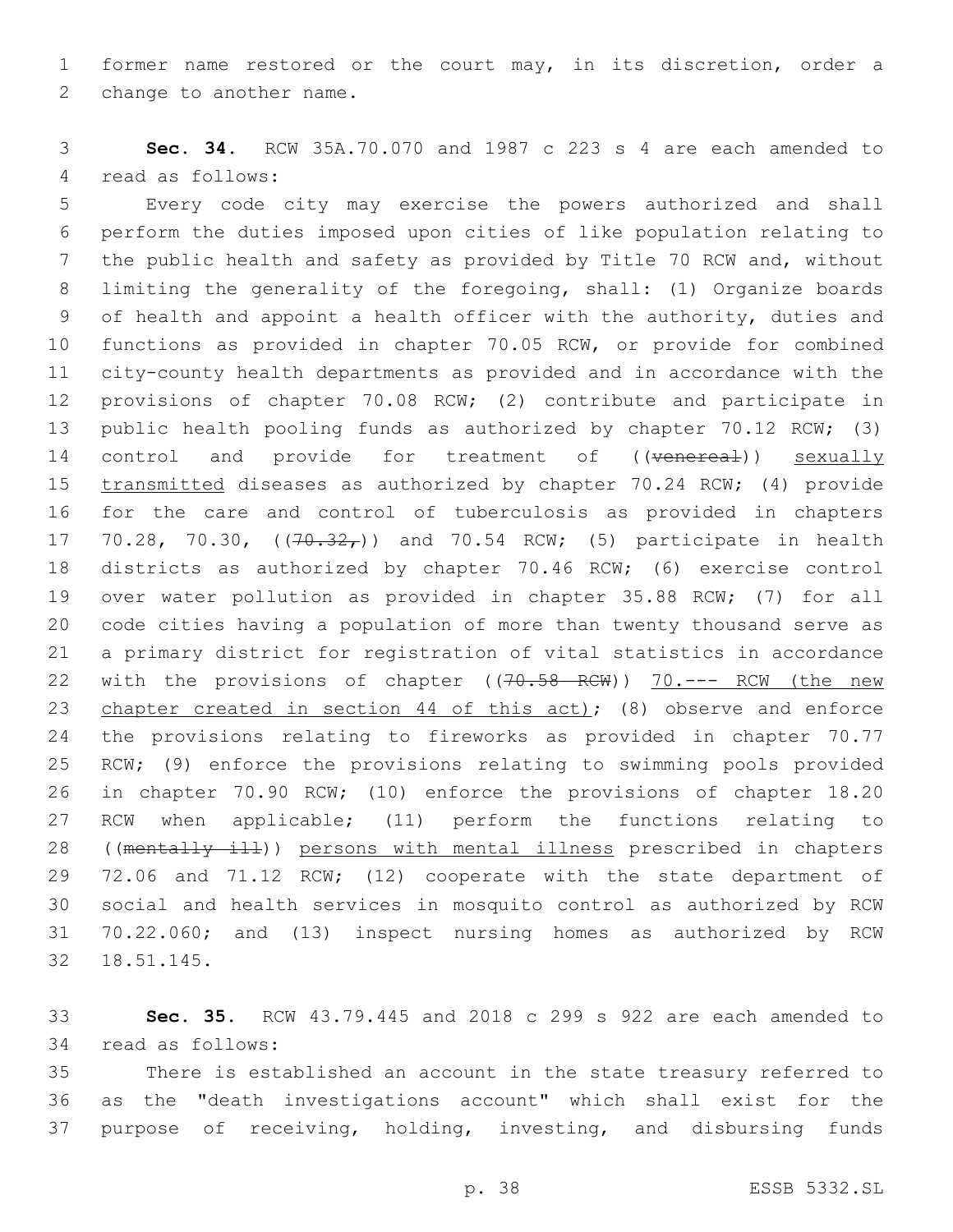former name restored or the court may, in its discretion, order a change to another name.

**Sec. 34.** RCW 35A.70.070 and 1987 c 223 s 4 are each amended to read as follows:

Every code city may exercise the powers authorized and shall perform the duties imposed upon cities of like population relating to the public health and safety as provided by Title 70 RCW and, without limiting the generality of the foregoing, shall: (1) Organize boards of health and appoint a health officer with the authority, duties and functions as provided in chapter 70.05 RCW, or provide for combined city-county health departments as provided and in accordance with the provisions of chapter 70.08 RCW; (2) contribute and participate in public health pooling funds as authorized by chapter 70.12 RCW; (3) control and provide for treatment of ((~~venereal~~)) sexually transmitted diseases as authorized by chapter 70.24 RCW; (4) provide for the care and control of tuberculosis as provided in chapters 70.28, 70.30, ((~~70.32,~~)) and 70.54 RCW; (5) participate in health districts as authorized by chapter 70.46 RCW; (6) exercise control over water pollution as provided in chapter 35.88 RCW; (7) for all code cities having a population of more than twenty thousand serve as a primary district for registration of vital statistics in accordance with the provisions of chapter ((~~70.58 RCW~~)) 70.--- RCW (the new chapter created in section 44 of this act); (8) observe and enforce the provisions relating to fireworks as provided in chapter 70.77 RCW; (9) enforce the provisions relating to swimming pools provided in chapter 70.90 RCW; (10) enforce the provisions of chapter 18.20 RCW when applicable; (11) perform the functions relating to ((~~mentally ill~~)) persons with mental illness prescribed in chapters 72.06 and 71.12 RCW; (12) cooperate with the state department of social and health services in mosquito control as authorized by RCW 70.22.060; and (13) inspect nursing homes as authorized by RCW 18.51.145.

**Sec. 35.** RCW 43.79.445 and 2018 c 299 s 922 are each amended to read as follows:

There is established an account in the state treasury referred to as the "death investigations account" which shall exist for the purpose of receiving, holding, investing, and disbursing funds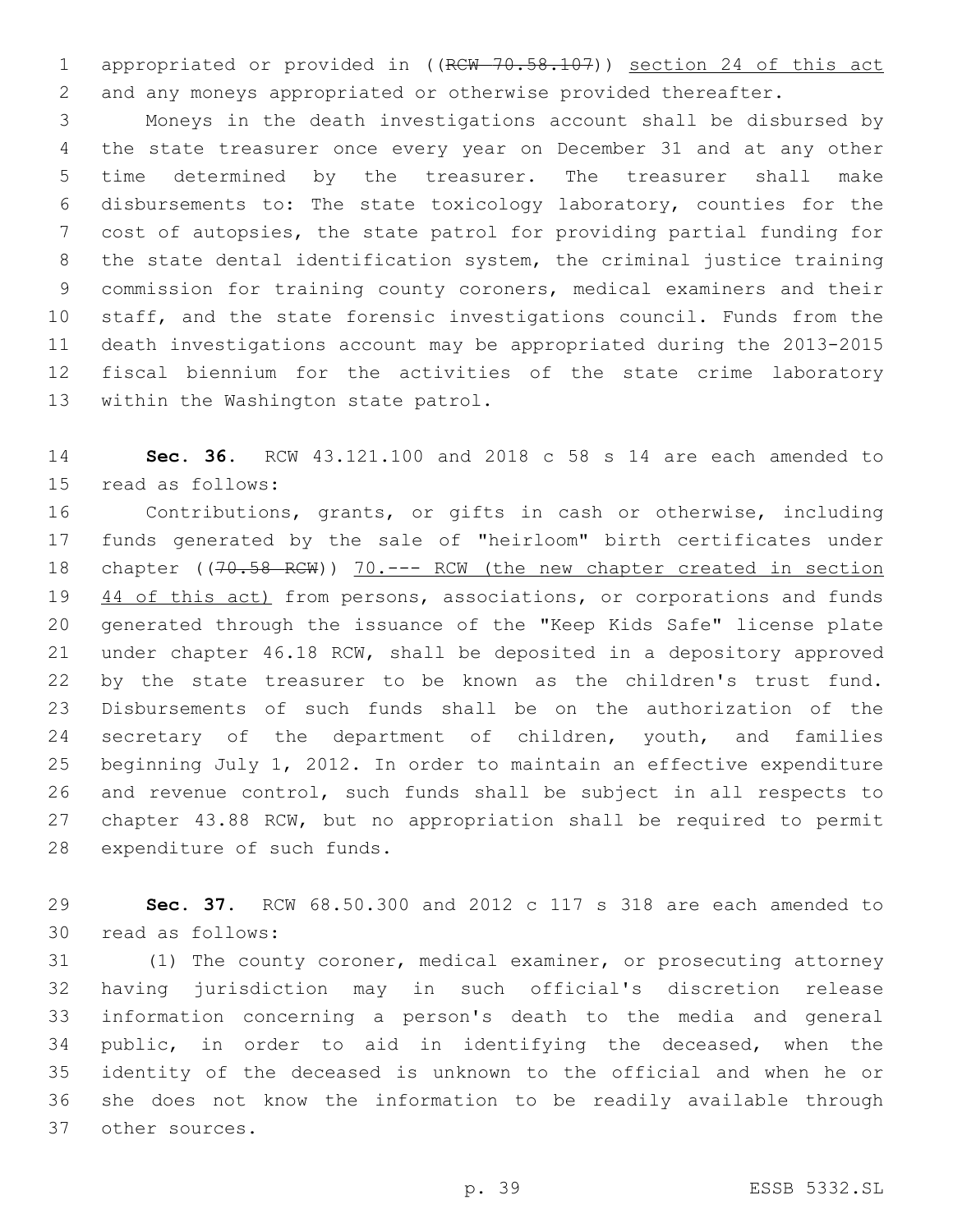appropriated or provided in ((~~RCW 70.58.107~~)) section 24 of this act and any moneys appropriated or otherwise provided thereafter.

Moneys in the death investigations account shall be disbursed by the state treasurer once every year on December 31 and at any other time determined by the treasurer. The treasurer shall make disbursements to: The state toxicology laboratory, counties for the cost of autopsies, the state patrol for providing partial funding for the state dental identification system, the criminal justice training commission for training county coroners, medical examiners and their staff, and the state forensic investigations council. Funds from the death investigations account may be appropriated during the 2013-2015 fiscal biennium for the activities of the state crime laboratory within the Washington state patrol.

**Sec. 36.** RCW 43.121.100 and 2018 c 58 s 14 are each amended to read as follows:

Contributions, grants, or gifts in cash or otherwise, including funds generated by the sale of "heirloom" birth certificates under chapter ((~~70.58 RCW~~)) 70.--- RCW (the new chapter created in section 44 of this act) from persons, associations, or corporations and funds generated through the issuance of the "Keep Kids Safe" license plate under chapter 46.18 RCW, shall be deposited in a depository approved by the state treasurer to be known as the children's trust fund. Disbursements of such funds shall be on the authorization of the secretary of the department of children, youth, and families beginning July 1, 2012. In order to maintain an effective expenditure and revenue control, such funds shall be subject in all respects to chapter 43.88 RCW, but no appropriation shall be required to permit expenditure of such funds.

**Sec. 37.** RCW 68.50.300 and 2012 c 117 s 318 are each amended to read as follows:

(1) The county coroner, medical examiner, or prosecuting attorney having jurisdiction may in such official's discretion release information concerning a person's death to the media and general public, in order to aid in identifying the deceased, when the identity of the deceased is unknown to the official and when he or she does not know the information to be readily available through other sources.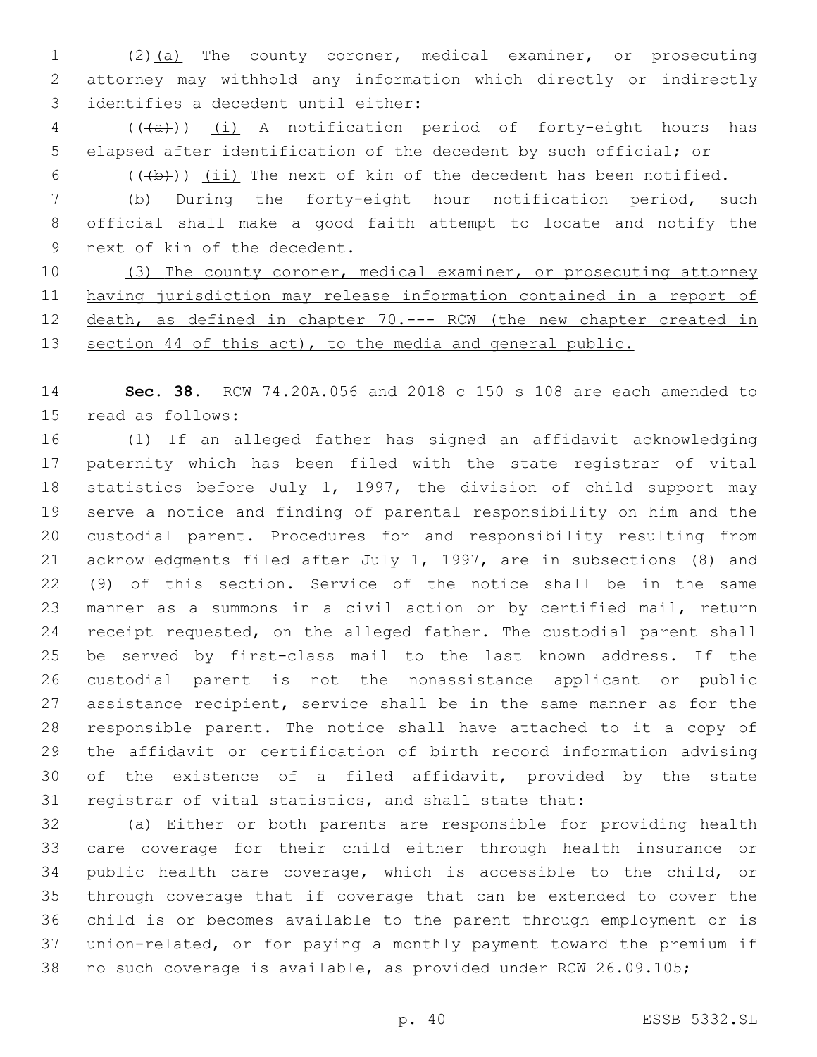(2)(a) The county coroner, medical examiner, or prosecuting attorney may withhold any information which directly or indirectly identifies a decedent until either:

(((a))) (i) A notification period of forty-eight hours has elapsed after identification of the decedent by such official; or

(((b))) (ii) The next of kin of the decedent has been notified.

(b) During the forty-eight hour notification period, such official shall make a good faith attempt to locate and notify the next of kin of the decedent.

(3) The county coroner, medical examiner, or prosecuting attorney having jurisdiction may release information contained in a report of death, as defined in chapter 70.--- RCW (the new chapter created in section 44 of this act), to the media and general public.

**Sec. 38.** RCW 74.20A.056 and 2018 c 150 s 108 are each amended to read as follows:

(1) If an alleged father has signed an affidavit acknowledging paternity which has been filed with the state registrar of vital statistics before July 1, 1997, the division of child support may serve a notice and finding of parental responsibility on him and the custodial parent. Procedures for and responsibility resulting from acknowledgments filed after July 1, 1997, are in subsections (8) and (9) of this section. Service of the notice shall be in the same manner as a summons in a civil action or by certified mail, return receipt requested, on the alleged father. The custodial parent shall be served by first-class mail to the last known address. If the custodial parent is not the nonassistance applicant or public assistance recipient, service shall be in the same manner as for the responsible parent. The notice shall have attached to it a copy of the affidavit or certification of birth record information advising of the existence of a filed affidavit, provided by the state registrar of vital statistics, and shall state that:

(a) Either or both parents are responsible for providing health care coverage for their child either through health insurance or public health care coverage, which is accessible to the child, or through coverage that if coverage that can be extended to cover the child is or becomes available to the parent through employment or is union-related, or for paying a monthly payment toward the premium if no such coverage is available, as provided under RCW 26.09.105;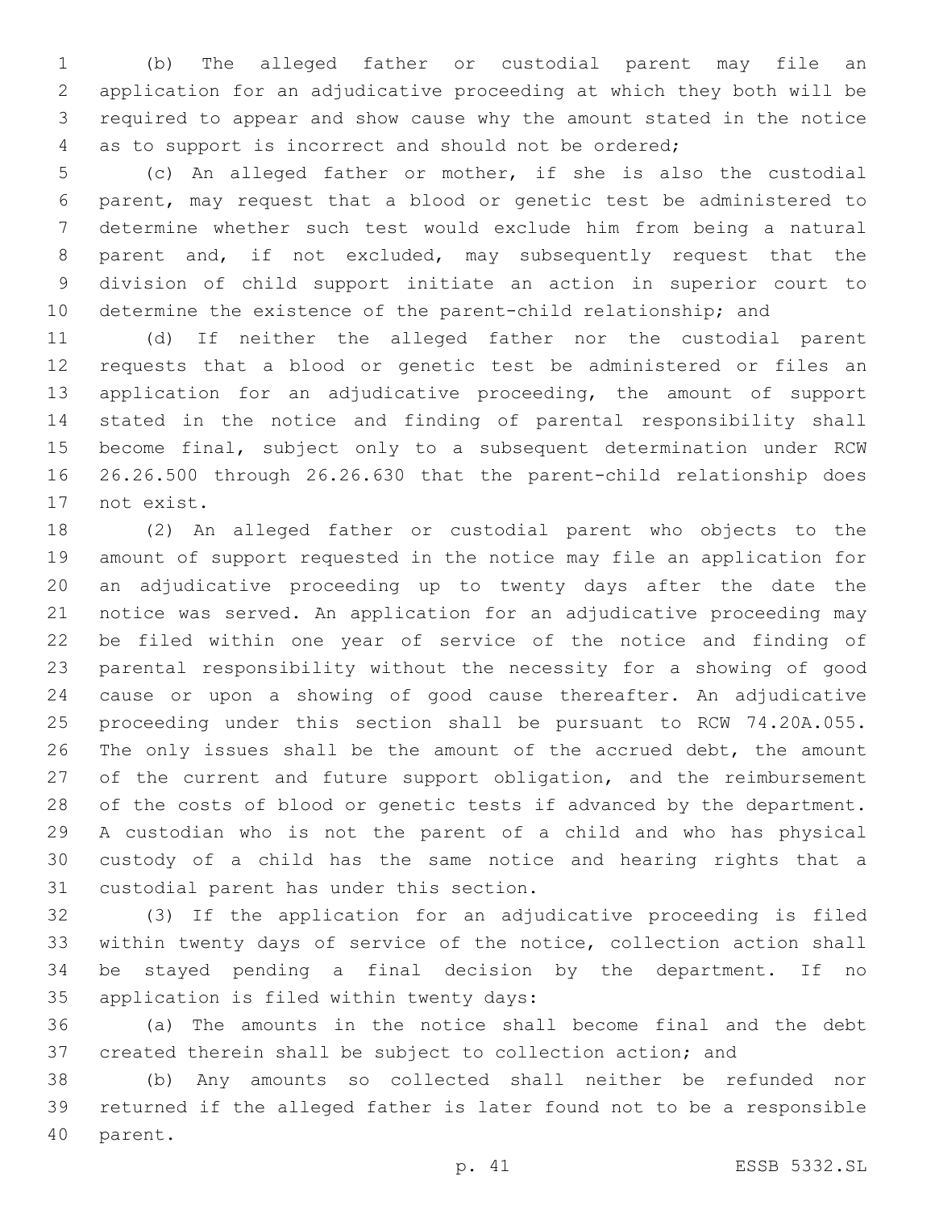(b) The alleged father or custodial parent may file an application for an adjudicative proceeding at which they both will be required to appear and show cause why the amount stated in the notice as to support is incorrect and should not be ordered;

(c) An alleged father or mother, if she is also the custodial parent, may request that a blood or genetic test be administered to determine whether such test would exclude him from being a natural parent and, if not excluded, may subsequently request that the division of child support initiate an action in superior court to determine the existence of the parent-child relationship; and

(d) If neither the alleged father nor the custodial parent requests that a blood or genetic test be administered or files an application for an adjudicative proceeding, the amount of support stated in the notice and finding of parental responsibility shall become final, subject only to a subsequent determination under RCW 26.26.500 through 26.26.630 that the parent-child relationship does not exist.

(2) An alleged father or custodial parent who objects to the amount of support requested in the notice may file an application for an adjudicative proceeding up to twenty days after the date the notice was served. An application for an adjudicative proceeding may be filed within one year of service of the notice and finding of parental responsibility without the necessity for a showing of good cause or upon a showing of good cause thereafter. An adjudicative proceeding under this section shall be pursuant to RCW 74.20A.055. The only issues shall be the amount of the accrued debt, the amount of the current and future support obligation, and the reimbursement of the costs of blood or genetic tests if advanced by the department. A custodian who is not the parent of a child and who has physical custody of a child has the same notice and hearing rights that a custodial parent has under this section.

(3) If the application for an adjudicative proceeding is filed within twenty days of service of the notice, collection action shall be stayed pending a final decision by the department. If no application is filed within twenty days:

(a) The amounts in the notice shall become final and the debt created therein shall be subject to collection action; and

(b) Any amounts so collected shall neither be refunded nor returned if the alleged father is later found not to be a responsible parent.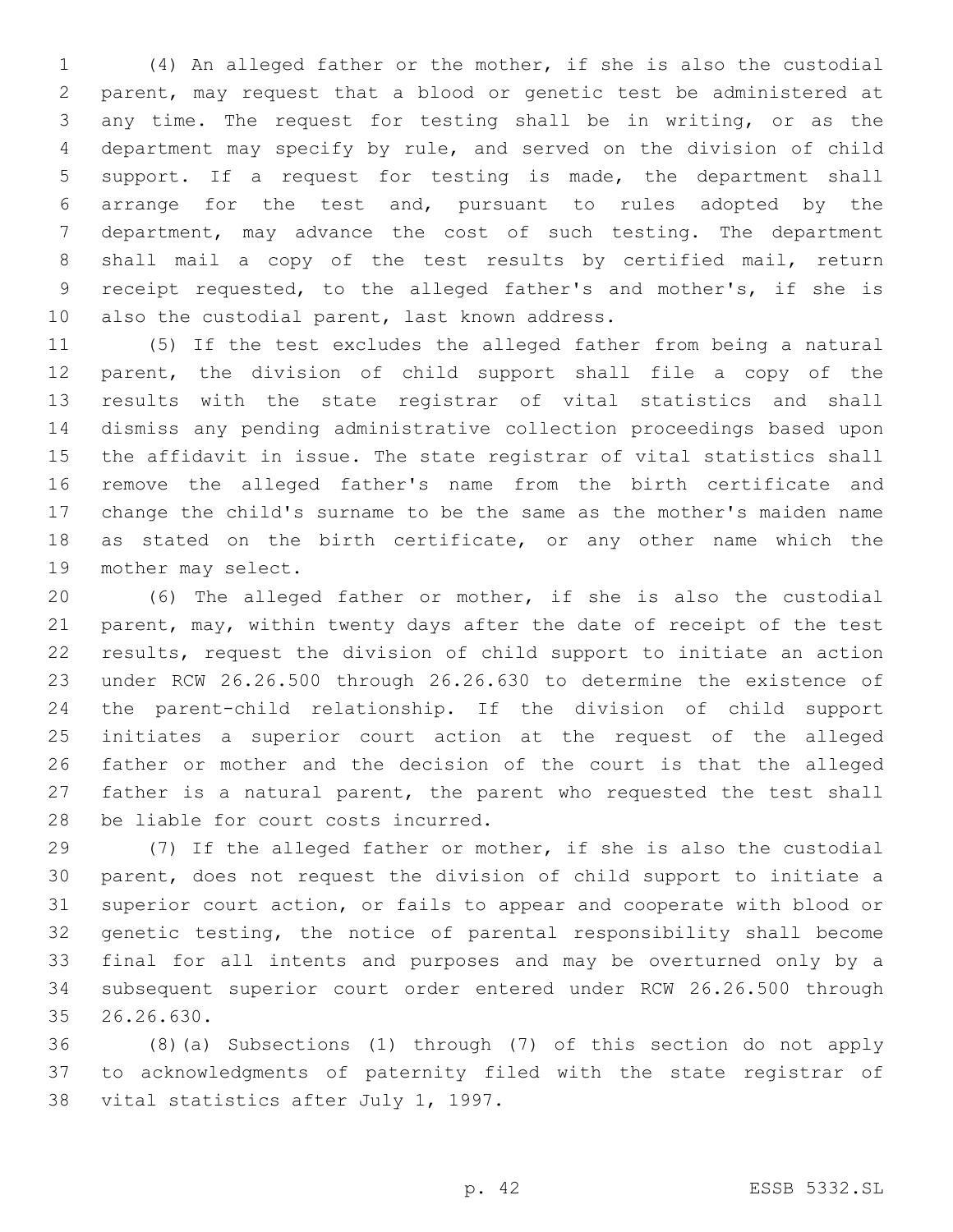(4) An alleged father or the mother, if she is also the custodial parent, may request that a blood or genetic test be administered at any time. The request for testing shall be in writing, or as the department may specify by rule, and served on the division of child support. If a request for testing is made, the department shall arrange for the test and, pursuant to rules adopted by the department, may advance the cost of such testing. The department shall mail a copy of the test results by certified mail, return receipt requested, to the alleged father's and mother's, if she is also the custodial parent, last known address.

(5) If the test excludes the alleged father from being a natural parent, the division of child support shall file a copy of the results with the state registrar of vital statistics and shall dismiss any pending administrative collection proceedings based upon the affidavit in issue. The state registrar of vital statistics shall remove the alleged father's name from the birth certificate and change the child's surname to be the same as the mother's maiden name as stated on the birth certificate, or any other name which the mother may select.

(6) The alleged father or mother, if she is also the custodial parent, may, within twenty days after the date of receipt of the test results, request the division of child support to initiate an action under RCW 26.26.500 through 26.26.630 to determine the existence of the parent-child relationship. If the division of child support initiates a superior court action at the request of the alleged father or mother and the decision of the court is that the alleged father is a natural parent, the parent who requested the test shall be liable for court costs incurred.

(7) If the alleged father or mother, if she is also the custodial parent, does not request the division of child support to initiate a superior court action, or fails to appear and cooperate with blood or genetic testing, the notice of parental responsibility shall become final for all intents and purposes and may be overturned only by a subsequent superior court order entered under RCW 26.26.500 through 26.26.630.

(8)(a) Subsections (1) through (7) of this section do not apply to acknowledgments of paternity filed with the state registrar of vital statistics after July 1, 1997.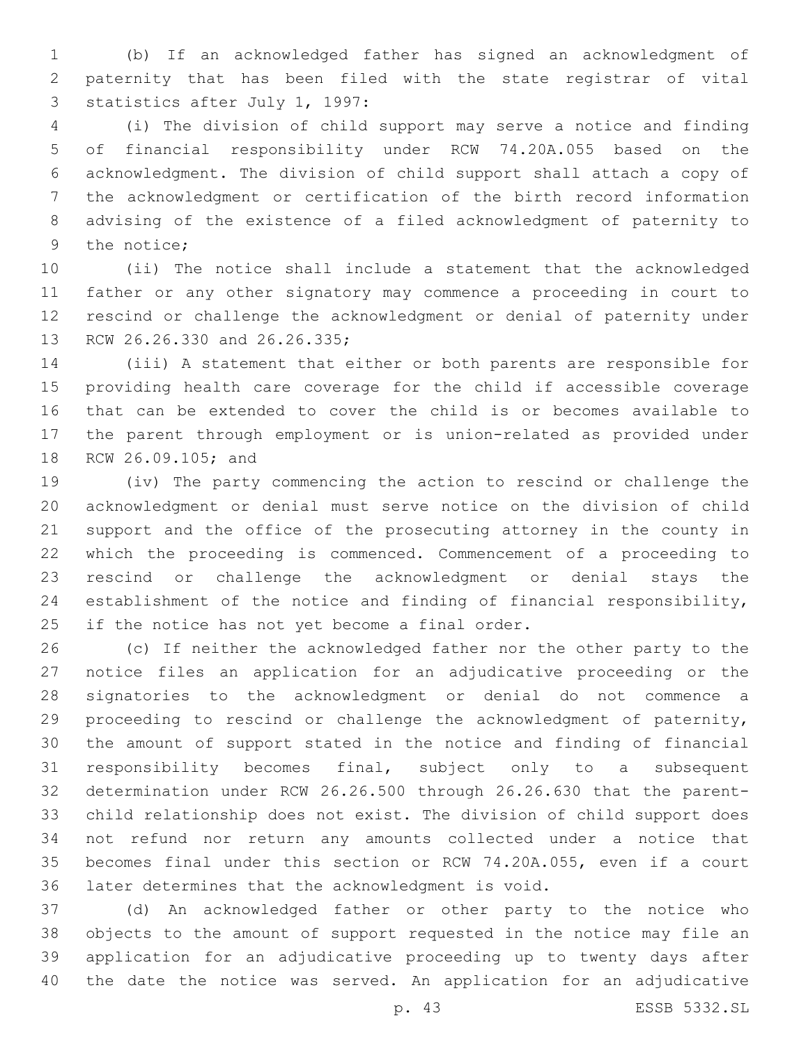(b) If an acknowledged father has signed an acknowledgment of paternity that has been filed with the state registrar of vital statistics after July 1, 1997:

(i) The division of child support may serve a notice and finding of financial responsibility under RCW 74.20A.055 based on the acknowledgment. The division of child support shall attach a copy of the acknowledgment or certification of the birth record information advising of the existence of a filed acknowledgment of paternity to the notice;

(ii) The notice shall include a statement that the acknowledged father or any other signatory may commence a proceeding in court to rescind or challenge the acknowledgment or denial of paternity under RCW 26.26.330 and 26.26.335;

(iii) A statement that either or both parents are responsible for providing health care coverage for the child if accessible coverage that can be extended to cover the child is or becomes available to the parent through employment or is union-related as provided under RCW 26.09.105; and

(iv) The party commencing the action to rescind or challenge the acknowledgment or denial must serve notice on the division of child support and the office of the prosecuting attorney in the county in which the proceeding is commenced. Commencement of a proceeding to rescind or challenge the acknowledgment or denial stays the establishment of the notice and finding of financial responsibility, if the notice has not yet become a final order.

(c) If neither the acknowledged father nor the other party to the notice files an application for an adjudicative proceeding or the signatories to the acknowledgment or denial do not commence a proceeding to rescind or challenge the acknowledgment of paternity, the amount of support stated in the notice and finding of financial responsibility becomes final, subject only to a subsequent determination under RCW 26.26.500 through 26.26.630 that the parent-child relationship does not exist. The division of child support does not refund nor return any amounts collected under a notice that becomes final under this section or RCW 74.20A.055, even if a court later determines that the acknowledgment is void.

(d) An acknowledged father or other party to the notice who objects to the amount of support requested in the notice may file an application for an adjudicative proceeding up to twenty days after the date the notice was served. An application for an adjudicative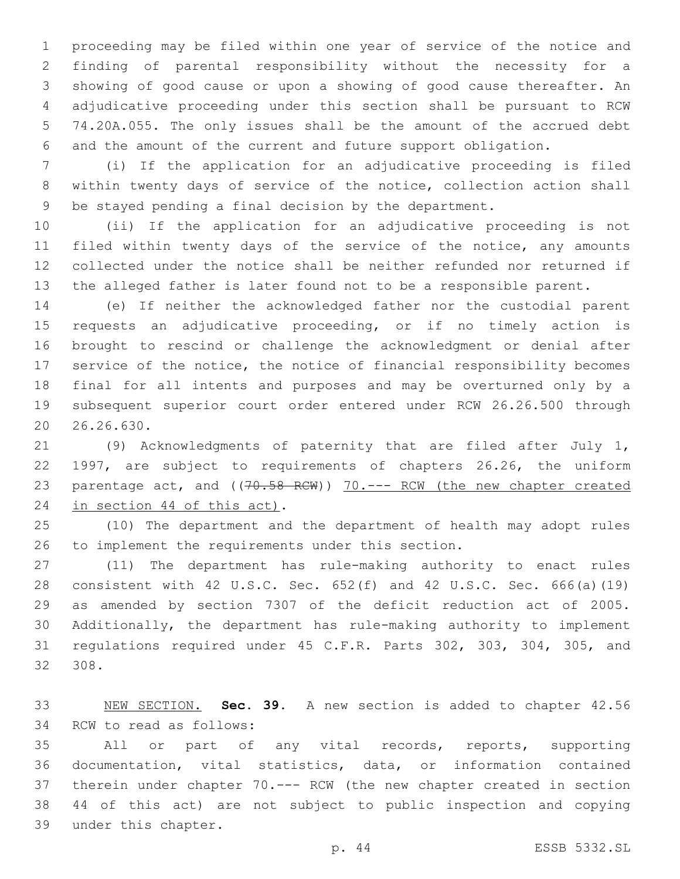proceeding may be filed within one year of service of the notice and finding of parental responsibility without the necessity for a showing of good cause or upon a showing of good cause thereafter. An adjudicative proceeding under this section shall be pursuant to RCW 74.20A.055. The only issues shall be the amount of the accrued debt and the amount of the current and future support obligation.

(i) If the application for an adjudicative proceeding is filed within twenty days of service of the notice, collection action shall be stayed pending a final decision by the department.

(ii) If the application for an adjudicative proceeding is not filed within twenty days of the service of the notice, any amounts collected under the notice shall be neither refunded nor returned if the alleged father is later found not to be a responsible parent.

(e) If neither the acknowledged father nor the custodial parent requests an adjudicative proceeding, or if no timely action is brought to rescind or challenge the acknowledgment or denial after service of the notice, the notice of financial responsibility becomes final for all intents and purposes and may be overturned only by a subsequent superior court order entered under RCW 26.26.500 through 26.26.630.

(9) Acknowledgments of paternity that are filed after July 1, 1997, are subject to requirements of chapters 26.26, the uniform parentage act, and ((~~70.58 RCW~~)) <u>70.--- RCW (the new chapter created in section 44 of this act)</u>.

(10) The department and the department of health may adopt rules to implement the requirements under this section.

(11) The department has rule-making authority to enact rules consistent with 42 U.S.C. Sec. 652(f) and 42 U.S.C. Sec. 666(a)(19) as amended by section 7307 of the deficit reduction act of 2005. Additionally, the department has rule-making authority to implement regulations required under 45 C.F.R. Parts 302, 303, 304, 305, and 308.

<u>NEW SECTION.</u> **Sec. 39.** A new section is added to chapter 42.56 RCW to read as follows:

All or part of any vital records, reports, supporting documentation, vital statistics, data, or information contained therein under chapter 70.--- RCW (the new chapter created in section 44 of this act) are not subject to public inspection and copying under this chapter.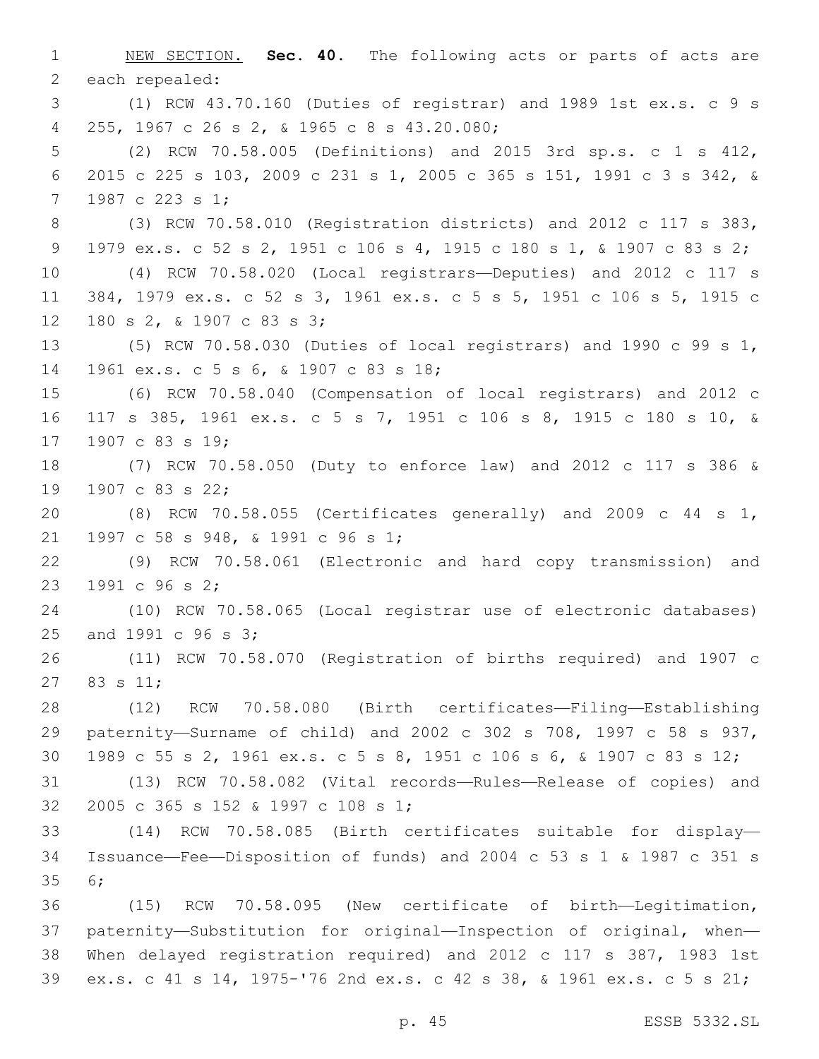NEW SECTION. **Sec. 40.** The following acts or parts of acts are each repealed:

(1) RCW 43.70.160 (Duties of registrar) and 1989 1st ex.s. c 9 s 255, 1967 c 26 s 2, & 1965 c 8 s 43.20.080;

(2) RCW 70.58.005 (Definitions) and 2015 3rd sp.s. c 1 s 412, 2015 c 225 s 103, 2009 c 231 s 1, 2005 c 365 s 151, 1991 c 3 s 342, & 1987 c 223 s 1;

(3) RCW 70.58.010 (Registration districts) and 2012 c 117 s 383, 1979 ex.s. c 52 s 2, 1951 c 106 s 4, 1915 c 180 s 1, & 1907 c 83 s 2;

(4) RCW 70.58.020 (Local registrars—Deputies) and 2012 c 117 s 384, 1979 ex.s. c 52 s 3, 1961 ex.s. c 5 s 5, 1951 c 106 s 5, 1915 c 180 s 2, & 1907 c 83 s 3;

(5) RCW 70.58.030 (Duties of local registrars) and 1990 c 99 s 1, 1961 ex.s. c 5 s 6, & 1907 c 83 s 18;

(6) RCW 70.58.040 (Compensation of local registrars) and 2012 c 117 s 385, 1961 ex.s. c 5 s 7, 1951 c 106 s 8, 1915 c 180 s 10, & 1907 c 83 s 19;

(7) RCW 70.58.050 (Duty to enforce law) and 2012 c 117 s 386 & 1907 c 83 s 22;

(8) RCW 70.58.055 (Certificates generally) and 2009 c 44 s 1, 1997 c 58 s 948, & 1991 c 96 s 1;

(9) RCW 70.58.061 (Electronic and hard copy transmission) and 1991 c 96 s 2;

(10) RCW 70.58.065 (Local registrar use of electronic databases) and 1991 c 96 s 3;

(11) RCW 70.58.070 (Registration of births required) and 1907 c 83 s 11;

(12) RCW 70.58.080 (Birth certificates—Filing—Establishing paternity—Surname of child) and 2002 c 302 s 708, 1997 c 58 s 937, 1989 c 55 s 2, 1961 ex.s. c 5 s 8, 1951 c 106 s 6, & 1907 c 83 s 12;

(13) RCW 70.58.082 (Vital records—Rules—Release of copies) and 2005 c 365 s 152 & 1997 c 108 s 1;

(14) RCW 70.58.085 (Birth certificates suitable for display—Issuance—Fee—Disposition of funds) and 2004 c 53 s 1 & 1987 c 351 s 6;

(15) RCW 70.58.095 (New certificate of birth—Legitimation, paternity—Substitution for original—Inspection of original, when—When delayed registration required) and 2012 c 117 s 387, 1983 1st ex.s. c 41 s 14, 1975-'76 2nd ex.s. c 42 s 38, & 1961 ex.s. c 5 s 21;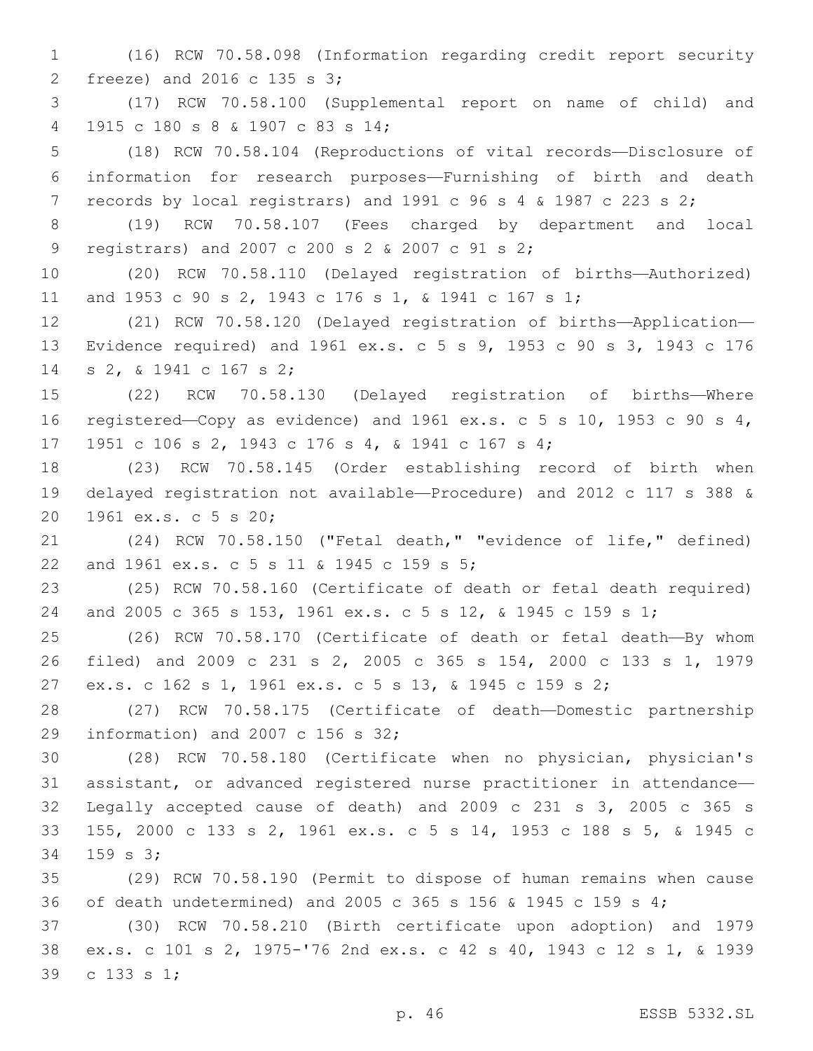(16) RCW 70.58.098 (Information regarding credit report security freeze) and 2016 c 135 s 3;

(17) RCW 70.58.100 (Supplemental report on name of child) and 1915 c 180 s 8 & 1907 c 83 s 14;

(18) RCW 70.58.104 (Reproductions of vital records—Disclosure of information for research purposes—Furnishing of birth and death records by local registrars) and 1991 c 96 s 4 & 1987 c 223 s 2;

(19) RCW 70.58.107 (Fees charged by department and local registrars) and 2007 c 200 s 2 & 2007 c 91 s 2;

(20) RCW 70.58.110 (Delayed registration of births—Authorized) and 1953 c 90 s 2, 1943 c 176 s 1, & 1941 c 167 s 1;

(21) RCW 70.58.120 (Delayed registration of births—Application—Evidence required) and 1961 ex.s. c 5 s 9, 1953 c 90 s 3, 1943 c 176 s 2, & 1941 c 167 s 2;

(22) RCW 70.58.130 (Delayed registration of births—Where registered—Copy as evidence) and 1961 ex.s. c 5 s 10, 1953 c 90 s 4, 1951 c 106 s 2, 1943 c 176 s 4, & 1941 c 167 s 4;

(23) RCW 70.58.145 (Order establishing record of birth when delayed registration not available—Procedure) and 2012 c 117 s 388 & 1961 ex.s. c 5 s 20;

(24) RCW 70.58.150 ("Fetal death," "evidence of life," defined) and 1961 ex.s. c 5 s 11 & 1945 c 159 s 5;

(25) RCW 70.58.160 (Certificate of death or fetal death required) and 2005 c 365 s 153, 1961 ex.s. c 5 s 12, & 1945 c 159 s 1;

(26) RCW 70.58.170 (Certificate of death or fetal death—By whom filed) and 2009 c 231 s 2, 2005 c 365 s 154, 2000 c 133 s 1, 1979 ex.s. c 162 s 1, 1961 ex.s. c 5 s 13, & 1945 c 159 s 2;

(27) RCW 70.58.175 (Certificate of death—Domestic partnership information) and 2007 c 156 s 32;

(28) RCW 70.58.180 (Certificate when no physician, physician's assistant, or advanced registered nurse practitioner in attendance—Legally accepted cause of death) and 2009 c 231 s 3, 2005 c 365 s 155, 2000 c 133 s 2, 1961 ex.s. c 5 s 14, 1953 c 188 s 5, & 1945 c 159 s 3;

(29) RCW 70.58.190 (Permit to dispose of human remains when cause of death undetermined) and 2005 c 365 s 156 & 1945 c 159 s 4;

(30) RCW 70.58.210 (Birth certificate upon adoption) and 1979 ex.s. c 101 s 2, 1975-'76 2nd ex.s. c 42 s 40, 1943 c 12 s 1, & 1939 c 133 s 1;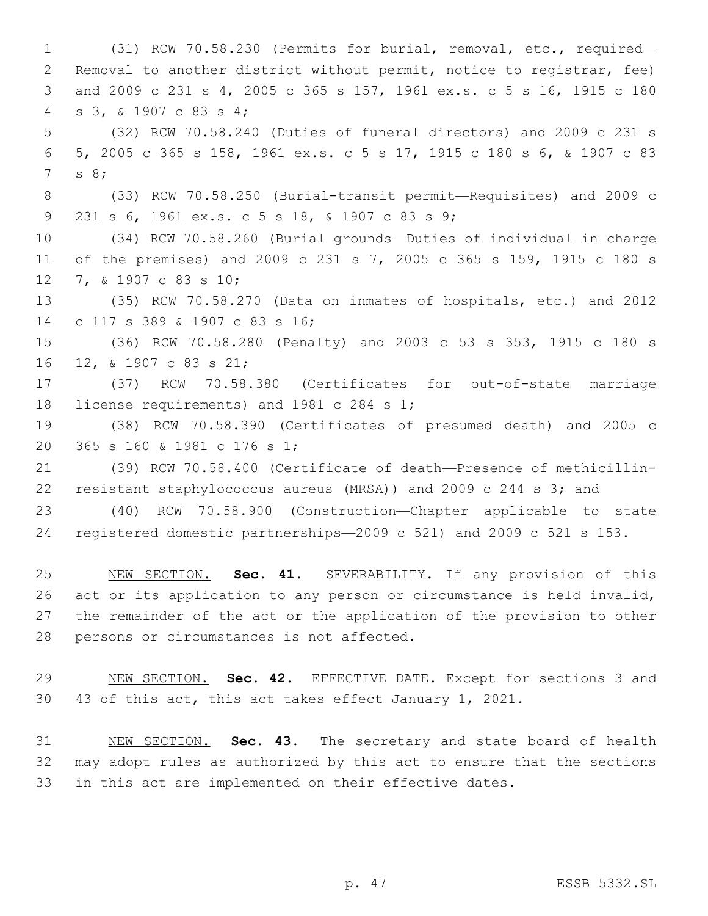(31) RCW 70.58.230 (Permits for burial, removal, etc., required—Removal to another district without permit, notice to registrar, fee) and 2009 c 231 s 4, 2005 c 365 s 157, 1961 ex.s. c 5 s 16, 1915 c 180 s 3, & 1907 c 83 s 4;

(32) RCW 70.58.240 (Duties of funeral directors) and 2009 c 231 s 5, 2005 c 365 s 158, 1961 ex.s. c 5 s 17, 1915 c 180 s 6, & 1907 c 83 s 8;

(33) RCW 70.58.250 (Burial-transit permit—Requisites) and 2009 c 231 s 6, 1961 ex.s. c 5 s 18, & 1907 c 83 s 9;

(34) RCW 70.58.260 (Burial grounds—Duties of individual in charge of the premises) and 2009 c 231 s 7, 2005 c 365 s 159, 1915 c 180 s 7, & 1907 c 83 s 10;

(35) RCW 70.58.270 (Data on inmates of hospitals, etc.) and 2012 c 117 s 389 & 1907 c 83 s 16;

(36) RCW 70.58.280 (Penalty) and 2003 c 53 s 353, 1915 c 180 s 12, & 1907 c 83 s 21;

(37) RCW 70.58.380 (Certificates for out-of-state marriage license requirements) and 1981 c 284 s 1;

(38) RCW 70.58.390 (Certificates of presumed death) and 2005 c 365 s 160 & 1981 c 176 s 1;

(39) RCW 70.58.400 (Certificate of death—Presence of methicillin-resistant staphylococcus aureus (MRSA)) and 2009 c 244 s 3; and

(40) RCW 70.58.900 (Construction—Chapter applicable to state registered domestic partnerships—2009 c 521) and 2009 c 521 s 153.

NEW SECTION. **Sec. 41.** SEVERABILITY. If any provision of this act or its application to any person or circumstance is held invalid, the remainder of the act or the application of the provision to other persons or circumstances is not affected.

NEW SECTION. **Sec. 42.** EFFECTIVE DATE. Except for sections 3 and 43 of this act, this act takes effect January 1, 2021.

NEW SECTION. **Sec. 43.** The secretary and state board of health may adopt rules as authorized by this act to ensure that the sections in this act are implemented on their effective dates.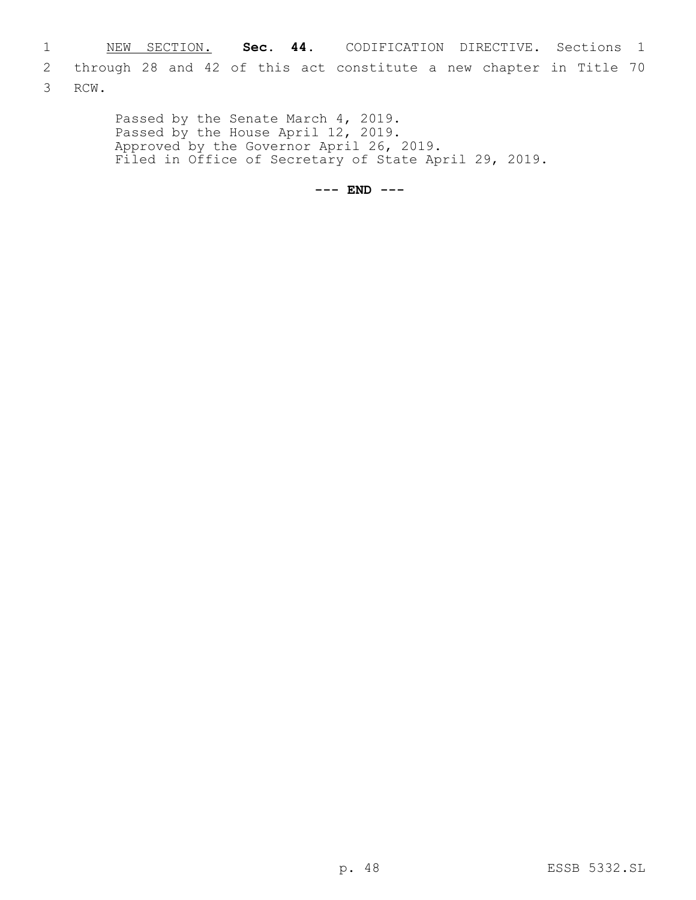NEW SECTION. **Sec. 44.** CODIFICATION DIRECTIVE. Sections 1 through 28 and 42 of this act constitute a new chapter in Title 70 RCW.

Passed by the Senate March 4, 2019.
Passed by the House April 12, 2019.
Approved by the Governor April 26, 2019.
Filed in Office of Secretary of State April 29, 2019.

**--- END ---**